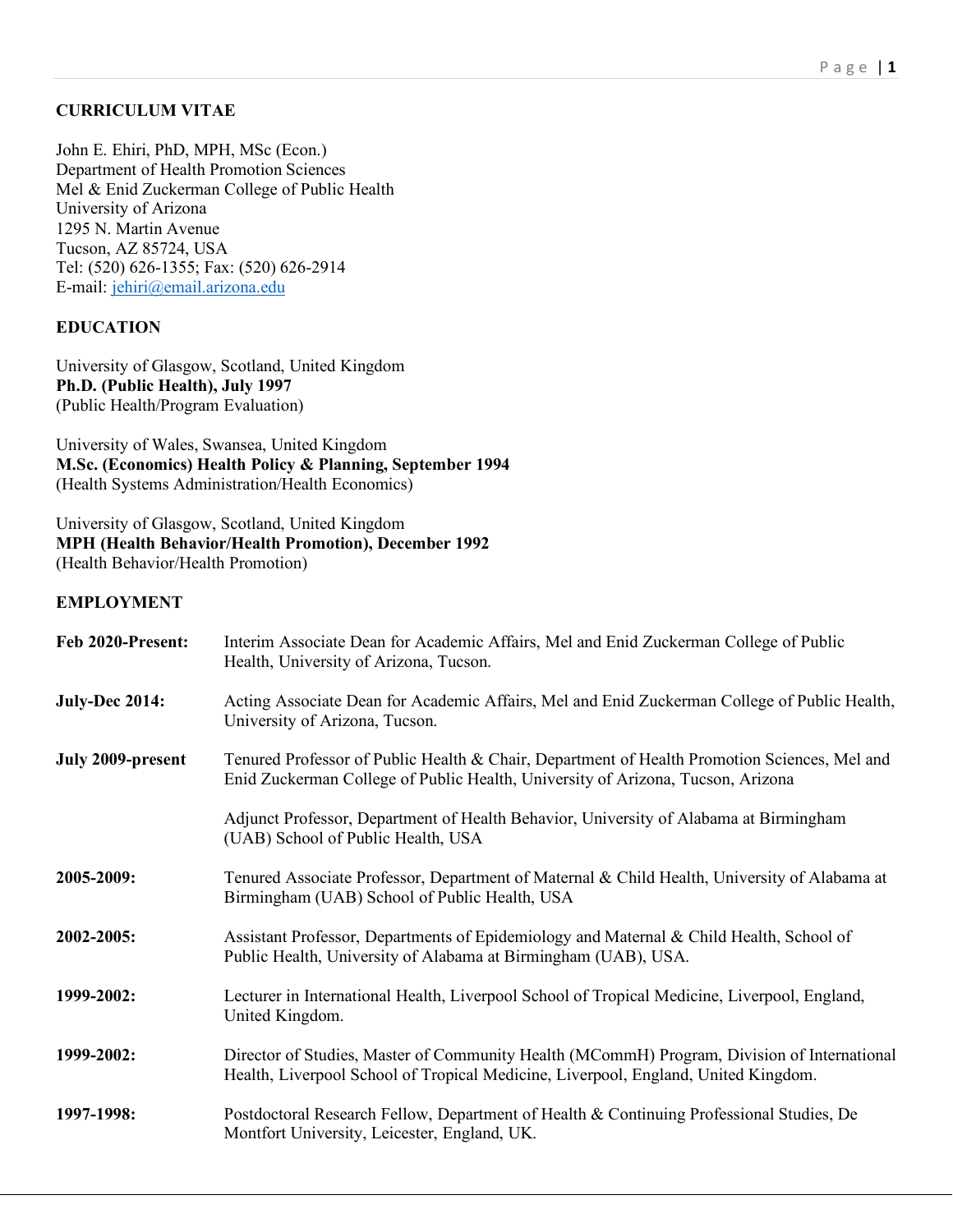**CURRICULUM VITAE**

John E. Ehiri, PhD, MPH, MSc (Econ.)
Department of Health Promotion Sciences
Mel & Enid Zuckerman College of Public Health
University of Arizona
1295 N. Martin Avenue
Tucson, AZ 85724, USA
Tel: (520) 626-1355; Fax: (520) 626-2914
E-mail: jehiri@email.arizona.edu

**EDUCATION**

University of Glasgow, Scotland, United Kingdom
**Ph.D. (Public Health), July 1997**
(Public Health/Program Evaluation)

University of Wales, Swansea, United Kingdom
**M.Sc. (Economics) Health Policy & Planning, September 1994**
(Health Systems Administration/Health Economics)

University of Glasgow, Scotland, United Kingdom
**MPH (Health Behavior/Health Promotion), December 1992**
(Health Behavior/Health Promotion)

**EMPLOYMENT**

**Feb 2020-Present:** Interim Associate Dean for Academic Affairs, Mel and Enid Zuckerman College of Public Health, University of Arizona, Tucson.

**July-Dec 2014:** Acting Associate Dean for Academic Affairs, Mel and Enid Zuckerman College of Public Health, University of Arizona, Tucson.

**July 2009-present** Tenured Professor of Public Health & Chair, Department of Health Promotion Sciences, Mel and Enid Zuckerman College of Public Health, University of Arizona, Tucson, Arizona

Adjunct Professor, Department of Health Behavior, University of Alabama at Birmingham (UAB) School of Public Health, USA

**2005-2009:** Tenured Associate Professor, Department of Maternal & Child Health, University of Alabama at Birmingham (UAB) School of Public Health, USA

**2002-2005:** Assistant Professor, Departments of Epidemiology and Maternal & Child Health, School of Public Health, University of Alabama at Birmingham (UAB), USA.

**1999-2002:** Lecturer in International Health, Liverpool School of Tropical Medicine, Liverpool, England, United Kingdom.

**1999-2002:** Director of Studies, Master of Community Health (MCommH) Program, Division of International Health, Liverpool School of Tropical Medicine, Liverpool, England, United Kingdom.

**1997-1998:** Postdoctoral Research Fellow, Department of Health & Continuing Professional Studies, De Montfort University, Leicester, England, UK.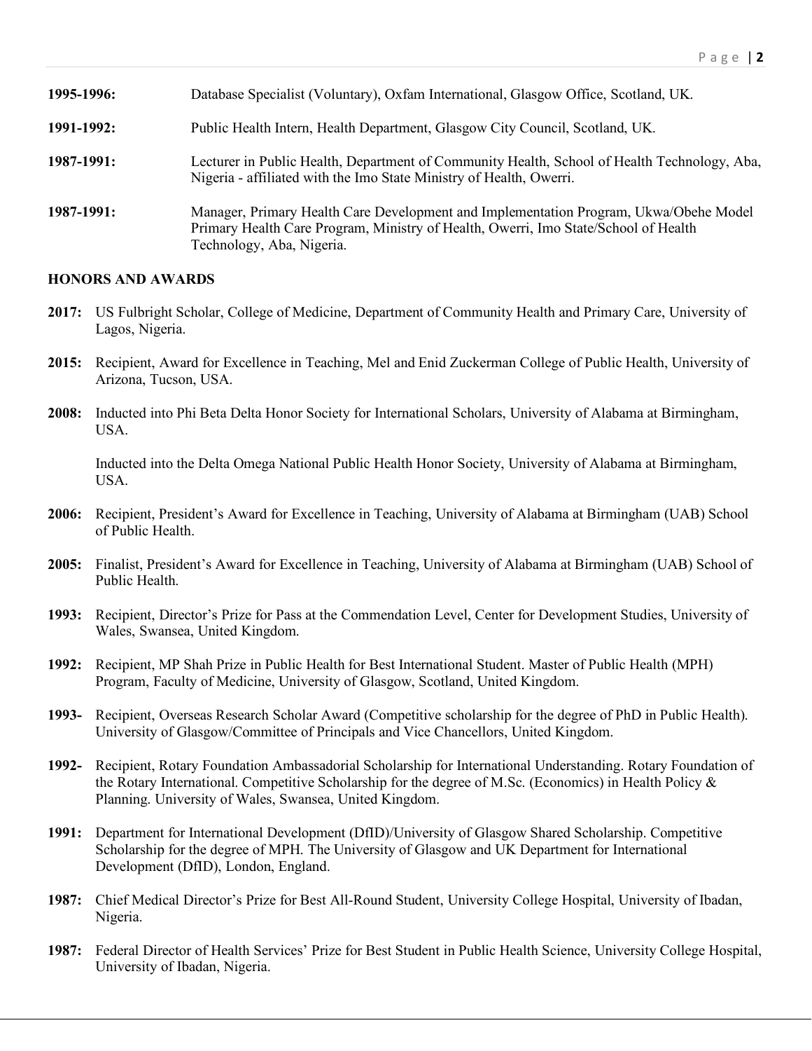**1995-1996:** Database Specialist (Voluntary), Oxfam International, Glasgow Office, Scotland, UK.

**1991-1992:** Public Health Intern, Health Department, Glasgow City Council, Scotland, UK.

**1987-1991:** Lecturer in Public Health, Department of Community Health, School of Health Technology, Aba, Nigeria - affiliated with the Imo State Ministry of Health, Owerri.

**1987-1991:** Manager, Primary Health Care Development and Implementation Program, Ukwa/Obehe Model Primary Health Care Program, Ministry of Health, Owerri, Imo State/School of Health Technology, Aba, Nigeria.

## HONORS AND AWARDS

**2017:** US Fulbright Scholar, College of Medicine, Department of Community Health and Primary Care, University of Lagos, Nigeria.

**2015:** Recipient, Award for Excellence in Teaching, Mel and Enid Zuckerman College of Public Health, University of Arizona, Tucson, USA.

**2008:** Inducted into Phi Beta Delta Honor Society for International Scholars, University of Alabama at Birmingham, USA.

Inducted into the Delta Omega National Public Health Honor Society, University of Alabama at Birmingham, USA.

**2006:** Recipient, President's Award for Excellence in Teaching, University of Alabama at Birmingham (UAB) School of Public Health.

**2005:** Finalist, President's Award for Excellence in Teaching, University of Alabama at Birmingham (UAB) School of Public Health.

**1993:** Recipient, Director's Prize for Pass at the Commendation Level, Center for Development Studies, University of Wales, Swansea, United Kingdom.

**1992:** Recipient, MP Shah Prize in Public Health for Best International Student. Master of Public Health (MPH) Program, Faculty of Medicine, University of Glasgow, Scotland, United Kingdom.

**1993-** Recipient, Overseas Research Scholar Award (Competitive scholarship for the degree of PhD in Public Health). University of Glasgow/Committee of Principals and Vice Chancellors, United Kingdom.

**1992-** Recipient, Rotary Foundation Ambassadorial Scholarship for International Understanding. Rotary Foundation of the Rotary International. Competitive Scholarship for the degree of M.Sc. (Economics) in Health Policy & Planning. University of Wales, Swansea, United Kingdom.

**1991:** Department for International Development (DfID)/University of Glasgow Shared Scholarship. Competitive Scholarship for the degree of MPH. The University of Glasgow and UK Department for International Development (DfID), London, England.

**1987:** Chief Medical Director's Prize for Best All-Round Student, University College Hospital, University of Ibadan, Nigeria.

**1987:** Federal Director of Health Services' Prize for Best Student in Public Health Science, University College Hospital, University of Ibadan, Nigeria.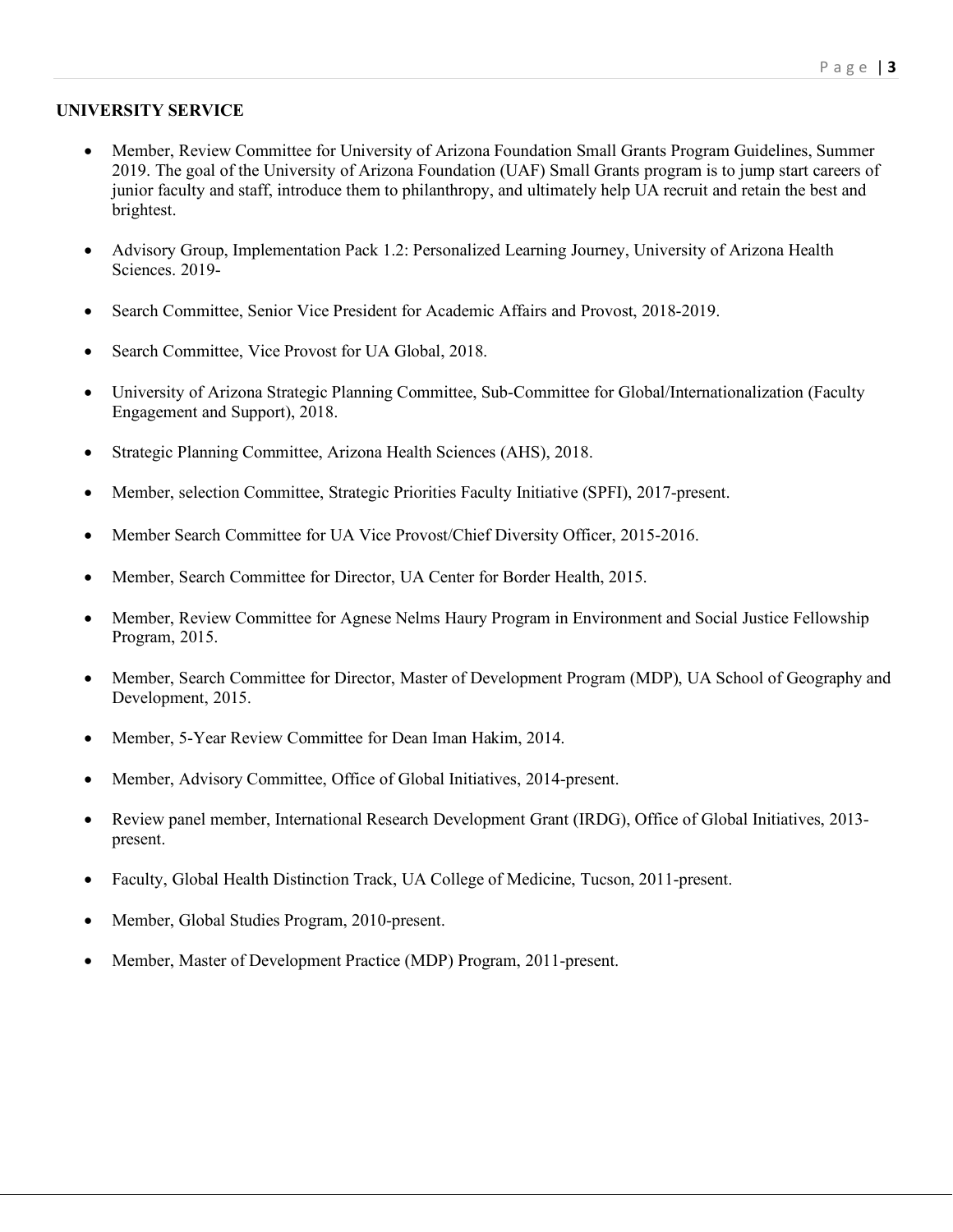## UNIVERSITY SERVICE

- Member, Review Committee for University of Arizona Foundation Small Grants Program Guidelines, Summer 2019. The goal of the University of Arizona Foundation (UAF) Small Grants program is to jump start careers of junior faculty and staff, introduce them to philanthropy, and ultimately help UA recruit and retain the best and brightest.

- Advisory Group, Implementation Pack 1.2: Personalized Learning Journey, University of Arizona Health Sciences. 2019-

- Search Committee, Senior Vice President for Academic Affairs and Provost, 2018-2019.

- Search Committee, Vice Provost for UA Global, 2018.

- University of Arizona Strategic Planning Committee, Sub-Committee for Global/Internationalization (Faculty Engagement and Support), 2018.

- Strategic Planning Committee, Arizona Health Sciences (AHS), 2018.

- Member, selection Committee, Strategic Priorities Faculty Initiative (SPFI), 2017-present.

- Member Search Committee for UA Vice Provost/Chief Diversity Officer, 2015-2016.

- Member, Search Committee for Director, UA Center for Border Health, 2015.

- Member, Review Committee for Agnese Nelms Haury Program in Environment and Social Justice Fellowship Program, 2015.

- Member, Search Committee for Director, Master of Development Program (MDP), UA School of Geography and Development, 2015.

- Member, 5-Year Review Committee for Dean Iman Hakim, 2014.

- Member, Advisory Committee, Office of Global Initiatives, 2014-present.

- Review panel member, International Research Development Grant (IRDG), Office of Global Initiatives, 2013-present.

- Faculty, Global Health Distinction Track, UA College of Medicine, Tucson, 2011-present.

- Member, Global Studies Program, 2010-present.

- Member, Master of Development Practice (MDP) Program, 2011-present.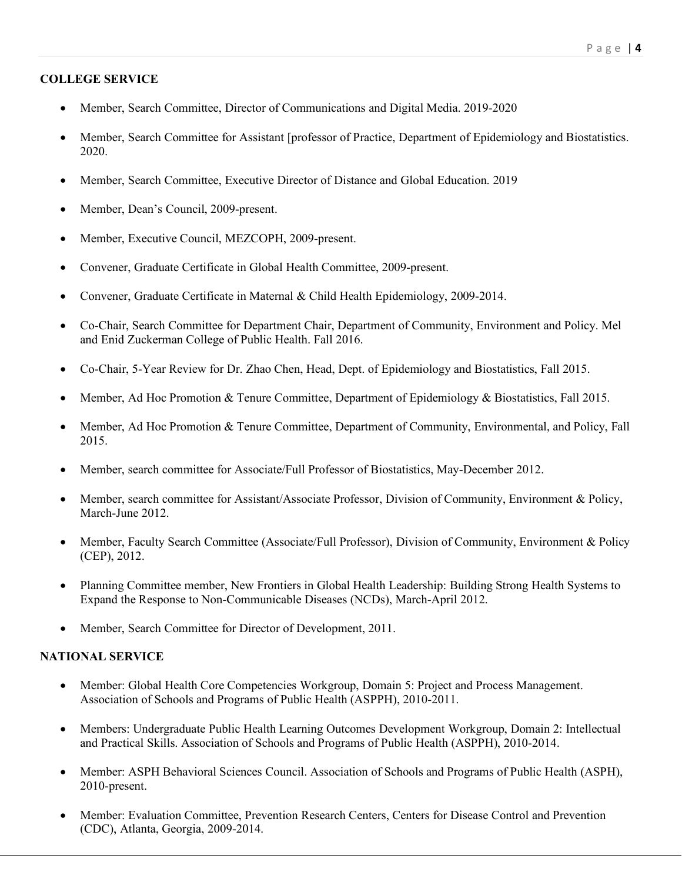## COLLEGE SERVICE

- Member, Search Committee, Director of Communications and Digital Media. 2019-2020
- Member, Search Committee for Assistant [professor of Practice, Department of Epidemiology and Biostatistics. 2020.
- Member, Search Committee, Executive Director of Distance and Global Education. 2019
- Member, Dean's Council, 2009-present.
- Member, Executive Council, MEZCOPH, 2009-present.
- Convener, Graduate Certificate in Global Health Committee, 2009-present.
- Convener, Graduate Certificate in Maternal & Child Health Epidemiology, 2009-2014.
- Co-Chair, Search Committee for Department Chair, Department of Community, Environment and Policy. Mel and Enid Zuckerman College of Public Health. Fall 2016.
- Co-Chair, 5-Year Review for Dr. Zhao Chen, Head, Dept. of Epidemiology and Biostatistics, Fall 2015.
- Member, Ad Hoc Promotion & Tenure Committee, Department of Epidemiology & Biostatistics, Fall 2015.
- Member, Ad Hoc Promotion & Tenure Committee, Department of Community, Environmental, and Policy, Fall 2015.
- Member, search committee for Associate/Full Professor of Biostatistics, May-December 2012.
- Member, search committee for Assistant/Associate Professor, Division of Community, Environment & Policy, March-June 2012.
- Member, Faculty Search Committee (Associate/Full Professor), Division of Community, Environment & Policy (CEP), 2012.
- Planning Committee member, New Frontiers in Global Health Leadership: Building Strong Health Systems to Expand the Response to Non-Communicable Diseases (NCDs), March-April 2012.
- Member, Search Committee for Director of Development, 2011.

## NATIONAL SERVICE

- Member: Global Health Core Competencies Workgroup, Domain 5: Project and Process Management. Association of Schools and Programs of Public Health (ASPPH), 2010-2011.
- Members: Undergraduate Public Health Learning Outcomes Development Workgroup, Domain 2: Intellectual and Practical Skills. Association of Schools and Programs of Public Health (ASPPH), 2010-2014.
- Member: ASPH Behavioral Sciences Council. Association of Schools and Programs of Public Health (ASPH), 2010-present.
- Member: Evaluation Committee, Prevention Research Centers, Centers for Disease Control and Prevention (CDC), Atlanta, Georgia, 2009-2014.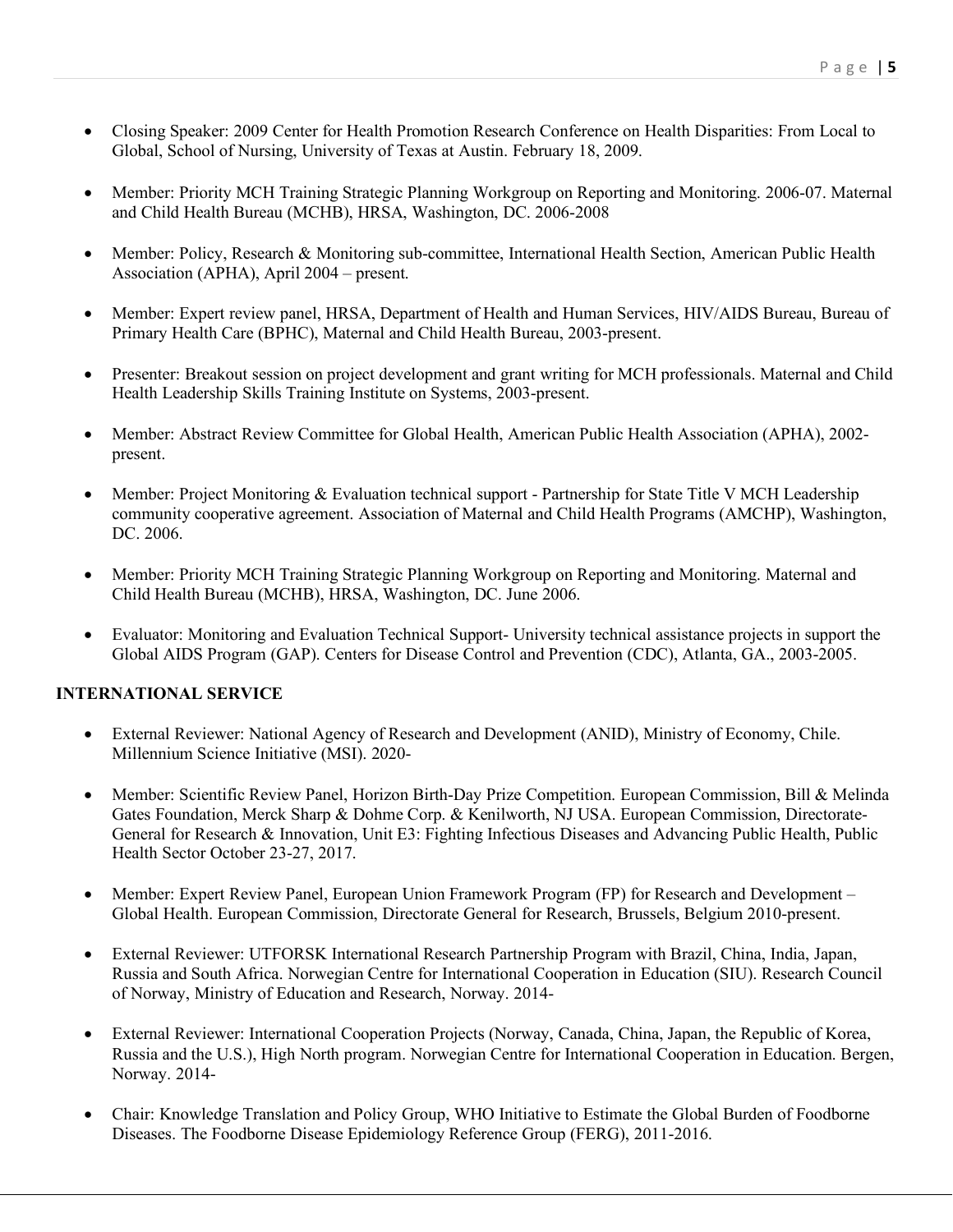- Closing Speaker: 2009 Center for Health Promotion Research Conference on Health Disparities: From Local to Global, School of Nursing, University of Texas at Austin. February 18, 2009.

- Member: Priority MCH Training Strategic Planning Workgroup on Reporting and Monitoring. 2006-07. Maternal and Child Health Bureau (MCHB), HRSA, Washington, DC. 2006-2008

- Member: Policy, Research & Monitoring sub-committee, International Health Section, American Public Health Association (APHA), April 2004 – present.

- Member: Expert review panel, HRSA, Department of Health and Human Services, HIV/AIDS Bureau, Bureau of Primary Health Care (BPHC), Maternal and Child Health Bureau, 2003-present.

- Presenter: Breakout session on project development and grant writing for MCH professionals. Maternal and Child Health Leadership Skills Training Institute on Systems, 2003-present.

- Member: Abstract Review Committee for Global Health, American Public Health Association (APHA), 2002-present.

- Member: Project Monitoring & Evaluation technical support - Partnership for State Title V MCH Leadership community cooperative agreement. Association of Maternal and Child Health Programs (AMCHP), Washington, DC. 2006.

- Member: Priority MCH Training Strategic Planning Workgroup on Reporting and Monitoring. Maternal and Child Health Bureau (MCHB), HRSA, Washington, DC. June 2006.

- Evaluator: Monitoring and Evaluation Technical Support- University technical assistance projects in support the Global AIDS Program (GAP). Centers for Disease Control and Prevention (CDC), Atlanta, GA., 2003-2005.

**INTERNATIONAL SERVICE**

- External Reviewer: National Agency of Research and Development (ANID), Ministry of Economy, Chile. Millennium Science Initiative (MSI). 2020-

- Member: Scientific Review Panel, Horizon Birth-Day Prize Competition. European Commission, Bill & Melinda Gates Foundation, Merck Sharp & Dohme Corp. & Kenilworth, NJ USA. European Commission, Directorate-General for Research & Innovation, Unit E3: Fighting Infectious Diseases and Advancing Public Health, Public Health Sector October 23-27, 2017.

- Member: Expert Review Panel, European Union Framework Program (FP) for Research and Development – Global Health. European Commission, Directorate General for Research, Brussels, Belgium 2010-present.

- External Reviewer: UTFORSK International Research Partnership Program with Brazil, China, India, Japan, Russia and South Africa. Norwegian Centre for International Cooperation in Education (SIU). Research Council of Norway, Ministry of Education and Research, Norway. 2014-

- External Reviewer: International Cooperation Projects (Norway, Canada, China, Japan, the Republic of Korea, Russia and the U.S.), High North program. Norwegian Centre for International Cooperation in Education. Bergen, Norway. 2014-

- Chair: Knowledge Translation and Policy Group, WHO Initiative to Estimate the Global Burden of Foodborne Diseases. The Foodborne Disease Epidemiology Reference Group (FERG), 2011-2016.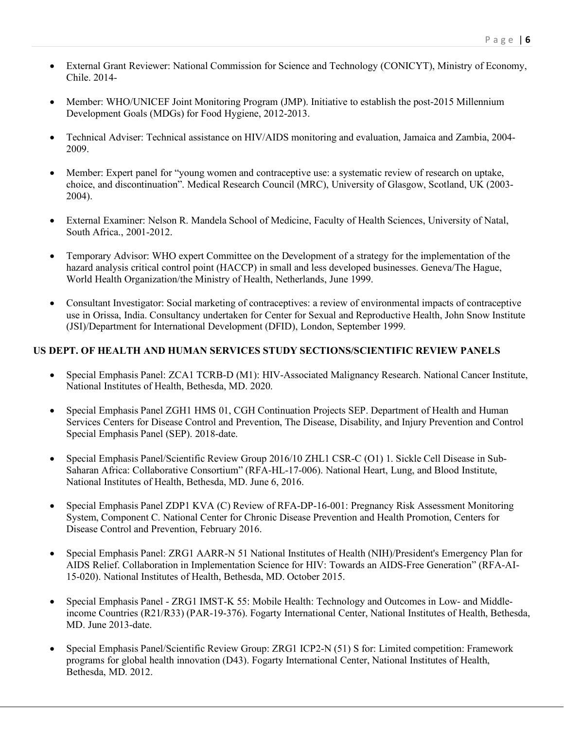- External Grant Reviewer: National Commission for Science and Technology (CONICYT), Ministry of Economy, Chile. 2014-

- Member: WHO/UNICEF Joint Monitoring Program (JMP). Initiative to establish the post-2015 Millennium Development Goals (MDGs) for Food Hygiene, 2012-2013.

- Technical Adviser: Technical assistance on HIV/AIDS monitoring and evaluation, Jamaica and Zambia, 2004-2009.

- Member: Expert panel for "young women and contraceptive use: a systematic review of research on uptake, choice, and discontinuation". Medical Research Council (MRC), University of Glasgow, Scotland, UK (2003-2004).

- External Examiner: Nelson R. Mandela School of Medicine, Faculty of Health Sciences, University of Natal, South Africa., 2001-2012.

- Temporary Advisor: WHO expert Committee on the Development of a strategy for the implementation of the hazard analysis critical control point (HACCP) in small and less developed businesses. Geneva/The Hague, World Health Organization/the Ministry of Health, Netherlands, June 1999.

- Consultant Investigator: Social marketing of contraceptives: a review of environmental impacts of contraceptive use in Orissa, India. Consultancy undertaken for Center for Sexual and Reproductive Health, John Snow Institute (JSI)/Department for International Development (DFID), London, September 1999.

**US DEPT. OF HEALTH AND HUMAN SERVICES STUDY SECTIONS/SCIENTIFIC REVIEW PANELS**

- Special Emphasis Panel: ZCA1 TCRB-D (M1): HIV-Associated Malignancy Research. National Cancer Institute, National Institutes of Health, Bethesda, MD. 2020.

- Special Emphasis Panel ZGH1 HMS 01, CGH Continuation Projects SEP. Department of Health and Human Services Centers for Disease Control and Prevention, The Disease, Disability, and Injury Prevention and Control Special Emphasis Panel (SEP). 2018-date.

- Special Emphasis Panel/Scientific Review Group 2016/10 ZHL1 CSR-C (O1) 1. Sickle Cell Disease in Sub-Saharan Africa: Collaborative Consortium" (RFA-HL-17-006). National Heart, Lung, and Blood Institute, National Institutes of Health, Bethesda, MD. June 6, 2016.

- Special Emphasis Panel ZDP1 KVA (C) Review of RFA-DP-16-001: Pregnancy Risk Assessment Monitoring System, Component C. National Center for Chronic Disease Prevention and Health Promotion, Centers for Disease Control and Prevention, February 2016.

- Special Emphasis Panel: ZRG1 AARR-N 51 National Institutes of Health (NIH)/President's Emergency Plan for AIDS Relief. Collaboration in Implementation Science for HIV: Towards an AIDS-Free Generation" (RFA-AI-15-020). National Institutes of Health, Bethesda, MD. October 2015.

- Special Emphasis Panel - ZRG1 IMST-K 55: Mobile Health: Technology and Outcomes in Low- and Middle-income Countries (R21/R33) (PAR-19-376). Fogarty International Center, National Institutes of Health, Bethesda, MD. June 2013-date.

- Special Emphasis Panel/Scientific Review Group: ZRG1 ICP2-N (51) S for: Limited competition: Framework programs for global health innovation (D43). Fogarty International Center, National Institutes of Health, Bethesda, MD. 2012.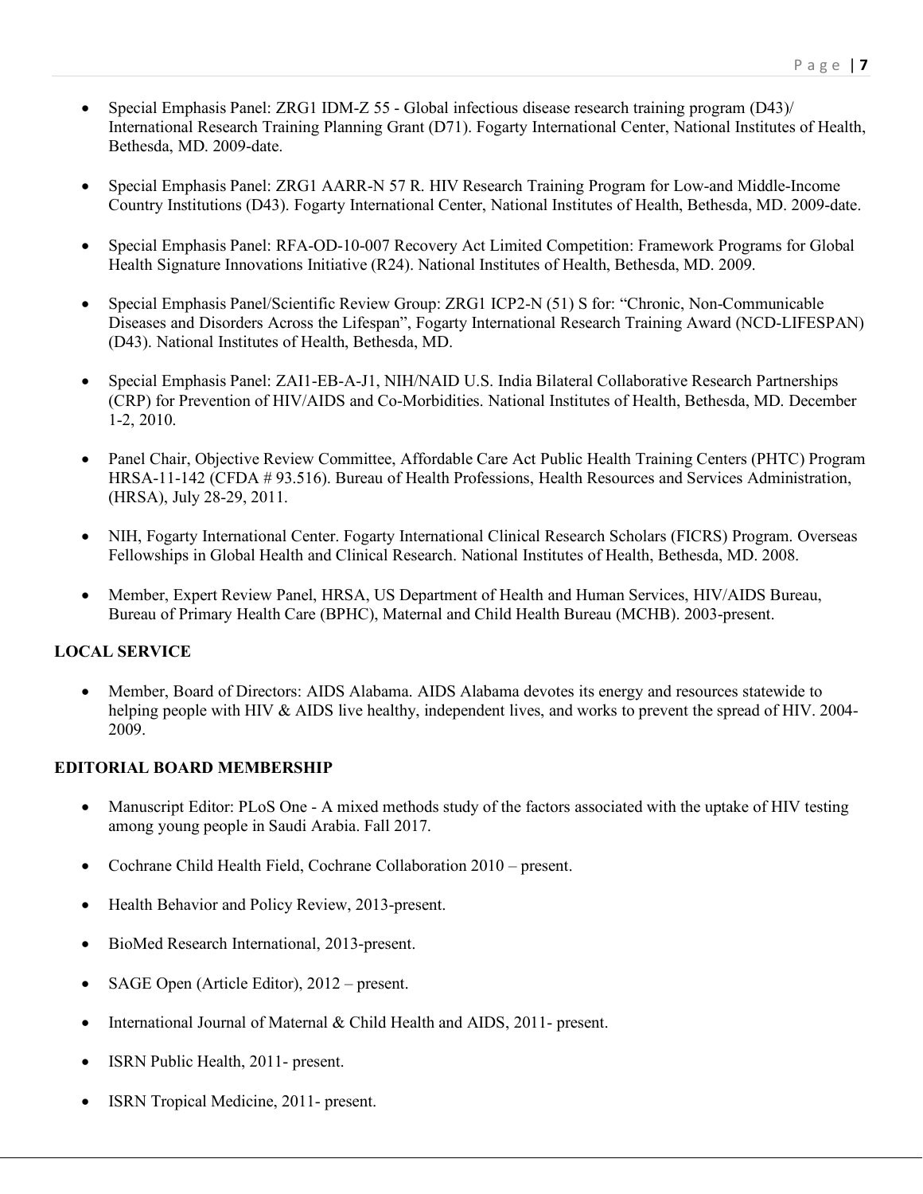- Special Emphasis Panel: ZRG1 IDM-Z 55 - Global infectious disease research training program (D43)/ International Research Training Planning Grant (D71). Fogarty International Center, National Institutes of Health, Bethesda, MD. 2009-date.

- Special Emphasis Panel: ZRG1 AARR-N 57 R. HIV Research Training Program for Low-and Middle-Income Country Institutions (D43). Fogarty International Center, National Institutes of Health, Bethesda, MD. 2009-date.

- Special Emphasis Panel: RFA-OD-10-007 Recovery Act Limited Competition: Framework Programs for Global Health Signature Innovations Initiative (R24). National Institutes of Health, Bethesda, MD. 2009.

- Special Emphasis Panel/Scientific Review Group: ZRG1 ICP2-N (51) S for: "Chronic, Non-Communicable Diseases and Disorders Across the Lifespan", Fogarty International Research Training Award (NCD-LIFESPAN) (D43). National Institutes of Health, Bethesda, MD.

- Special Emphasis Panel: ZAI1-EB-A-J1, NIH/NAID U.S. India Bilateral Collaborative Research Partnerships (CRP) for Prevention of HIV/AIDS and Co-Morbidities. National Institutes of Health, Bethesda, MD. December 1-2, 2010.

- Panel Chair, Objective Review Committee, Affordable Care Act Public Health Training Centers (PHTC) Program HRSA-11-142 (CFDA # 93.516). Bureau of Health Professions, Health Resources and Services Administration, (HRSA), July 28-29, 2011.

- NIH, Fogarty International Center. Fogarty International Clinical Research Scholars (FICRS) Program. Overseas Fellowships in Global Health and Clinical Research. National Institutes of Health, Bethesda, MD. 2008.

- Member, Expert Review Panel, HRSA, US Department of Health and Human Services, HIV/AIDS Bureau, Bureau of Primary Health Care (BPHC), Maternal and Child Health Bureau (MCHB). 2003-present.

**LOCAL SERVICE**

- Member, Board of Directors: AIDS Alabama. AIDS Alabama devotes its energy and resources statewide to helping people with HIV & AIDS live healthy, independent lives, and works to prevent the spread of HIV. 2004-2009.

**EDITORIAL BOARD MEMBERSHIP**

- Manuscript Editor: PLoS One - A mixed methods study of the factors associated with the uptake of HIV testing among young people in Saudi Arabia. Fall 2017.

- Cochrane Child Health Field, Cochrane Collaboration 2010 – present.

- Health Behavior and Policy Review, 2013-present.

- BioMed Research International, 2013-present.

- SAGE Open (Article Editor), 2012 – present.

- International Journal of Maternal & Child Health and AIDS, 2011- present.

- ISRN Public Health, 2011- present.

- ISRN Tropical Medicine, 2011- present.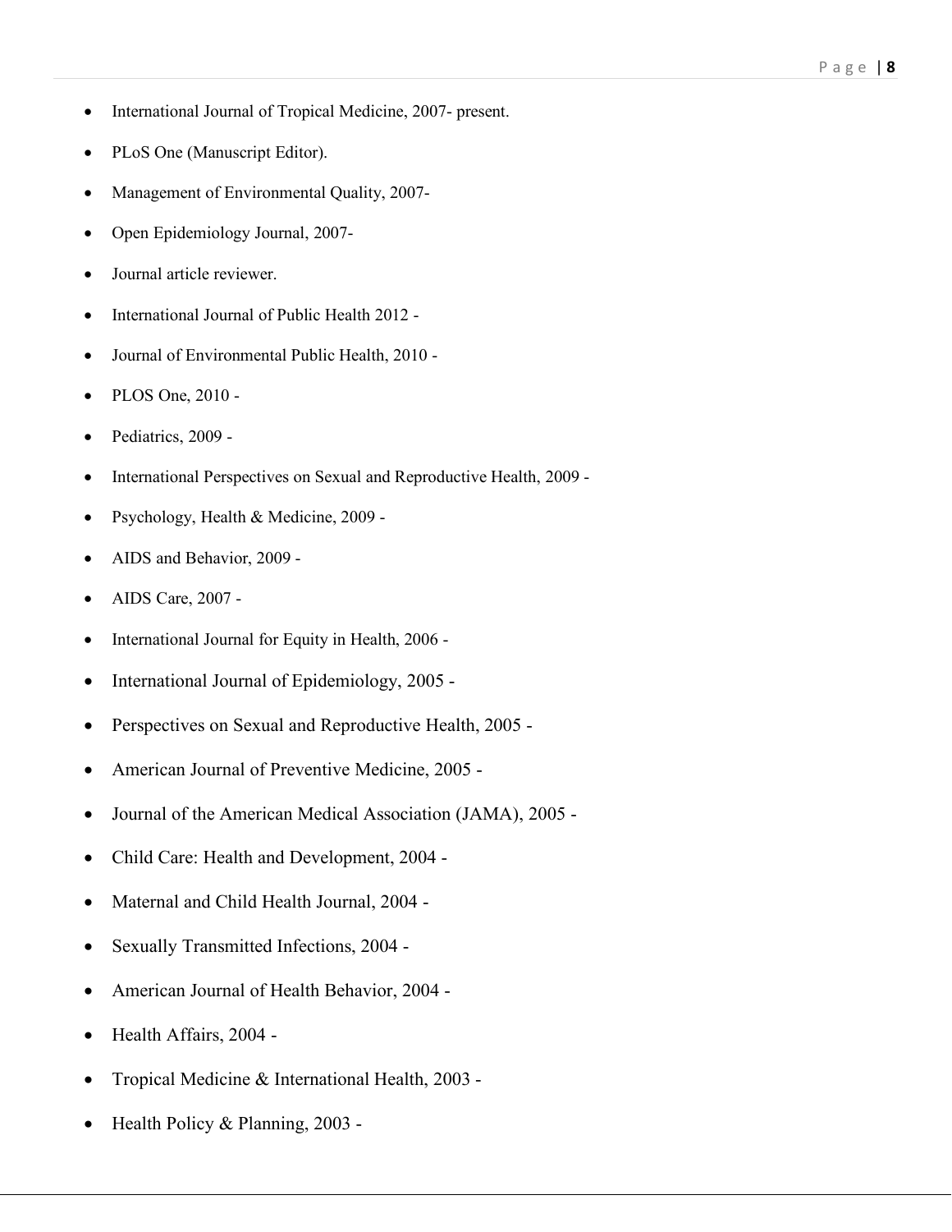- International Journal of Tropical Medicine, 2007- present.
- PLoS One (Manuscript Editor).
- Management of Environmental Quality, 2007-
- Open Epidemiology Journal, 2007-
- Journal article reviewer.
- International Journal of Public Health 2012 -
- Journal of Environmental Public Health, 2010 -
- PLOS One, 2010 -
- Pediatrics, 2009 -
- International Perspectives on Sexual and Reproductive Health, 2009 -
- Psychology, Health & Medicine, 2009 -
- AIDS and Behavior, 2009 -
- AIDS Care, 2007 -
- International Journal for Equity in Health, 2006 -
- International Journal of Epidemiology, 2005 -
- Perspectives on Sexual and Reproductive Health, 2005 -
- American Journal of Preventive Medicine, 2005 -
- Journal of the American Medical Association (JAMA), 2005 -
- Child Care: Health and Development, 2004 -
- Maternal and Child Health Journal, 2004 -
- Sexually Transmitted Infections, 2004 -
- American Journal of Health Behavior, 2004 -
- Health Affairs, 2004 -
- Tropical Medicine & International Health, 2003 -
- Health Policy & Planning, 2003 -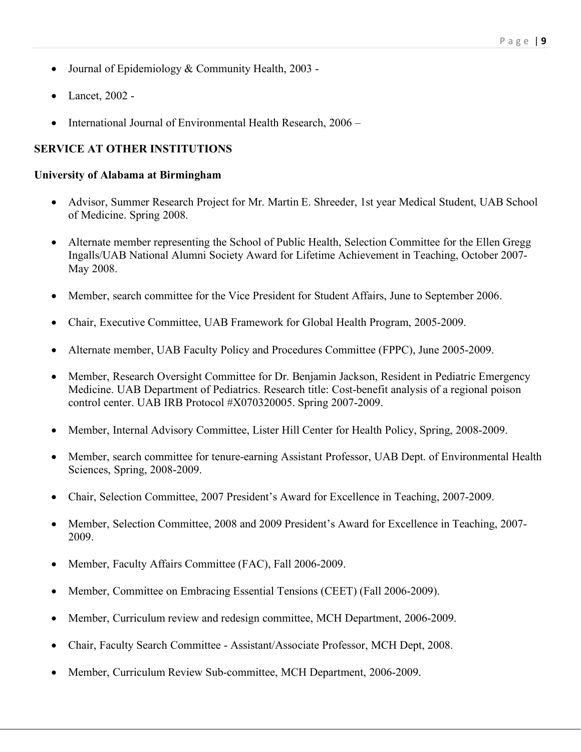- Journal of Epidemiology & Community Health, 2003 -
- Lancet, 2002 -
- International Journal of Environmental Health Research, 2006 –

**SERVICE AT OTHER INSTITUTIONS**

**University of Alabama at Birmingham**

- Advisor, Summer Research Project for Mr. Martin E. Shreeder, 1st year Medical Student, UAB School of Medicine. Spring 2008.
- Alternate member representing the School of Public Health, Selection Committee for the Ellen Gregg Ingalls/UAB National Alumni Society Award for Lifetime Achievement in Teaching, October 2007-May 2008.
- Member, search committee for the Vice President for Student Affairs, June to September 2006.
- Chair, Executive Committee, UAB Framework for Global Health Program, 2005-2009.
- Alternate member, UAB Faculty Policy and Procedures Committee (FPPC), June 2005-2009.
- Member, Research Oversight Committee for Dr. Benjamin Jackson, Resident in Pediatric Emergency Medicine. UAB Department of Pediatrics. Research title: Cost-benefit analysis of a regional poison control center. UAB IRB Protocol #X070320005. Spring 2007-2009.
- Member, Internal Advisory Committee, Lister Hill Center for Health Policy, Spring, 2008-2009.
- Member, search committee for tenure-earning Assistant Professor, UAB Dept. of Environmental Health Sciences, Spring, 2008-2009.
- Chair, Selection Committee, 2007 President's Award for Excellence in Teaching, 2007-2009.
- Member, Selection Committee, 2008 and 2009 President's Award for Excellence in Teaching, 2007-2009.
- Member, Faculty Affairs Committee (FAC), Fall 2006-2009.
- Member, Committee on Embracing Essential Tensions (CEET) (Fall 2006-2009).
- Member, Curriculum review and redesign committee, MCH Department, 2006-2009.
- Chair, Faculty Search Committee - Assistant/Associate Professor, MCH Dept, 2008.
- Member, Curriculum Review Sub-committee, MCH Department, 2006-2009.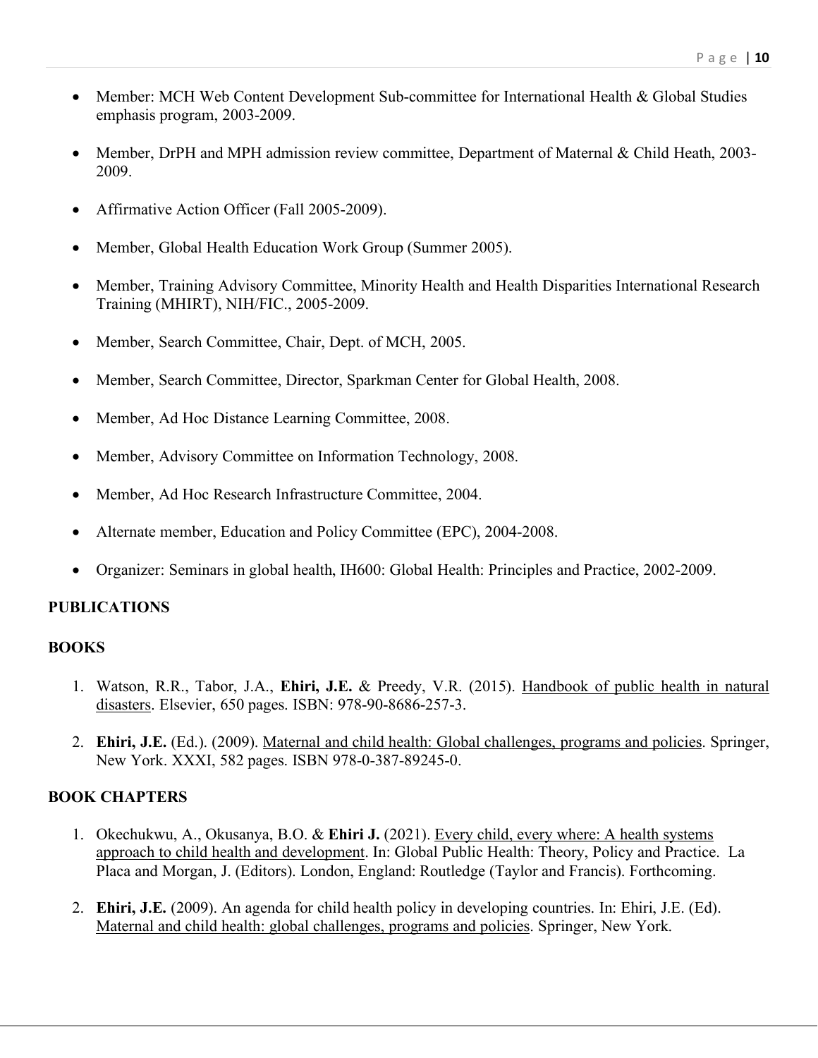- Member: MCH Web Content Development Sub-committee for International Health & Global Studies emphasis program, 2003-2009.

- Member, DrPH and MPH admission review committee, Department of Maternal & Child Heath, 2003-2009.

- Affirmative Action Officer (Fall 2005-2009).

- Member, Global Health Education Work Group (Summer 2005).

- Member, Training Advisory Committee, Minority Health and Health Disparities International Research Training (MHIRT), NIH/FIC., 2005-2009.

- Member, Search Committee, Chair, Dept. of MCH, 2005.

- Member, Search Committee, Director, Sparkman Center for Global Health, 2008.

- Member, Ad Hoc Distance Learning Committee, 2008.

- Member, Advisory Committee on Information Technology, 2008.

- Member, Ad Hoc Research Infrastructure Committee, 2004.

- Alternate member, Education and Policy Committee (EPC), 2004-2008.

- Organizer: Seminars in global health, IH600: Global Health: Principles and Practice, 2002-2009.

**PUBLICATIONS**

**BOOKS**

1. Watson, R.R., Tabor, J.A., **Ehiri, J.E.** & Preedy, V.R. (2015). Handbook of public health in natural disasters. Elsevier, 650 pages. ISBN: 978-90-8686-257-3.

2. **Ehiri, J.E.** (Ed.). (2009). Maternal and child health: Global challenges, programs and policies. Springer, New York. XXXI, 582 pages. ISBN 978-0-387-89245-0.

**BOOK CHAPTERS**

1. Okechukwu, A., Okusanya, B.O. & **Ehiri J.** (2021). Every child, every where: A health systems approach to child health and development. In: Global Public Health: Theory, Policy and Practice. La Placa and Morgan, J. (Editors). London, England: Routledge (Taylor and Francis). Forthcoming.

2. **Ehiri, J.E.** (2009). An agenda for child health policy in developing countries. In: Ehiri, J.E. (Ed). Maternal and child health: global challenges, programs and policies. Springer, New York.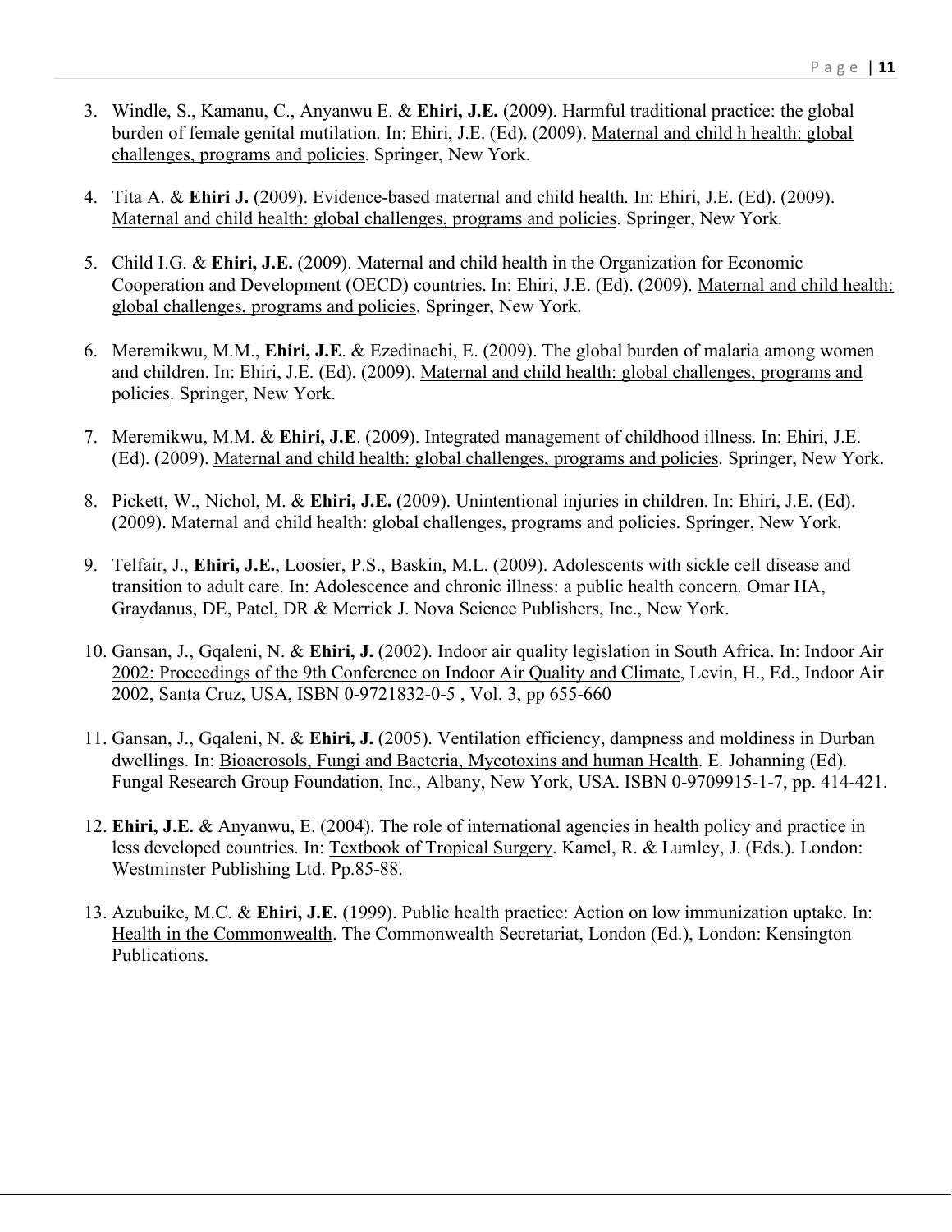3. Windle, S., Kamanu, C., Anyanwu E. & **Ehiri, J.E.** (2009). Harmful traditional practice: the global burden of female genital mutilation. In: Ehiri, J.E. (Ed). (2009). Maternal and child h health: global challenges, programs and policies. Springer, New York.

4. Tita A. & **Ehiri J.** (2009). Evidence-based maternal and child health. In: Ehiri, J.E. (Ed). (2009). Maternal and child health: global challenges, programs and policies. Springer, New York.

5. Child I.G. & **Ehiri, J.E.** (2009). Maternal and child health in the Organization for Economic Cooperation and Development (OECD) countries. In: Ehiri, J.E. (Ed). (2009). Maternal and child health: global challenges, programs and policies. Springer, New York.

6. Meremikwu, M.M., **Ehiri, J.E**. & Ezedinachi, E. (2009). The global burden of malaria among women and children. In: Ehiri, J.E. (Ed). (2009). Maternal and child health: global challenges, programs and policies. Springer, New York.

7. Meremikwu, M.M. & **Ehiri, J.E**. (2009). Integrated management of childhood illness. In: Ehiri, J.E. (Ed). (2009). Maternal and child health: global challenges, programs and policies. Springer, New York.

8. Pickett, W., Nichol, M. & **Ehiri, J.E.** (2009). Unintentional injuries in children. In: Ehiri, J.E. (Ed). (2009). Maternal and child health: global challenges, programs and policies. Springer, New York.

9. Telfair, J., **Ehiri, J.E.**, Loosier, P.S., Baskin, M.L. (2009). Adolescents with sickle cell disease and transition to adult care. In: Adolescence and chronic illness: a public health concern. Omar HA, Graydanus, DE, Patel, DR & Merrick J. Nova Science Publishers, Inc., New York.

10. Gansan, J., Gqaleni, N. & **Ehiri, J.** (2002). Indoor air quality legislation in South Africa. In: Indoor Air 2002: Proceedings of the 9th Conference on Indoor Air Quality and Climate, Levin, H., Ed., Indoor Air 2002, Santa Cruz, USA, ISBN 0-9721832-0-5 , Vol. 3, pp 655-660

11. Gansan, J., Gqaleni, N. & **Ehiri, J.** (2005). Ventilation efficiency, dampness and moldiness in Durban dwellings. In: Bioaerosols, Fungi and Bacteria, Mycotoxins and human Health. E. Johanning (Ed). Fungal Research Group Foundation, Inc., Albany, New York, USA. ISBN 0-9709915-1-7, pp. 414-421.

12. **Ehiri, J.E.** & Anyanwu, E. (2004). The role of international agencies in health policy and practice in less developed countries. In: Textbook of Tropical Surgery. Kamel, R. & Lumley, J. (Eds.). London: Westminster Publishing Ltd. Pp.85-88.

13. Azubuike, M.C. & **Ehiri, J.E.** (1999). Public health practice: Action on low immunization uptake. In: Health in the Commonwealth. The Commonwealth Secretariat, London (Ed.), London: Kensington Publications.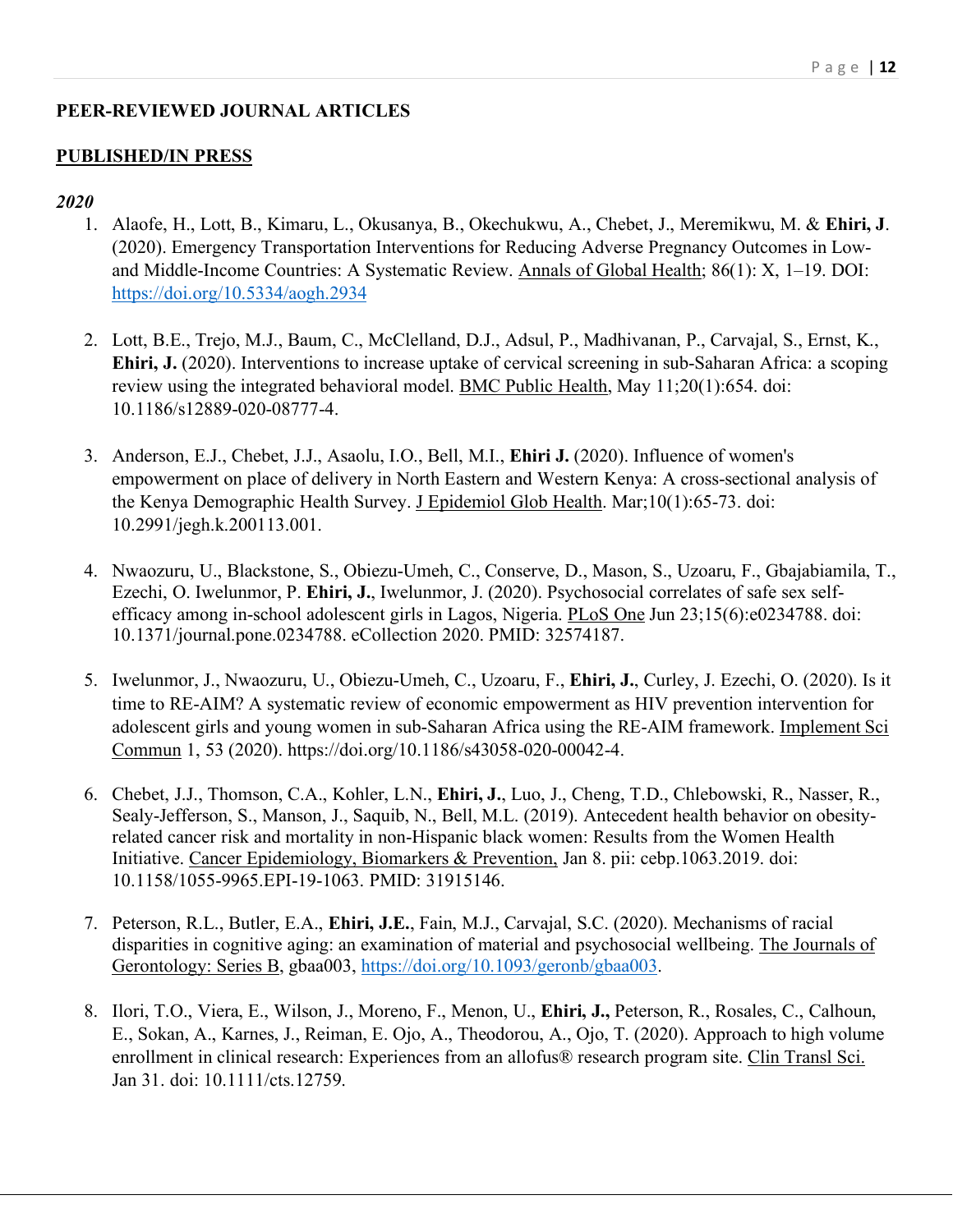## PEER-REVIEWED JOURNAL ARTICLES

### PUBLISHED/IN PRESS

***2020***

1. Alaofe, H., Lott, B., Kimaru, L., Okusanya, B., Okechukwu, A., Chebet, J., Meremikwu, M. & **Ehiri, J**. (2020). Emergency Transportation Interventions for Reducing Adverse Pregnancy Outcomes in Low-and Middle-Income Countries: A Systematic Review. Annals of Global Health; 86(1): X, 1–19. DOI: https://doi.org/10.5334/aogh.2934

2. Lott, B.E., Trejo, M.J., Baum, C., McClelland, D.J., Adsul, P., Madhivanan, P., Carvajal, S., Ernst, K., **Ehiri, J.** (2020). Interventions to increase uptake of cervical screening in sub-Saharan Africa: a scoping review using the integrated behavioral model. BMC Public Health, May 11;20(1):654. doi: 10.1186/s12889-020-08777-4.

3. Anderson, E.J., Chebet, J.J., Asaolu, I.O., Bell, M.I., **Ehiri J.** (2020). Influence of women's empowerment on place of delivery in North Eastern and Western Kenya: A cross-sectional analysis of the Kenya Demographic Health Survey. J Epidemiol Glob Health. Mar;10(1):65-73. doi: 10.2991/jegh.k.200113.001.

4. Nwaozuru, U., Blackstone, S., Obiezu-Umeh, C., Conserve, D., Mason, S., Uzoaru, F., Gbajabiamila, T., Ezechi, O. Iwelunmor, P. **Ehiri, J.**, Iwelunmor, J. (2020). Psychosocial correlates of safe sex self-efficacy among in-school adolescent girls in Lagos, Nigeria. PLoS One Jun 23;15(6):e0234788. doi: 10.1371/journal.pone.0234788. eCollection 2020. PMID: 32574187.

5. Iwelunmor, J., Nwaozuru, U., Obiezu-Umeh, C., Uzoaru, F., **Ehiri, J.**, Curley, J. Ezechi, O. (2020). Is it time to RE-AIM? A systematic review of economic empowerment as HIV prevention intervention for adolescent girls and young women in sub-Saharan Africa using the RE-AIM framework. Implement Sci Commun 1, 53 (2020). https://doi.org/10.1186/s43058-020-00042-4.

6. Chebet, J.J., Thomson, C.A., Kohler, L.N., **Ehiri, J.**, Luo, J., Cheng, T.D., Chlebowski, R., Nasser, R., Sealy-Jefferson, S., Manson, J., Saquib, N., Bell, M.L. (2019). Antecedent health behavior on obesity-related cancer risk and mortality in non-Hispanic black women: Results from the Women Health Initiative. Cancer Epidemiology, Biomarkers & Prevention, Jan 8. pii: cebp.1063.2019. doi: 10.1158/1055-9965.EPI-19-1063. PMID: 31915146.

7. Peterson, R.L., Butler, E.A., **Ehiri, J.E.**, Fain, M.J., Carvajal, S.C. (2020). Mechanisms of racial disparities in cognitive aging: an examination of material and psychosocial wellbeing. The Journals of Gerontology: Series B, gbaa003, https://doi.org/10.1093/geronb/gbaa003.

8. Ilori, T.O., Viera, E., Wilson, J., Moreno, F., Menon, U., **Ehiri, J.,** Peterson, R., Rosales, C., Calhoun, E., Sokan, A., Karnes, J., Reiman, E. Ojo, A., Theodorou, A., Ojo, T. (2020). Approach to high volume enrollment in clinical research: Experiences from an allofus® research program site. Clin Transl Sci. Jan 31. doi: 10.1111/cts.12759.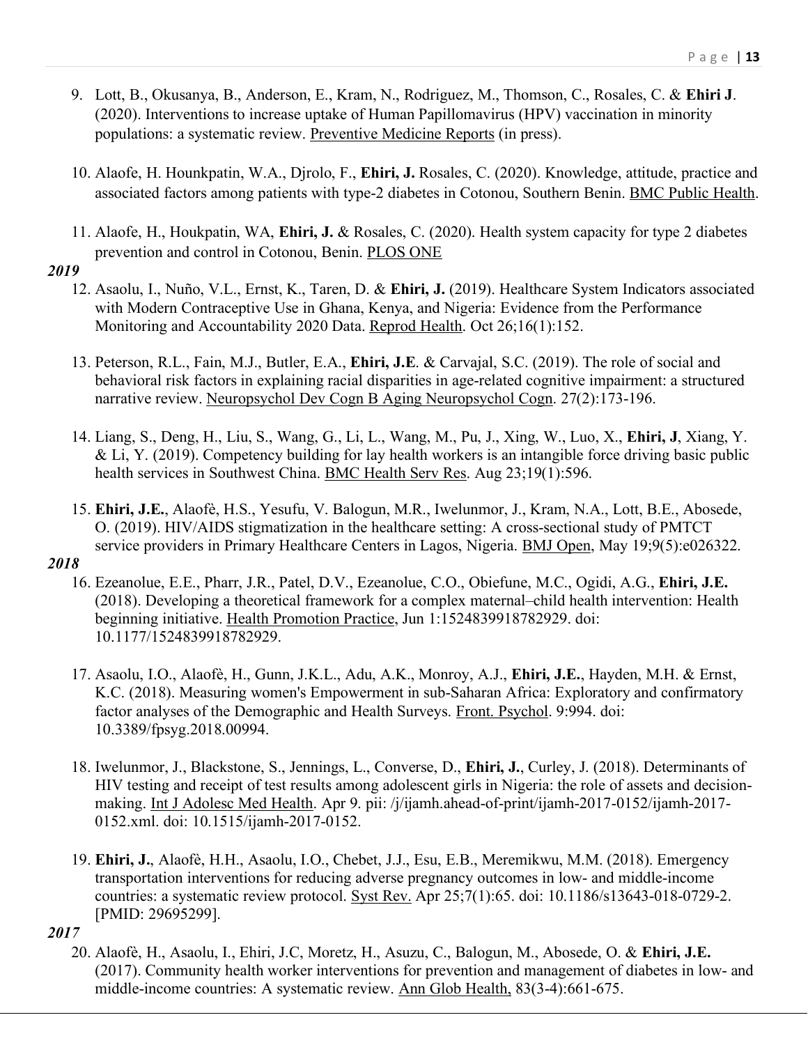9. Lott, B., Okusanya, B., Anderson, E., Kram, N., Rodriguez, M., Thomson, C., Rosales, C. & **Ehiri J**. (2020). Interventions to increase uptake of Human Papillomavirus (HPV) vaccination in minority populations: a systematic review. Preventive Medicine Reports (in press).

10. Alaofe, H. Hounkpatin, W.A., Djrolo, F., **Ehiri, J.** Rosales, C. (2020). Knowledge, attitude, practice and associated factors among patients with type-2 diabetes in Cotonou, Southern Benin. BMC Public Health.

11. Alaofe, H., Houkpatin, WA, **Ehiri, J.** & Rosales, C. (2020). Health system capacity for type 2 diabetes prevention and control in Cotonou, Benin. PLOS ONE

***2019***

12. Asaolu, I., Nuño, V.L., Ernst, K., Taren, D. & **Ehiri, J.** (2019). Healthcare System Indicators associated with Modern Contraceptive Use in Ghana, Kenya, and Nigeria: Evidence from the Performance Monitoring and Accountability 2020 Data. Reprod Health. Oct 26;16(1):152.

13. Peterson, R.L., Fain, M.J., Butler, E.A., **Ehiri, J.E**. & Carvajal, S.C. (2019). The role of social and behavioral risk factors in explaining racial disparities in age-related cognitive impairment: a structured narrative review. Neuropsychol Dev Cogn B Aging Neuropsychol Cogn. 27(2):173-196.

14. Liang, S., Deng, H., Liu, S., Wang, G., Li, L., Wang, M., Pu, J., Xing, W., Luo, X., **Ehiri, J**, Xiang, Y. & Li, Y. (2019). Competency building for lay health workers is an intangible force driving basic public health services in Southwest China. BMC Health Serv Res. Aug 23;19(1):596.

15. **Ehiri, J.E.**, Alaofè, H.S., Yesufu, V. Balogun, M.R., Iwelunmor, J., Kram, N.A., Lott, B.E., Abosede, O. (2019). HIV/AIDS stigmatization in the healthcare setting: A cross-sectional study of PMTCT service providers in Primary Healthcare Centers in Lagos, Nigeria. BMJ Open, May 19;9(5):e026322.

***2018***

16. Ezeanolue, E.E., Pharr, J.R., Patel, D.V., Ezeanolue, C.O., Obiefune, M.C., Ogidi, A.G., **Ehiri, J.E.** (2018). Developing a theoretical framework for a complex maternal–child health intervention: Health beginning initiative. Health Promotion Practice, Jun 1:1524839918782929. doi: 10.1177/1524839918782929.

17. Asaolu, I.O., Alaofè, H., Gunn, J.K.L., Adu, A.K., Monroy, A.J., **Ehiri, J.E.**, Hayden, M.H. & Ernst, K.C. (2018). Measuring women's Empowerment in sub-Saharan Africa: Exploratory and confirmatory factor analyses of the Demographic and Health Surveys. Front. Psychol. 9:994. doi: 10.3389/fpsyg.2018.00994.

18. Iwelunmor, J., Blackstone, S., Jennings, L., Converse, D., **Ehiri, J.**, Curley, J. (2018). Determinants of HIV testing and receipt of test results among adolescent girls in Nigeria: the role of assets and decision-making. Int J Adolesc Med Health. Apr 9. pii: /j/ijamh.ahead-of-print/ijamh-2017-0152/ijamh-2017-0152.xml. doi: 10.1515/ijamh-2017-0152.

19. **Ehiri, J.**, Alaofè, H.H., Asaolu, I.O., Chebet, J.J., Esu, E.B., Meremikwu, M.M. (2018). Emergency transportation interventions for reducing adverse pregnancy outcomes in low- and middle-income countries: a systematic review protocol. Syst Rev. Apr 25;7(1):65. doi: 10.1186/s13643-018-0729-2. [PMID: 29695299].

***2017***

20. Alaofè, H., Asaolu, I., Ehiri, J.C, Moretz, H., Asuzu, C., Balogun, M., Abosede, O. & **Ehiri, J.E.** (2017). Community health worker interventions for prevention and management of diabetes in low- and middle-income countries: A systematic review. Ann Glob Health, 83(3-4):661-675.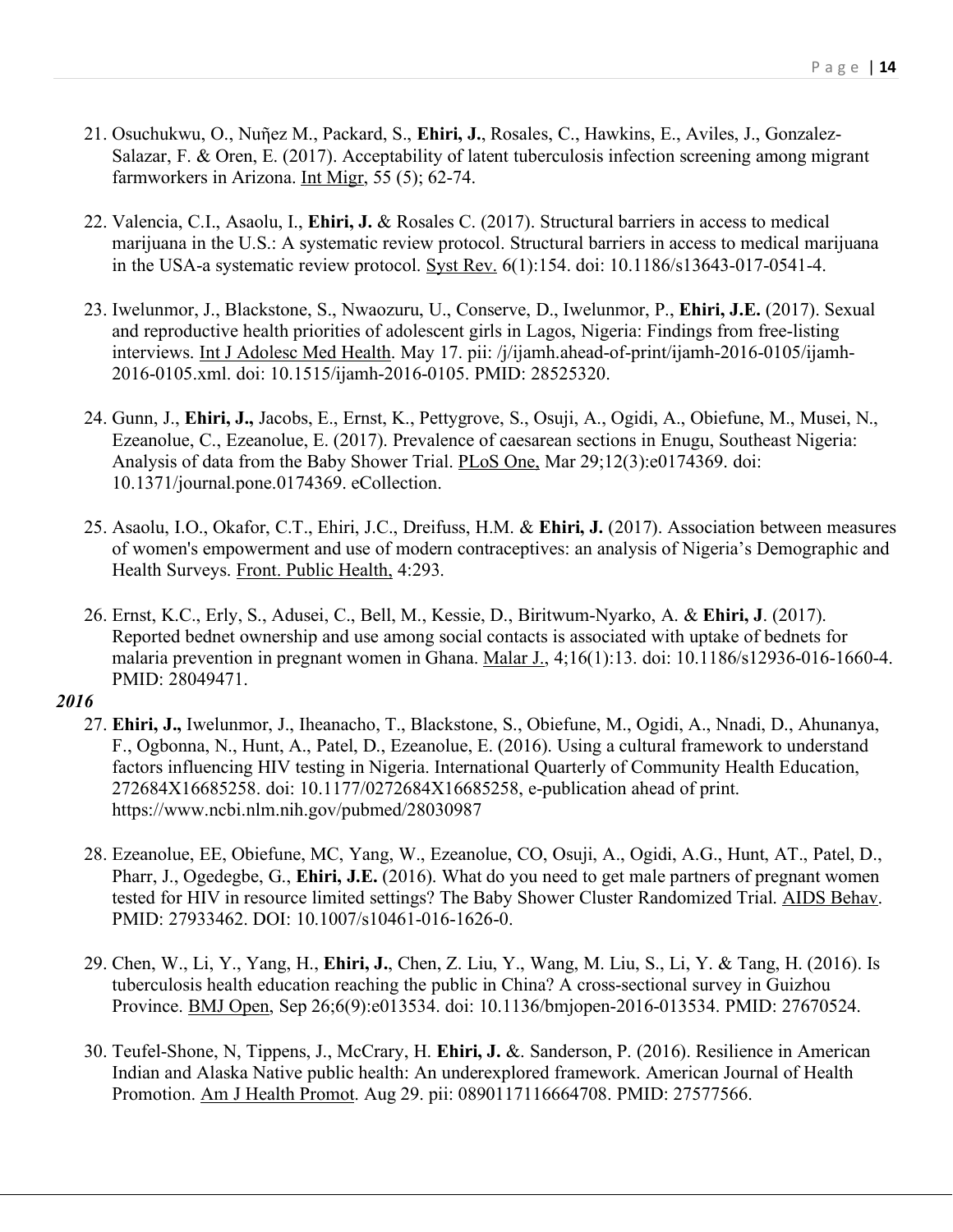21. Osuchukwu, O., Nuñez M., Packard, S., **Ehiri, J.**, Rosales, C., Hawkins, E., Aviles, J., Gonzalez-Salazar, F. & Oren, E. (2017). Acceptability of latent tuberculosis infection screening among migrant farmworkers in Arizona. Int Migr, 55 (5); 62-74.

22. Valencia, C.I., Asaolu, I., **Ehiri, J.** & Rosales C. (2017). Structural barriers in access to medical marijuana in the U.S.: A systematic review protocol. Structural barriers in access to medical marijuana in the USA-a systematic review protocol. Syst Rev. 6(1):154. doi: 10.1186/s13643-017-0541-4.

23. Iwelunmor, J., Blackstone, S., Nwaozuru, U., Conserve, D., Iwelunmor, P., **Ehiri, J.E.** (2017). Sexual and reproductive health priorities of adolescent girls in Lagos, Nigeria: Findings from free-listing interviews. Int J Adolesc Med Health. May 17. pii: /j/ijamh.ahead-of-print/ijamh-2016-0105/ijamh-2016-0105.xml. doi: 10.1515/ijamh-2016-0105. PMID: 28525320.

24. Gunn, J., **Ehiri, J.,** Jacobs, E., Ernst, K., Pettygrove, S., Osuji, A., Ogidi, A., Obiefune, M., Musei, N., Ezeanolue, C., Ezeanolue, E. (2017). Prevalence of caesarean sections in Enugu, Southeast Nigeria: Analysis of data from the Baby Shower Trial. PLoS One, Mar 29;12(3):e0174369. doi: 10.1371/journal.pone.0174369. eCollection.

25. Asaolu, I.O., Okafor, C.T., Ehiri, J.C., Dreifuss, H.M. & **Ehiri, J.** (2017). Association between measures of women's empowerment and use of modern contraceptives: an analysis of Nigeria's Demographic and Health Surveys. Front. Public Health, 4:293.

26. Ernst, K.C., Erly, S., Adusei, C., Bell, M., Kessie, D., Biritwum-Nyarko, A. & **Ehiri, J**. (2017). Reported bednet ownership and use among social contacts is associated with uptake of bednets for malaria prevention in pregnant women in Ghana. Malar J., 4;16(1):13. doi: 10.1186/s12936-016-1660-4. PMID: 28049471.

***2016***

27. **Ehiri, J.,** Iwelunmor, J., Iheanacho, T., Blackstone, S., Obiefune, M., Ogidi, A., Nnadi, D., Ahunanya, F., Ogbonna, N., Hunt, A., Patel, D., Ezeanolue, E. (2016). Using a cultural framework to understand factors influencing HIV testing in Nigeria. International Quarterly of Community Health Education, 272684X16685258. doi: 10.1177/0272684X16685258, e-publication ahead of print. https://www.ncbi.nlm.nih.gov/pubmed/28030987

28. Ezeanolue, EE, Obiefune, MC, Yang, W., Ezeanolue, CO, Osuji, A., Ogidi, A.G., Hunt, AT., Patel, D., Pharr, J., Ogedegbe, G., **Ehiri, J.E.** (2016). What do you need to get male partners of pregnant women tested for HIV in resource limited settings? The Baby Shower Cluster Randomized Trial. AIDS Behav. PMID: 27933462. DOI: 10.1007/s10461-016-1626-0.

29. Chen, W., Li, Y., Yang, H., **Ehiri, J.**, Chen, Z. Liu, Y., Wang, M. Liu, S., Li, Y. & Tang, H. (2016). Is tuberculosis health education reaching the public in China? A cross-sectional survey in Guizhou Province. BMJ Open, Sep 26;6(9):e013534. doi: 10.1136/bmjopen-2016-013534. PMID: 27670524.

30. Teufel-Shone, N, Tippens, J., McCrary, H. **Ehiri, J.** &. Sanderson, P. (2016). Resilience in American Indian and Alaska Native public health: An underexplored framework. American Journal of Health Promotion. Am J Health Promot. Aug 29. pii: 0890117116664708. PMID: 27577566.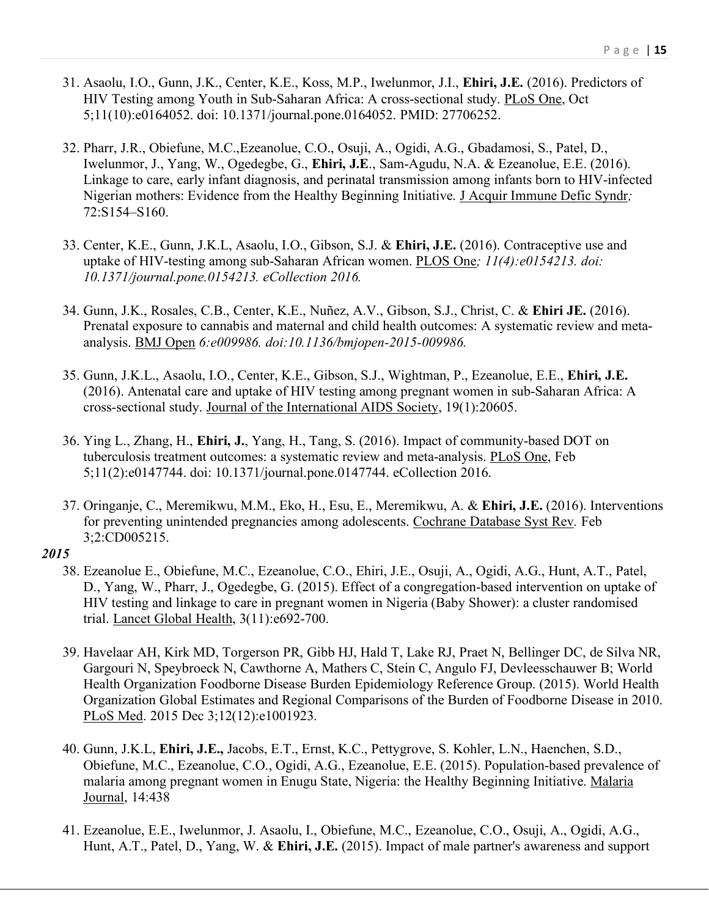31. Asaolu, I.O., Gunn, J.K., Center, K.E., Koss, M.P., Iwelunmor, J.I., **Ehiri, J.E.** (2016). Predictors of HIV Testing among Youth in Sub-Saharan Africa: A cross-sectional study. PLoS One, Oct 5;11(10):e0164052. doi: 10.1371/journal.pone.0164052. PMID: 27706252.

32. Pharr, J.R., Obiefune, M.C.,Ezeanolue, C.O., Osuji, A., Ogidi, A.G., Gbadamosi, S., Patel, D., Iwelunmor, J., Yang, W., Ogedegbe, G., **Ehiri, J.E**., Sam-Agudu, N.A. & Ezeanolue, E.E. (2016). Linkage to care, early infant diagnosis, and perinatal transmission among infants born to HIV-infected Nigerian mothers: Evidence from the Healthy Beginning Initiative. J Acquir Immune Defic Syndr*;* 72:S154–S160.

33. Center, K.E., Gunn, J.K.L, Asaolu, I.O., Gibson, S.J. & **Ehiri, J.E.** (2016). Contraceptive use and uptake of HIV-testing among sub-Saharan African women. PLOS One*; 11(4):e0154213. doi: 10.1371/journal.pone.0154213. eCollection 2016.*

34. Gunn, J.K., Rosales, C.B., Center, K.E., Nuñez, A.V., Gibson, S.J., Christ, C. & **Ehiri JE.** (2016). Prenatal exposure to cannabis and maternal and child health outcomes: A systematic review and meta-analysis. BMJ Open *6:e009986. doi:10.1136/bmjopen-2015-009986.*

35. Gunn, J.K.L., Asaolu, I.O., Center, K.E., Gibson, S.J., Wightman, P., Ezeanolue, E.E., **Ehiri, J.E.** (2016). Antenatal care and uptake of HIV testing among pregnant women in sub-Saharan Africa: A cross-sectional study. Journal of the International AIDS Society, 19(1):20605.

36. Ying L., Zhang, H., **Ehiri, J.**, Yang, H., Tang, S. (2016). Impact of community-based DOT on tuberculosis treatment outcomes: a systematic review and meta-analysis. PLoS One, Feb 5;11(2):e0147744. doi: 10.1371/journal.pone.0147744. eCollection 2016.

37. Oringanje, C., Meremikwu, M.M., Eko, H., Esu, E., Meremikwu, A. & **Ehiri, J.E.** (2016). Interventions for preventing unintended pregnancies among adolescents. Cochrane Database Syst Rev*.* Feb 3;2:CD005215.

***2015***

38. Ezeanolue E., Obiefune, M.C., Ezeanolue, C.O., Ehiri, J.E., Osuji, A., Ogidi, A.G., Hunt, A.T., Patel, D., Yang, W., Pharr, J., Ogedegbe, G. (2015). Effect of a congregation-based intervention on uptake of HIV testing and linkage to care in pregnant women in Nigeria (Baby Shower): a cluster randomised trial. Lancet Global Health, 3(11):e692-700.

39. Havelaar AH, Kirk MD, Torgerson PR, Gibb HJ, Hald T, Lake RJ, Praet N, Bellinger DC, de Silva NR, Gargouri N, Speybroeck N, Cawthorne A, Mathers C, Stein C, Angulo FJ, Devleesschauwer B; World Health Organization Foodborne Disease Burden Epidemiology Reference Group. (2015). World Health Organization Global Estimates and Regional Comparisons of the Burden of Foodborne Disease in 2010. PLoS Med. 2015 Dec 3;12(12):e1001923.

40. Gunn, J.K.L, **Ehiri, J.E.,** Jacobs, E.T., Ernst, K.C., Pettygrove, S. Kohler, L.N., Haenchen, S.D., Obiefune, M.C., Ezeanolue, C.O., Ogidi, A.G., Ezeanolue, E.E. (2015). Population-based prevalence of malaria among pregnant women in Enugu State, Nigeria: the Healthy Beginning Initiative. Malaria Journal, 14:438

41. Ezeanolue, E.E., Iwelunmor, J. Asaolu, I., Obiefune, M.C., Ezeanolue, C.O., Osuji, A., Ogidi, A.G., Hunt, A.T., Patel, D., Yang, W. & **Ehiri, J.E.** (2015). Impact of male partner's awareness and support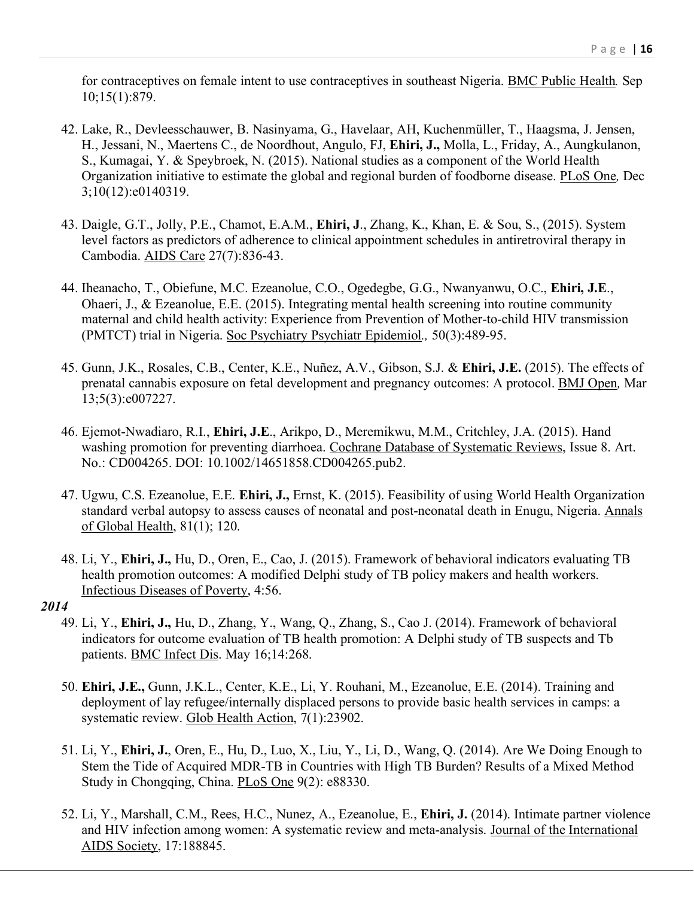for contraceptives on female intent to use contraceptives in southeast Nigeria. BMC Public Health*.* Sep 10;15(1):879.

42. Lake, R., Devleesschauwer, B. Nasinyama, G., Havelaar, AH, Kuchenmüller, T., Haagsma, J. Jensen, H., Jessani, N., Maertens C., de Noordhout, Angulo, FJ, **Ehiri, J.,** Molla, L., Friday, A., Aungkulanon, S., Kumagai, Y. & Speybroek, N. (2015). National studies as a component of the World Health Organization initiative to estimate the global and regional burden of foodborne disease. PLoS One*,* Dec 3;10(12):e0140319.

43. Daigle, G.T., Jolly, P.E., Chamot, E.A.M., **Ehiri, J**., Zhang, K., Khan, E. & Sou, S., (2015). System level factors as predictors of adherence to clinical appointment schedules in antiretroviral therapy in Cambodia. AIDS Care 27(7):836-43.

44. Iheanacho, T., Obiefune, M.C. Ezeanolue, C.O., Ogedegbe, G.G., Nwanyanwu, O.C., **Ehiri, J.E**., Ohaeri, J., & Ezeanolue, E.E. (2015). Integrating mental health screening into routine community maternal and child health activity: Experience from Prevention of Mother-to-child HIV transmission (PMTCT) trial in Nigeria*.* Soc Psychiatry Psychiatr Epidemiol*.,* 50(3):489-95.

45. Gunn, J.K., Rosales, C.B., Center, K.E., Nuñez, A.V., Gibson, S.J. & **Ehiri, J.E.** (2015). The effects of prenatal cannabis exposure on fetal development and pregnancy outcomes: A protocol. BMJ Open*,* Mar 13;5(3):e007227.

46. Ejemot-Nwadiaro, R.I., **Ehiri, J.E**., Arikpo, D., Meremikwu, M.M., Critchley, J.A. (2015). Hand washing promotion for preventing diarrhoea. Cochrane Database of Systematic Reviews, Issue 8. Art. No.: CD004265. DOI: 10.1002/14651858.CD004265.pub2.

47. Ugwu, C.S. Ezeanolue, E.E. **Ehiri, J.,** Ernst, K. (2015). Feasibility of using World Health Organization standard verbal autopsy to assess causes of neonatal and post-neonatal death in Enugu, Nigeria. Annals of Global Health, 81(1); 120*.*

48. Li, Y., **Ehiri, J.,** Hu, D., Oren, E., Cao, J. (2015). Framework of behavioral indicators evaluating TB health promotion outcomes: A modified Delphi study of TB policy makers and health workers. Infectious Diseases of Poverty, 4:56.

***2014***

49. Li, Y., **Ehiri, J.,** Hu, D., Zhang, Y., Wang, Q., Zhang, S., Cao J. (2014). Framework of behavioral indicators for outcome evaluation of TB health promotion: A Delphi study of TB suspects and Tb patients. BMC Infect Dis. May 16;14:268.

50. **Ehiri, J.E.,** Gunn, J.K.L., Center, K.E., Li, Y. Rouhani, M., Ezeanolue, E.E. (2014). Training and deployment of lay refugee/internally displaced persons to provide basic health services in camps: a systematic review. Glob Health Action, 7(1):23902.

51. Li, Y., **Ehiri, J.**, Oren, E., Hu, D., Luo, X., Liu, Y., Li, D., Wang, Q. (2014). Are We Doing Enough to Stem the Tide of Acquired MDR-TB in Countries with High TB Burden? Results of a Mixed Method Study in Chongqing, China. PLoS One 9(2): e88330.

52. Li, Y., Marshall, C.M., Rees, H.C., Nunez, A., Ezeanolue, E., **Ehiri, J.** (2014). Intimate partner violence and HIV infection among women: A systematic review and meta-analysis. Journal of the International AIDS Society, 17:188845.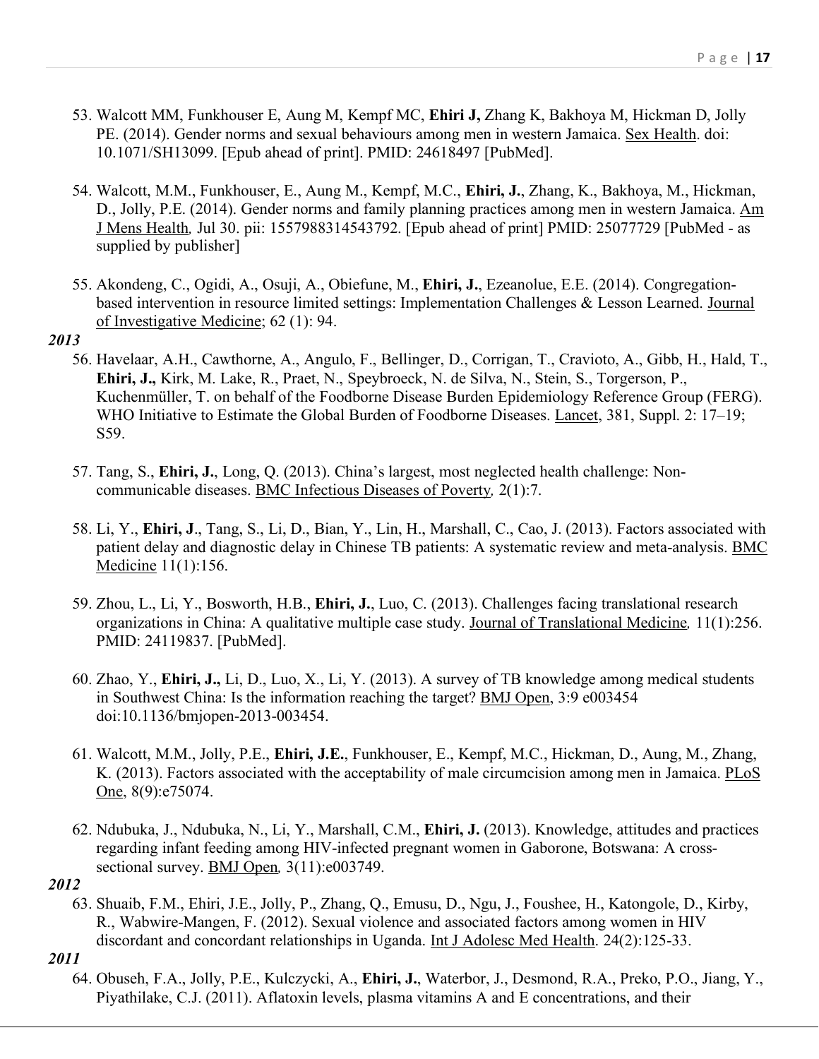53. Walcott MM, Funkhouser E, Aung M, Kempf MC, **Ehiri J,** Zhang K, Bakhoya M, Hickman D, Jolly PE. (2014). Gender norms and sexual behaviours among men in western Jamaica. Sex Health. doi: 10.1071/SH13099. [Epub ahead of print]. PMID: 24618497 [PubMed].

54. Walcott, M.M., Funkhouser, E., Aung M., Kempf, M.C., **Ehiri, J.**, Zhang, K., Bakhoya, M., Hickman, D., Jolly, P.E. (2014). Gender norms and family planning practices among men in western Jamaica. Am J Mens Health, Jul 30. pii: 1557988314543792. [Epub ahead of print] PMID: 25077729 [PubMed - as supplied by publisher]

55. Akondeng, C., Ogidi, A., Osuji, A., Obiefune, M., **Ehiri, J.**, Ezeanolue, E.E. (2014). Congregation-based intervention in resource limited settings: Implementation Challenges & Lesson Learned. Journal of Investigative Medicine; 62 (1): 94.

***2013***

56. Havelaar, A.H., Cawthorne, A., Angulo, F., Bellinger, D., Corrigan, T., Cravioto, A., Gibb, H., Hald, T., **Ehiri, J.,** Kirk, M. Lake, R., Praet, N., Speybroeck, N. de Silva, N., Stein, S., Torgerson, P., Kuchenmüller, T. on behalf of the Foodborne Disease Burden Epidemiology Reference Group (FERG). WHO Initiative to Estimate the Global Burden of Foodborne Diseases. Lancet, 381, Suppl. 2: 17–19; S59.

57. Tang, S., **Ehiri, J.**, Long, Q. (2013). China's largest, most neglected health challenge: Non-communicable diseases. BMC Infectious Diseases of Poverty, 2(1):7.

58. Li, Y., **Ehiri, J**., Tang, S., Li, D., Bian, Y., Lin, H., Marshall, C., Cao, J. (2013). Factors associated with patient delay and diagnostic delay in Chinese TB patients: A systematic review and meta-analysis. BMC Medicine 11(1):156.

59. Zhou, L., Li, Y., Bosworth, H.B., **Ehiri, J.**, Luo, C. (2013). Challenges facing translational research organizations in China: A qualitative multiple case study. Journal of Translational Medicine, 11(1):256. PMID: 24119837. [PubMed].

60. Zhao, Y., **Ehiri, J.,** Li, D., Luo, X., Li, Y. (2013). A survey of TB knowledge among medical students in Southwest China: Is the information reaching the target? BMJ Open, 3:9 e003454 doi:10.1136/bmjopen-2013-003454.

61. Walcott, M.M., Jolly, P.E., **Ehiri, J.E.**, Funkhouser, E., Kempf, M.C., Hickman, D., Aung, M., Zhang, K. (2013). Factors associated with the acceptability of male circumcision among men in Jamaica. PLoS One, 8(9):e75074.

62. Ndubuka, J., Ndubuka, N., Li, Y., Marshall, C.M., **Ehiri, J.** (2013). Knowledge, attitudes and practices regarding infant feeding among HIV-infected pregnant women in Gaborone, Botswana: A cross-sectional survey. BMJ Open, 3(11):e003749.

***2012***

63. Shuaib, F.M., Ehiri, J.E., Jolly, P., Zhang, Q., Emusu, D., Ngu, J., Foushee, H., Katongole, D., Kirby, R., Wabwire-Mangen, F. (2012). Sexual violence and associated factors among women in HIV discordant and concordant relationships in Uganda. Int J Adolesc Med Health. 24(2):125-33.

***2011***

64. Obuseh, F.A., Jolly, P.E., Kulczycki, A., **Ehiri, J.**, Waterbor, J., Desmond, R.A., Preko, P.O., Jiang, Y., Piyathilake, C.J. (2011). Aflatoxin levels, plasma vitamins A and E concentrations, and their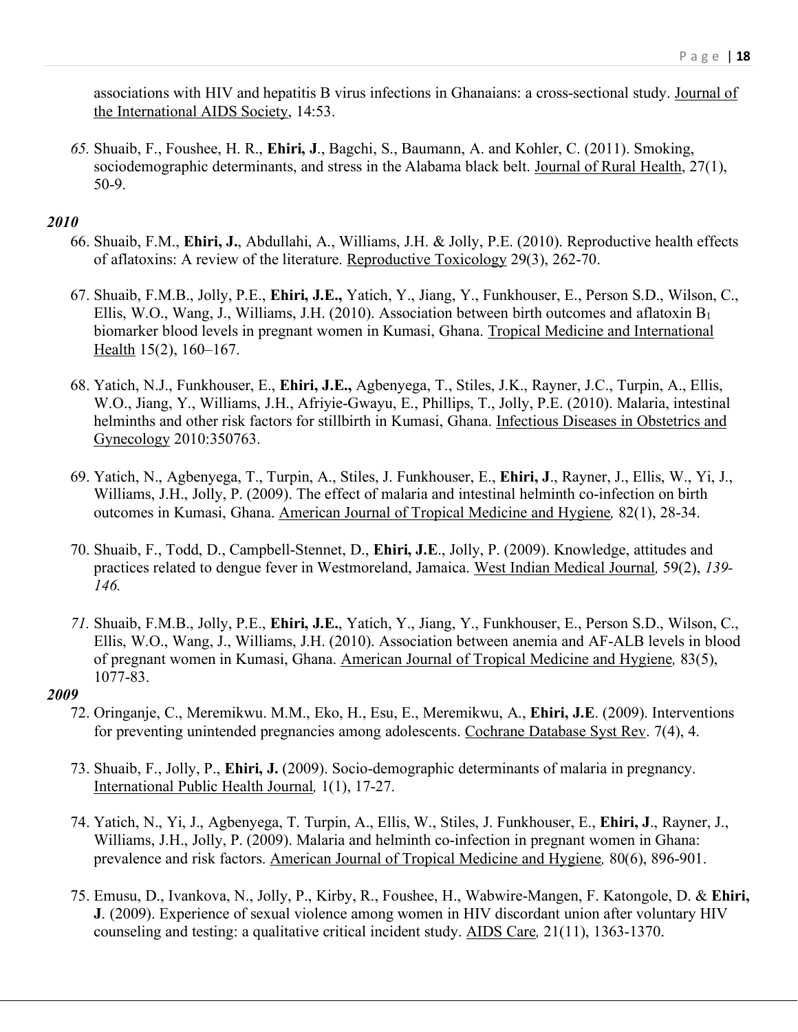associations with HIV and hepatitis B virus infections in Ghanaians: a cross-sectional study. Journal of the International AIDS Society, 14:53.

65. Shuaib, F., Foushee, H. R., **Ehiri, J**., Bagchi, S., Baumann, A. and Kohler, C. (2011). Smoking, sociodemographic determinants, and stress in the Alabama black belt. Journal of Rural Health, 27(1), 50-9.

***2010***

66. Shuaib, F.M., **Ehiri, J.**, Abdullahi, A., Williams, J.H. & Jolly, P.E. (2010). Reproductive health effects of aflatoxins: A review of the literature. Reproductive Toxicology 29(3), 262-70.

67. Shuaib, F.M.B., Jolly, P.E., **Ehiri, J.E.,** Yatich, Y., Jiang, Y., Funkhouser, E., Person S.D., Wilson, C., Ellis, W.O., Wang, J., Williams, J.H. (2010). Association between birth outcomes and aflatoxin $B_1$ biomarker blood levels in pregnant women in Kumasi, Ghana. Tropical Medicine and International Health 15(2), 160–167.

68. Yatich, N.J., Funkhouser, E., **Ehiri, J.E.,** Agbenyega, T., Stiles, J.K., Rayner, J.C., Turpin, A., Ellis, W.O., Jiang, Y., Williams, J.H., Afriyie-Gwayu, E., Phillips, T., Jolly, P.E. (2010). Malaria, intestinal helminths and other risk factors for stillbirth in Kumasi, Ghana. Infectious Diseases in Obstetrics and Gynecology 2010:350763.

69. Yatich, N., Agbenyega, T., Turpin, A., Stiles, J. Funkhouser, E., **Ehiri, J**., Rayner, J., Ellis, W., Yi, J., Williams, J.H., Jolly, P. (2009). The effect of malaria and intestinal helminth co-infection on birth outcomes in Kumasi, Ghana. American Journal of Tropical Medicine and Hygiene*,* 82(1), 28-34.

70. Shuaib, F., Todd, D., Campbell-Stennet, D., **Ehiri, J.E**., Jolly, P. (2009). Knowledge, attitudes and practices related to dengue fever in Westmoreland, Jamaica. West Indian Medical Journal*,* 59(2), *139-146.*

71. Shuaib, F.M.B., Jolly, P.E., **Ehiri, J.E.**, Yatich, Y., Jiang, Y., Funkhouser, E., Person S.D., Wilson, C., Ellis, W.O., Wang, J., Williams, J.H. (2010). Association between anemia and AF-ALB levels in blood of pregnant women in Kumasi, Ghana. American Journal of Tropical Medicine and Hygiene*,* 83(5), 1077-83.

***2009***

72. Oringanje, C., Meremikwu. M.M., Eko, H., Esu, E., Meremikwu, A., **Ehiri, J.E**. (2009). Interventions for preventing unintended pregnancies among adolescents. Cochrane Database Syst Rev. 7(4), 4.

73. Shuaib, F., Jolly, P., **Ehiri, J.** (2009). Socio-demographic determinants of malaria in pregnancy. International Public Health Journal*,* 1(1), 17-27.

74. Yatich, N., Yi, J., Agbenyega, T. Turpin, A., Ellis, W., Stiles, J. Funkhouser, E., **Ehiri, J**., Rayner, J., Williams, J.H., Jolly, P. (2009). Malaria and helminth co-infection in pregnant women in Ghana: prevalence and risk factors. American Journal of Tropical Medicine and Hygiene*,* 80(6), 896-901.

75. Emusu, D., Ivankova, N., Jolly, P., Kirby, R., Foushee, H., Wabwire-Mangen, F. Katongole, D. & **Ehiri, J**. (2009). Experience of sexual violence among women in HIV discordant union after voluntary HIV counseling and testing: a qualitative critical incident study. AIDS Care*,* 21(11), 1363-1370.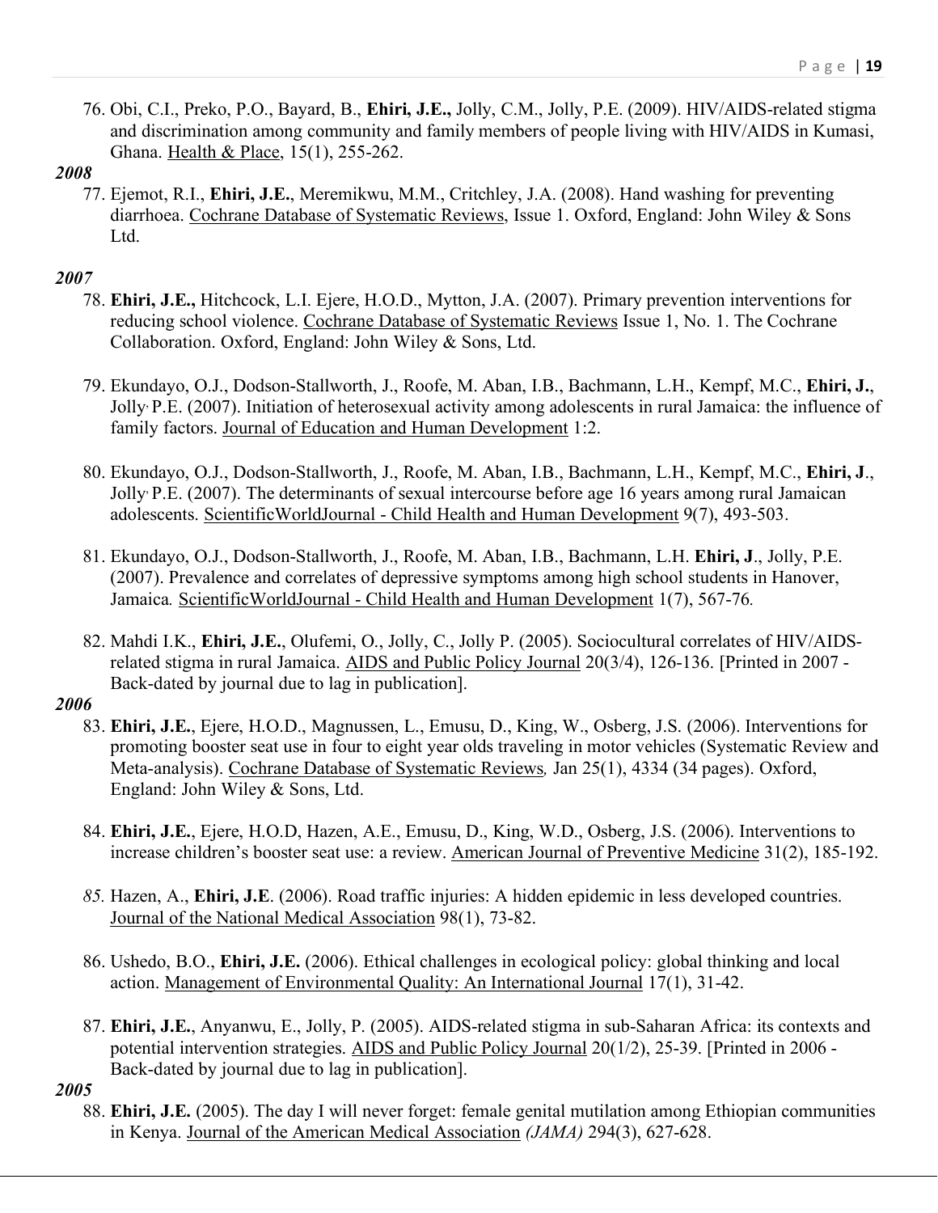76. Obi, C.I., Preko, P.O., Bayard, B., **Ehiri, J.E.,** Jolly, C.M., Jolly, P.E. (2009). HIV/AIDS-related stigma and discrimination among community and family members of people living with HIV/AIDS in Kumasi, Ghana. Health & Place, 15(1), 255-262.

***2008***

77. Ejemot, R.I., **Ehiri, J.E.**, Meremikwu, M.M., Critchley, J.A. (2008). Hand washing for preventing diarrhoea. Cochrane Database of Systematic Reviews, Issue 1. Oxford, England: John Wiley & Sons Ltd.

***2007***

78. **Ehiri, J.E.,** Hitchcock, L.I. Ejere, H.O.D., Mytton, J.A. (2007). Primary prevention interventions for reducing school violence. Cochrane Database of Systematic Reviews Issue 1, No. 1. The Cochrane Collaboration. Oxford, England: John Wiley & Sons, Ltd.

79. Ekundayo, O.J., Dodson-Stallworth, J., Roofe, M. Aban, I.B., Bachmann, L.H., Kempf, M.C., **Ehiri, J.**, Jolly. P.E. (2007). Initiation of heterosexual activity among adolescents in rural Jamaica: the influence of family factors. Journal of Education and Human Development 1:2.

80. Ekundayo, O.J., Dodson-Stallworth, J., Roofe, M. Aban, I.B., Bachmann, L.H., Kempf, M.C., **Ehiri, J**., Jolly. P.E. (2007). The determinants of sexual intercourse before age 16 years among rural Jamaican adolescents. ScientificWorldJournal - Child Health and Human Development 9(7), 493-503.

81. Ekundayo, O.J., Dodson-Stallworth, J., Roofe, M. Aban, I.B., Bachmann, L.H. **Ehiri, J**., Jolly, P.E. (2007). Prevalence and correlates of depressive symptoms among high school students in Hanover, Jamaica*.* ScientificWorldJournal - Child Health and Human Development 1(7), 567-76*.*

82. Mahdi I.K., **Ehiri, J.E.**, Olufemi, O., Jolly, C., Jolly P. (2005). Sociocultural correlates of HIV/AIDS-related stigma in rural Jamaica. AIDS and Public Policy Journal 20(3/4), 126-136. [Printed in 2007 - Back-dated by journal due to lag in publication].

***2006***

83. **Ehiri, J.E.**, Ejere, H.O.D., Magnussen, L., Emusu, D., King, W., Osberg, J.S. (2006). Interventions for promoting booster seat use in four to eight year olds traveling in motor vehicles (Systematic Review and Meta-analysis). Cochrane Database of Systematic Reviews*,* Jan 25(1), 4334 (34 pages). Oxford, England: John Wiley & Sons, Ltd.

84. **Ehiri, J.E.**, Ejere, H.O.D, Hazen, A.E., Emusu, D., King, W.D., Osberg, J.S. (2006). Interventions to increase children's booster seat use: a review. American Journal of Preventive Medicine 31(2), 185-192.

*85.* Hazen, A., **Ehiri, J.E**. (2006). Road traffic injuries: A hidden epidemic in less developed countries. Journal of the National Medical Association 98(1), 73-82.

86. Ushedo, B.O., **Ehiri, J.E.** (2006). Ethical challenges in ecological policy: global thinking and local action. Management of Environmental Quality: An International Journal 17(1), 31-42.

87. **Ehiri, J.E.**, Anyanwu, E., Jolly, P. (2005). AIDS-related stigma in sub-Saharan Africa: its contexts and potential intervention strategies. AIDS and Public Policy Journal 20(1/2), 25-39. [Printed in 2006 - Back-dated by journal due to lag in publication].

***2005***

88. **Ehiri, J.E.** (2005). The day I will never forget: female genital mutilation among Ethiopian communities in Kenya. Journal of the American Medical Association *(JAMA)* 294(3), 627-628.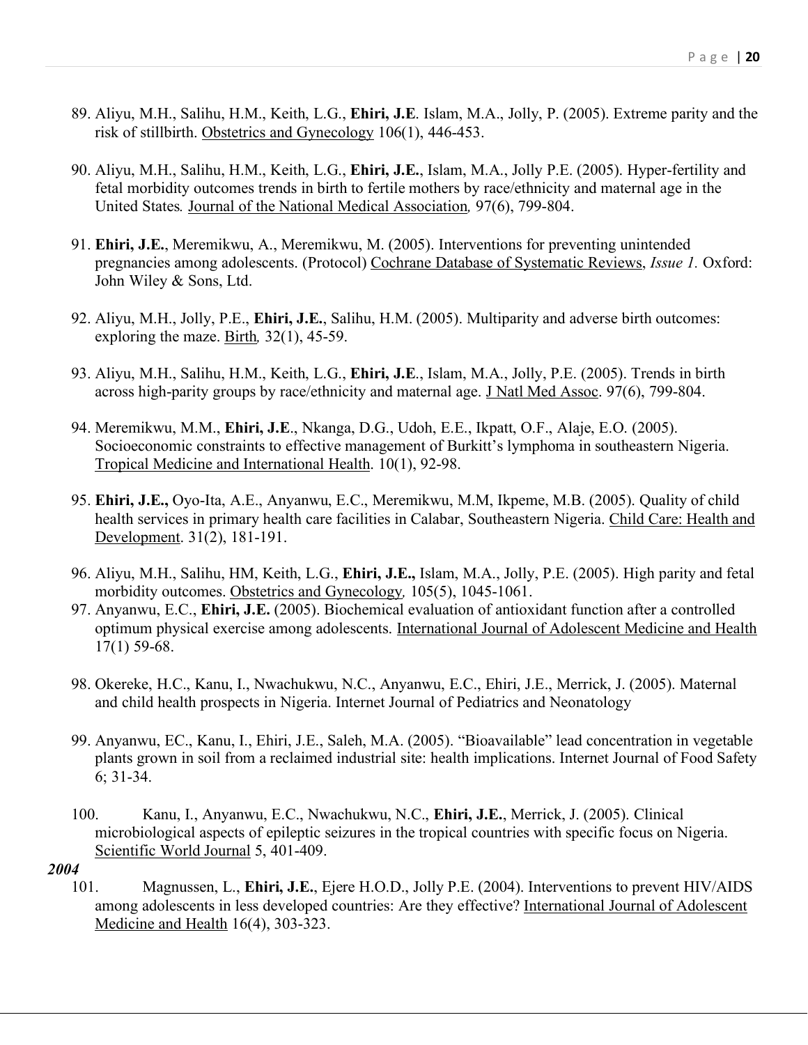89. Aliyu, M.H., Salihu, H.M., Keith, L.G., **Ehiri, J.E**. Islam, M.A., Jolly, P. (2005). Extreme parity and the risk of stillbirth. Obstetrics and Gynecology 106(1), 446-453.

90. Aliyu, M.H., Salihu, H.M., Keith, L.G., **Ehiri, J.E.**, Islam, M.A., Jolly P.E. (2005). Hyper-fertility and fetal morbidity outcomes trends in birth to fertile mothers by race/ethnicity and maternal age in the United States*.* Journal of the National Medical Association*,* 97(6), 799-804.

91. **Ehiri, J.E.**, Meremikwu, A., Meremikwu, M. (2005). Interventions for preventing unintended pregnancies among adolescents. (Protocol) Cochrane Database of Systematic Reviews, *Issue 1.* Oxford: John Wiley & Sons, Ltd.

92. Aliyu, M.H., Jolly, P.E., **Ehiri, J.E.**, Salihu, H.M. (2005). Multiparity and adverse birth outcomes: exploring the maze. Birth*,* 32(1), 45-59.

93. Aliyu, M.H., Salihu, H.M., Keith, L.G., **Ehiri, J.E**., Islam, M.A., Jolly, P.E. (2005). Trends in birth across high-parity groups by race/ethnicity and maternal age. J Natl Med Assoc. 97(6), 799-804.

94. Meremikwu, M.M., **Ehiri, J.E**., Nkanga, D.G., Udoh, E.E., Ikpatt, O.F., Alaje, E.O. (2005). Socioeconomic constraints to effective management of Burkitt's lymphoma in southeastern Nigeria. Tropical Medicine and International Health. 10(1), 92-98.

95. **Ehiri, J.E.,** Oyo-Ita, A.E., Anyanwu, E.C., Meremikwu, M.M, Ikpeme, M.B. (2005). Quality of child health services in primary health care facilities in Calabar, Southeastern Nigeria. Child Care: Health and Development. 31(2), 181-191.

96. Aliyu, M.H., Salihu, HM, Keith, L.G., **Ehiri, J.E.,** Islam, M.A., Jolly, P.E. (2005). High parity and fetal morbidity outcomes. Obstetrics and Gynecology*,* 105(5), 1045-1061.

97. Anyanwu, E.C., **Ehiri, J.E.** (2005). Biochemical evaluation of antioxidant function after a controlled optimum physical exercise among adolescents. International Journal of Adolescent Medicine and Health 17(1) 59-68.

98. Okereke, H.C., Kanu, I., Nwachukwu, N.C., Anyanwu, E.C., Ehiri, J.E., Merrick, J. (2005). Maternal and child health prospects in Nigeria. Internet Journal of Pediatrics and Neonatology

99. Anyanwu, EC., Kanu, I., Ehiri, J.E., Saleh, M.A. (2005). "Bioavailable" lead concentration in vegetable plants grown in soil from a reclaimed industrial site: health implications. Internet Journal of Food Safety 6; 31-34.

100. Kanu, I., Anyanwu, E.C., Nwachukwu, N.C., **Ehiri, J.E.**, Merrick, J. (2005). Clinical microbiological aspects of epileptic seizures in the tropical countries with specific focus on Nigeria. Scientific World Journal 5, 401-409.

***2004***

101. Magnussen, L., **Ehiri, J.E.**, Ejere H.O.D., Jolly P.E. (2004). Interventions to prevent HIV/AIDS among adolescents in less developed countries: Are they effective? International Journal of Adolescent Medicine and Health 16(4), 303-323.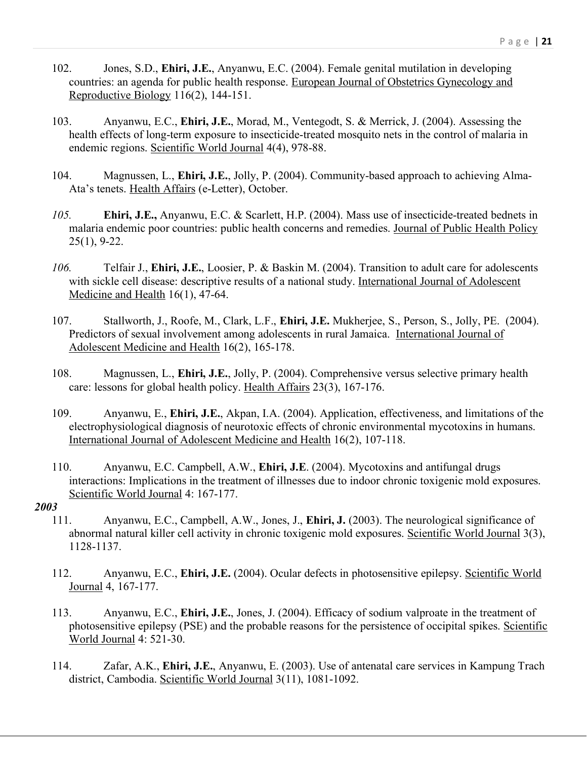102. Jones, S.D., **Ehiri, J.E.**, Anyanwu, E.C. (2004). Female genital mutilation in developing countries: an agenda for public health response. European Journal of Obstetrics Gynecology and Reproductive Biology 116(2), 144-151.

103. Anyanwu, E.C., **Ehiri, J.E.**, Morad, M., Ventegodt, S. & Merrick, J. (2004). Assessing the health effects of long-term exposure to insecticide-treated mosquito nets in the control of malaria in endemic regions. Scientific World Journal 4(4), 978-88.

104. Magnussen, L., **Ehiri, J.E.**, Jolly, P. (2004). Community-based approach to achieving Alma-Ata's tenets. Health Affairs (e-Letter), October.

*105.* **Ehiri, J.E.,** Anyanwu, E.C. & Scarlett, H.P. (2004). Mass use of insecticide-treated bednets in malaria endemic poor countries: public health concerns and remedies. Journal of Public Health Policy 25(1), 9-22.

*106.* Telfair J., **Ehiri, J.E.**, Loosier, P. & Baskin M. (2004). Transition to adult care for adolescents with sickle cell disease: descriptive results of a national study. International Journal of Adolescent Medicine and Health 16(1), 47-64.

107. Stallworth, J., Roofe, M., Clark, L.F., **Ehiri, J.E.** Mukherjee, S., Person, S., Jolly, PE. (2004). Predictors of sexual involvement among adolescents in rural Jamaica. International Journal of Adolescent Medicine and Health 16(2), 165-178.

108. Magnussen, L., **Ehiri, J.E.**, Jolly, P. (2004). Comprehensive versus selective primary health care: lessons for global health policy. Health Affairs 23(3), 167-176.

109. Anyanwu, E., **Ehiri, J.E.**, Akpan, I.A. (2004). Application, effectiveness, and limitations of the electrophysiological diagnosis of neurotoxic effects of chronic environmental mycotoxins in humans. International Journal of Adolescent Medicine and Health 16(2), 107-118.

110. Anyanwu, E.C. Campbell, A.W., **Ehiri, J.E**. (2004). Mycotoxins and antifungal drugs interactions: Implications in the treatment of illnesses due to indoor chronic toxigenic mold exposures. Scientific World Journal 4: 167-177.

***2003***

111. Anyanwu, E.C., Campbell, A.W., Jones, J., **Ehiri, J.** (2003). The neurological significance of abnormal natural killer cell activity in chronic toxigenic mold exposures. Scientific World Journal 3(3), 1128-1137.

112. Anyanwu, E.C., **Ehiri, J.E.** (2004). Ocular defects in photosensitive epilepsy. Scientific World Journal 4, 167-177.

113. Anyanwu, E.C., **Ehiri, J.E.**, Jones, J. (2004). Efficacy of sodium valproate in the treatment of photosensitive epilepsy (PSE) and the probable reasons for the persistence of occipital spikes. Scientific World Journal 4: 521-30.

114. Zafar, A.K., **Ehiri, J.E.**, Anyanwu, E. (2003). Use of antenatal care services in Kampung Trach district, Cambodia. Scientific World Journal 3(11), 1081-1092.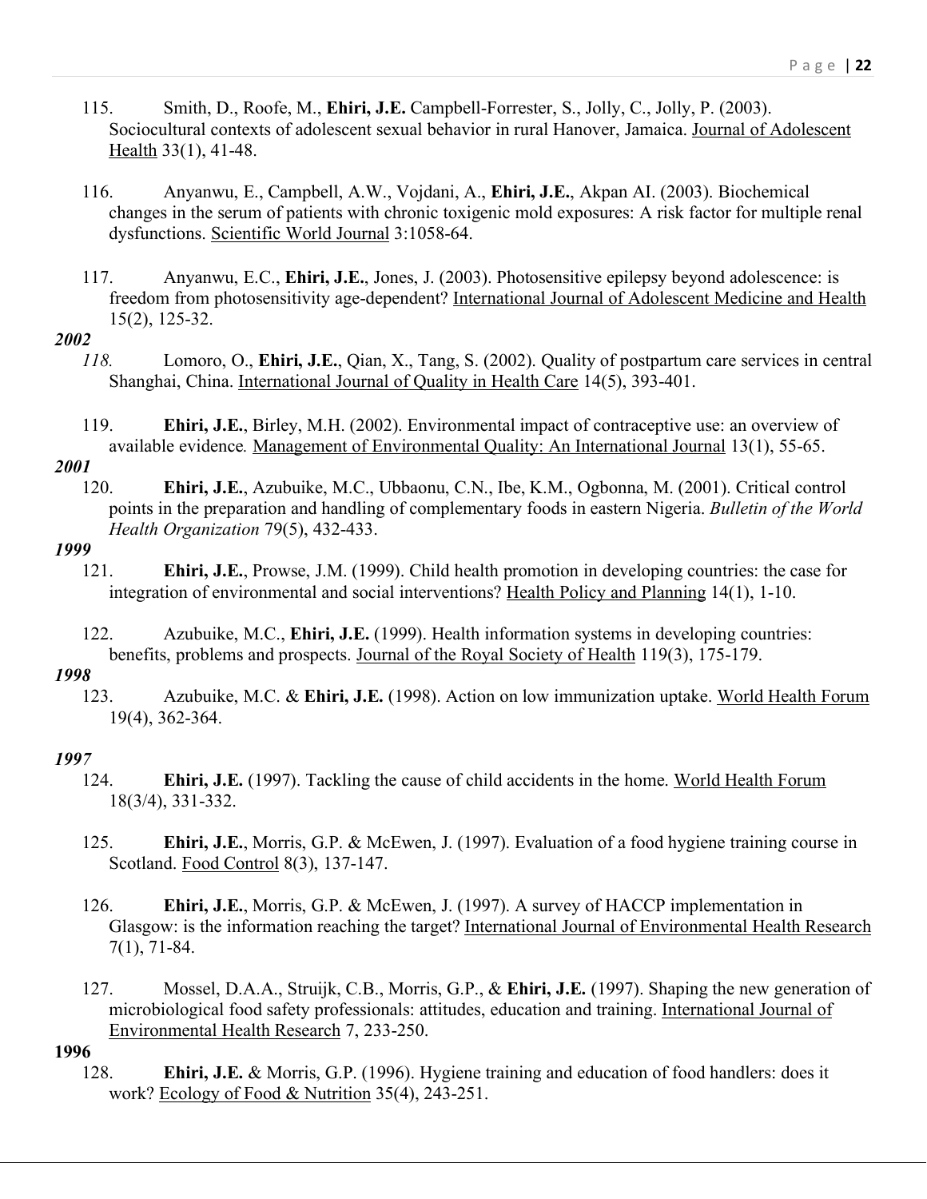115. Smith, D., Roofe, M., **Ehiri, J.E.** Campbell-Forrester, S., Jolly, C., Jolly, P. (2003). Sociocultural contexts of adolescent sexual behavior in rural Hanover, Jamaica. <u>Journal of Adolescent Health</u> 33(1), 41-48.

116. Anyanwu, E., Campbell, A.W., Vojdani, A., **Ehiri, J.E.**, Akpan AI. (2003). Biochemical changes in the serum of patients with chronic toxigenic mold exposures: A risk factor for multiple renal dysfunctions. <u>Scientific World Journal</u> 3:1058-64.

117. Anyanwu, E.C., **Ehiri, J.E.**, Jones, J. (2003). Photosensitive epilepsy beyond adolescence: is freedom from photosensitivity age-dependent? <u>International Journal of Adolescent Medicine and Health</u> 15(2), 125-32.

***2002***

*118.* Lomoro, O., **Ehiri, J.E.**, Qian, X., Tang, S. (2002). Quality of postpartum care services in central Shanghai, China. <u>International Journal of Quality in Health Care</u> 14(5), 393-401.

119. **Ehiri, J.E.**, Birley, M.H. (2002). Environmental impact of contraceptive use: an overview of available evidence*.* <u>Management of Environmental Quality: An International Journal</u> 13(1), 55-65.

***2001***

120. **Ehiri, J.E.**, Azubuike, M.C., Ubbaonu, C.N., Ibe, K.M., Ogbonna, M. (2001). Critical control points in the preparation and handling of complementary foods in eastern Nigeria. *Bulletin of the World Health Organization* 79(5), 432-433.

***1999***

121. **Ehiri, J.E.**, Prowse, J.M. (1999). Child health promotion in developing countries: the case for integration of environmental and social interventions? <u>Health Policy and Planning</u> 14(1), 1-10.

122. Azubuike, M.C., **Ehiri, J.E.** (1999). Health information systems in developing countries: benefits, problems and prospects. <u>Journal of the Royal Society of Health</u> 119(3), 175-179.

***1998***

123. Azubuike, M.C. & **Ehiri, J.E.** (1998). Action on low immunization uptake. <u>World Health Forum</u> 19(4), 362-364.

***1997***

124. **Ehiri, J.E.** (1997). Tackling the cause of child accidents in the home. <u>World Health Forum</u> 18(3/4), 331-332.

125. **Ehiri, J.E.**, Morris, G.P. & McEwen, J. (1997). Evaluation of a food hygiene training course in Scotland. <u>Food Control</u> 8(3), 137-147.

126. **Ehiri, J.E.**, Morris, G.P. & McEwen, J. (1997). A survey of HACCP implementation in Glasgow: is the information reaching the target? <u>International Journal of Environmental Health Research</u> 7(1), 71-84.

127. Mossel, D.A.A., Struijk, C.B., Morris, G.P., & **Ehiri, J.E.** (1997). Shaping the new generation of microbiological food safety professionals: attitudes, education and training. <u>International Journal of Environmental Health Research</u> 7, 233-250.

**1996**

128. **Ehiri, J.E.** & Morris, G.P. (1996). Hygiene training and education of food handlers: does it work? <u>Ecology of Food & Nutrition</u> 35(4), 243-251.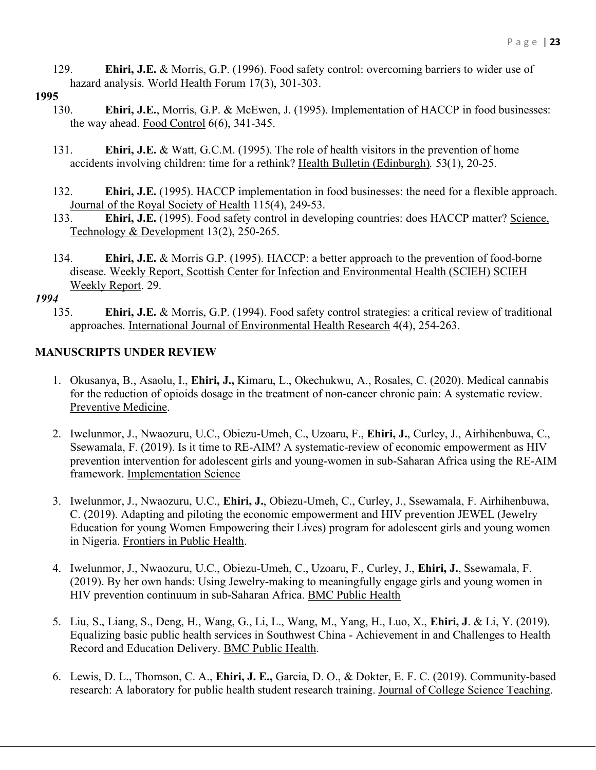129. **Ehiri, J.E.** & Morris, G.P. (1996). Food safety control: overcoming barriers to wider use of hazard analysis. World Health Forum 17(3), 301-303.

**1995**

130. **Ehiri, J.E.**, Morris, G.P. & McEwen, J. (1995). Implementation of HACCP in food businesses: the way ahead. Food Control 6(6), 341-345.

131. **Ehiri, J.E.** & Watt, G.C.M. (1995). The role of health visitors in the prevention of home accidents involving children: time for a rethink? Health Bulletin (Edinburgh). 53(1), 20-25.

132. **Ehiri, J.E.** (1995). HACCP implementation in food businesses: the need for a flexible approach. Journal of the Royal Society of Health 115(4), 249-53.

133. **Ehiri, J.E.** (1995). Food safety control in developing countries: does HACCP matter? Science, Technology & Development 13(2), 250-265.

134. **Ehiri, J.E.** & Morris G.P. (1995). HACCP: a better approach to the prevention of food-borne disease. Weekly Report, Scottish Center for Infection and Environmental Health (SCIEH) SCIEH Weekly Report. 29.

***1994***

135. **Ehiri, J.E.** & Morris, G.P. (1994). Food safety control strategies: a critical review of traditional approaches. International Journal of Environmental Health Research 4(4), 254-263.

## MANUSCRIPTS UNDER REVIEW

1. Okusanya, B., Asaolu, I., **Ehiri, J.,** Kimaru, L., Okechukwu, A., Rosales, C. (2020). Medical cannabis for the reduction of opioids dosage in the treatment of non-cancer chronic pain: A systematic review. Preventive Medicine.

2. Iwelunmor, J., Nwaozuru, U.C., Obiezu-Umeh, C., Uzoaru, F., **Ehiri, J.**, Curley, J., Airhihenbuwa, C., Ssewamala, F. (2019). Is it time to RE-AIM? A systematic-review of economic empowerment as HIV prevention intervention for adolescent girls and young-women in sub-Saharan Africa using the RE-AIM framework. Implementation Science

3. Iwelunmor, J., Nwaozuru, U.C., **Ehiri, J.**, Obiezu-Umeh, C., Curley, J., Ssewamala, F. Airhihenbuwa, C. (2019). Adapting and piloting the economic empowerment and HIV prevention JEWEL (Jewelry Education for young Women Empowering their Lives) program for adolescent girls and young women in Nigeria. Frontiers in Public Health.

4. Iwelunmor, J., Nwaozuru, U.C., Obiezu-Umeh, C., Uzoaru, F., Curley, J., **Ehiri, J.**, Ssewamala, F. (2019). By her own hands: Using Jewelry-making to meaningfully engage girls and young women in HIV prevention continuum in sub-Saharan Africa. BMC Public Health

5. Liu, S., Liang, S., Deng, H., Wang, G., Li, L., Wang, M., Yang, H., Luo, X., **Ehiri, J**. & Li, Y. (2019). Equalizing basic public health services in Southwest China - Achievement in and Challenges to Health Record and Education Delivery. BMC Public Health.

6. Lewis, D. L., Thomson, C. A., **Ehiri, J. E.,** Garcia, D. O., & Dokter, E. F. C. (2019). Community-based research: A laboratory for public health student research training. Journal of College Science Teaching.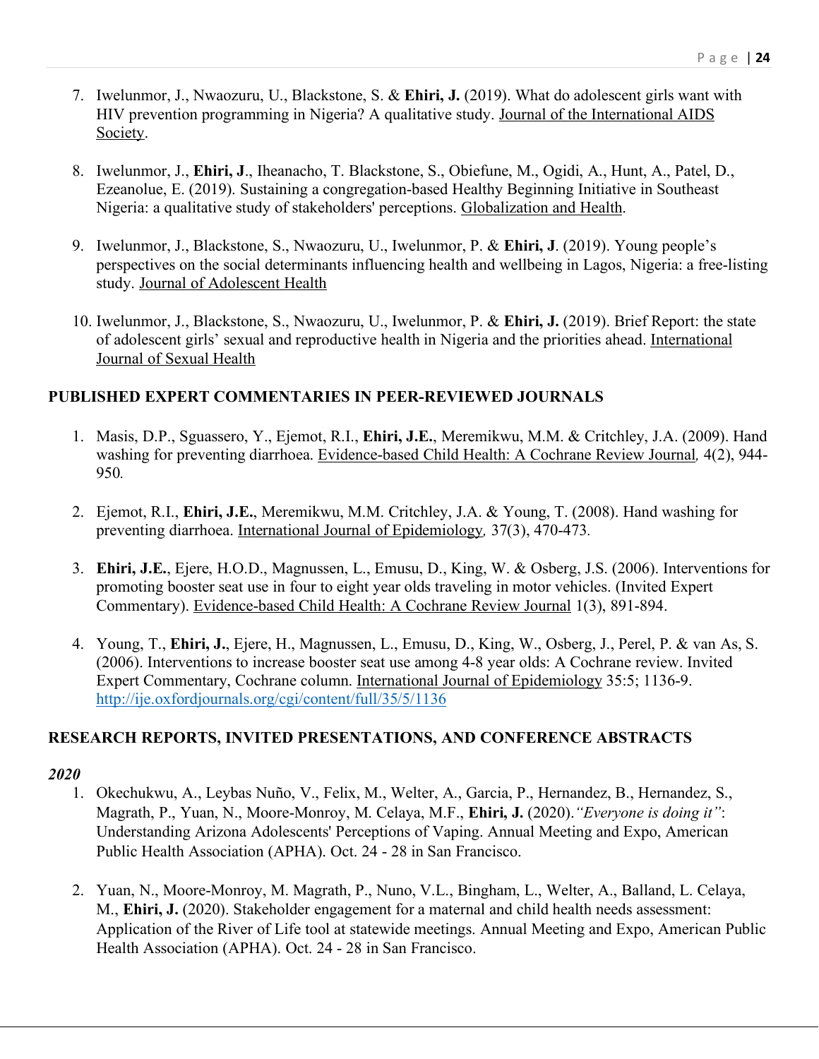7. Iwelunmor, J., Nwaozuru, U., Blackstone, S. & **Ehiri, J.** (2019). What do adolescent girls want with HIV prevention programming in Nigeria? A qualitative study. Journal of the International AIDS Society.

8. Iwelunmor, J., **Ehiri, J**., Iheanacho, T. Blackstone, S., Obiefune, M., Ogidi, A., Hunt, A., Patel, D., Ezeanolue, E. (2019). Sustaining a congregation-based Healthy Beginning Initiative in Southeast Nigeria: a qualitative study of stakeholders' perceptions. Globalization and Health.

9. Iwelunmor, J., Blackstone, S., Nwaozuru, U., Iwelunmor, P. & **Ehiri, J**. (2019). Young people's perspectives on the social determinants influencing health and wellbeing in Lagos, Nigeria: a free-listing study. Journal of Adolescent Health

10. Iwelunmor, J., Blackstone, S., Nwaozuru, U., Iwelunmor, P. & **Ehiri, J.** (2019). Brief Report: the state of adolescent girls' sexual and reproductive health in Nigeria and the priorities ahead. International Journal of Sexual Health

## PUBLISHED EXPERT COMMENTARIES IN PEER-REVIEWED JOURNALS

1. Masis, D.P., Sguassero, Y., Ejemot, R.I., **Ehiri, J.E.**, Meremikwu, M.M. & Critchley, J.A. (2009). Hand washing for preventing diarrhoea. Evidence-based Child Health: A Cochrane Review Journal*, 4*(2), 944-950*.*

2. Ejemot, R.I., **Ehiri, J.E.**, Meremikwu, M.M. Critchley, J.A. & Young, T. (2008). Hand washing for preventing diarrhoea. International Journal of Epidemiology*,* 37(3), 470-473.

3. **Ehiri, J.E.**, Ejere, H.O.D., Magnussen, L., Emusu, D., King, W. & Osberg, J.S. (2006). Interventions for promoting booster seat use in four to eight year olds traveling in motor vehicles. (Invited Expert Commentary). Evidence-based Child Health: A Cochrane Review Journal 1(3), 891-894.

4. Young, T., **Ehiri, J.**, Ejere, H., Magnussen, L., Emusu, D., King, W., Osberg, J., Perel, P. & van As, S. (2006). Interventions to increase booster seat use among 4-8 year olds: A Cochrane review. Invited Expert Commentary, Cochrane column. International Journal of Epidemiology 35:5; 1136-9. http://ije.oxfordjournals.org/cgi/content/full/35/5/1136

## RESEARCH REPORTS, INVITED PRESENTATIONS, AND CONFERENCE ABSTRACTS

***2020***

1. Okechukwu, A., Leybas Nuño, V., Felix, M., Welter, A., Garcia, P., Hernandez, B., Hernandez, S., Magrath, P., Yuan, N., Moore-Monroy, M. Celaya, M.F., **Ehiri, J.** (2020).*"Everyone is doing it"*: Understanding Arizona Adolescents' Perceptions of Vaping. Annual Meeting and Expo, American Public Health Association (APHA). Oct. 24 - 28 in San Francisco.

2. Yuan, N., Moore-Monroy, M. Magrath, P., Nuno, V.L., Bingham, L., Welter, A., Balland, L. Celaya, M., **Ehiri, J.** (2020). Stakeholder engagement for a maternal and child health needs assessment: Application of the River of Life tool at statewide meetings. Annual Meeting and Expo, American Public Health Association (APHA). Oct. 24 - 28 in San Francisco.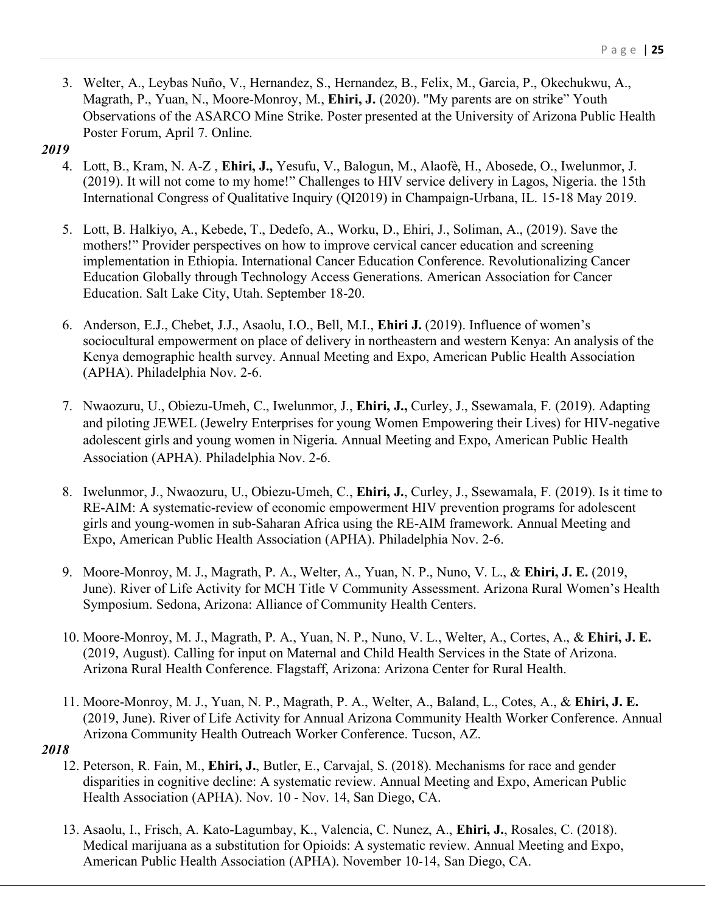3. Welter, A., Leybas Nuño, V., Hernandez, S., Hernandez, B., Felix, M., Garcia, P., Okechukwu, A., Magrath, P., Yuan, N., Moore-Monroy, M., **Ehiri, J.** (2020). "My parents are on strike" Youth Observations of the ASARCO Mine Strike. Poster presented at the University of Arizona Public Health Poster Forum, April 7. Online.

***2019***

4. Lott, B., Kram, N. A-Z , **Ehiri, J.,** Yesufu, V., Balogun, M., Alaofè, H., Abosede, O., Iwelunmor, J. (2019). It will not come to my home!" Challenges to HIV service delivery in Lagos, Nigeria. the 15th International Congress of Qualitative Inquiry (QI2019) in Champaign-Urbana, IL. 15-18 May 2019.

5. Lott, B. Halkiyo, A., Kebede, T., Dedefo, A., Worku, D., Ehiri, J., Soliman, A., (2019). Save the mothers!" Provider perspectives on how to improve cervical cancer education and screening implementation in Ethiopia. International Cancer Education Conference. Revolutionalizing Cancer Education Globally through Technology Access Generations. American Association for Cancer Education. Salt Lake City, Utah. September 18-20.

6. Anderson, E.J., Chebet, J.J., Asaolu, I.O., Bell, M.I., **Ehiri J.** (2019). Influence of women's sociocultural empowerment on place of delivery in northeastern and western Kenya: An analysis of the Kenya demographic health survey. Annual Meeting and Expo, American Public Health Association (APHA). Philadelphia Nov. 2-6.

7. Nwaozuru, U., Obiezu-Umeh, C., Iwelunmor, J., **Ehiri, J.,** Curley, J., Ssewamala, F. (2019). Adapting and piloting JEWEL (Jewelry Enterprises for young Women Empowering their Lives) for HIV-negative adolescent girls and young women in Nigeria. Annual Meeting and Expo, American Public Health Association (APHA). Philadelphia Nov. 2-6.

8. Iwelunmor, J., Nwaozuru, U., Obiezu-Umeh, C., **Ehiri, J.**, Curley, J., Ssewamala, F. (2019). Is it time to RE-AIM: A systematic-review of economic empowerment HIV prevention programs for adolescent girls and young-women in sub-Saharan Africa using the RE-AIM framework. Annual Meeting and Expo, American Public Health Association (APHA). Philadelphia Nov. 2-6.

9. Moore-Monroy, M. J., Magrath, P. A., Welter, A., Yuan, N. P., Nuno, V. L., & **Ehiri, J. E.** (2019, June). River of Life Activity for MCH Title V Community Assessment. Arizona Rural Women's Health Symposium. Sedona, Arizona: Alliance of Community Health Centers.

10. Moore-Monroy, M. J., Magrath, P. A., Yuan, N. P., Nuno, V. L., Welter, A., Cortes, A., & **Ehiri, J. E.** (2019, August). Calling for input on Maternal and Child Health Services in the State of Arizona. Arizona Rural Health Conference. Flagstaff, Arizona: Arizona Center for Rural Health.

11. Moore-Monroy, M. J., Yuan, N. P., Magrath, P. A., Welter, A., Baland, L., Cotes, A., & **Ehiri, J. E.** (2019, June). River of Life Activity for Annual Arizona Community Health Worker Conference. Annual Arizona Community Health Outreach Worker Conference. Tucson, AZ.

***2018***

12. Peterson, R. Fain, M., **Ehiri, J.**, Butler, E., Carvajal, S. (2018). Mechanisms for race and gender disparities in cognitive decline: A systematic review. Annual Meeting and Expo, American Public Health Association (APHA). Nov. 10 - Nov. 14, San Diego, CA.

13. Asaolu, I., Frisch, A. Kato-Lagumbay, K., Valencia, C. Nunez, A., **Ehiri, J.**, Rosales, C. (2018). Medical marijuana as a substitution for Opioids: A systematic review. Annual Meeting and Expo, American Public Health Association (APHA). November 10-14, San Diego, CA.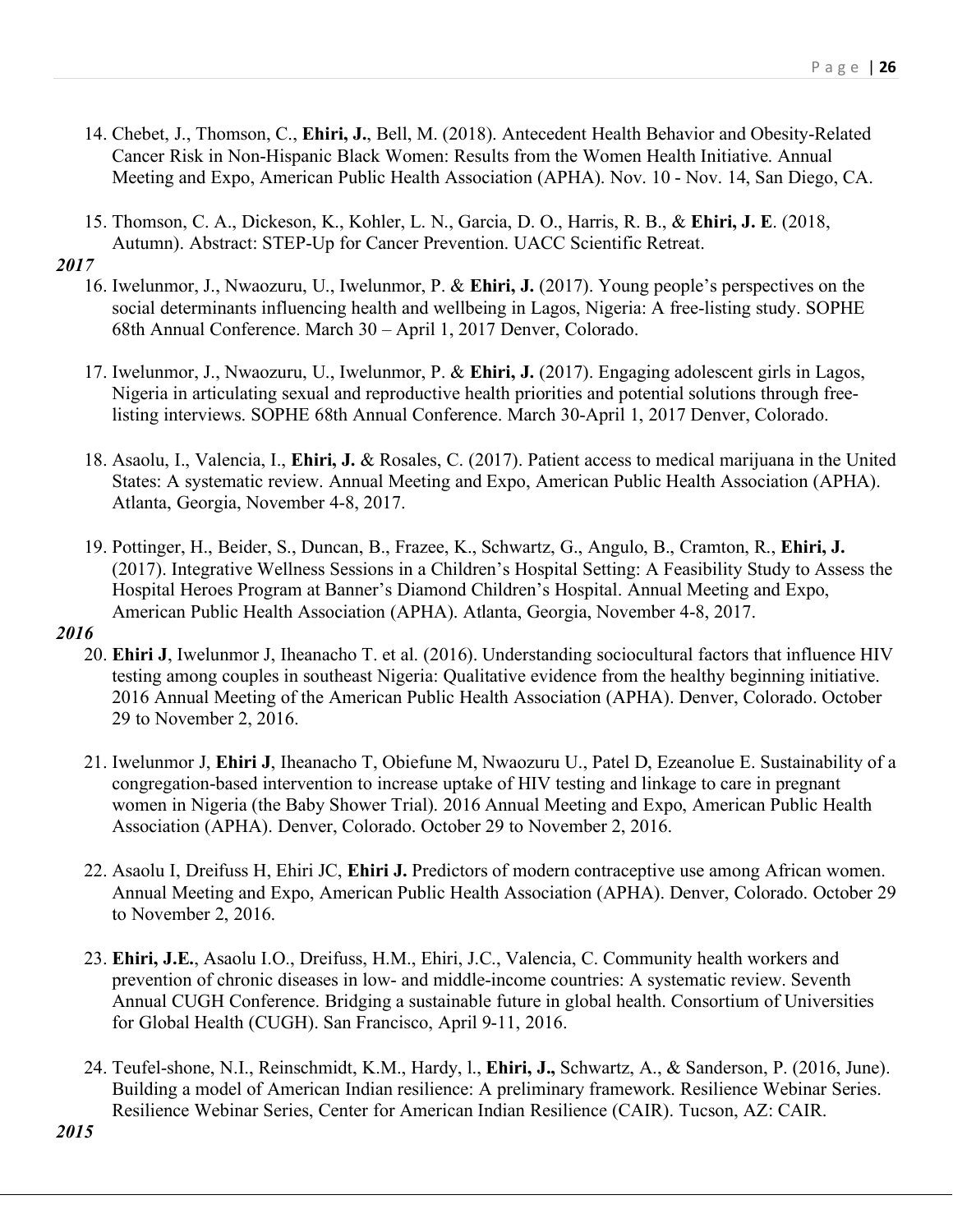14. Chebet, J., Thomson, C., **Ehiri, J.**, Bell, M. (2018). Antecedent Health Behavior and Obesity-Related Cancer Risk in Non-Hispanic Black Women: Results from the Women Health Initiative. Annual Meeting and Expo, American Public Health Association (APHA). Nov. 10 - Nov. 14, San Diego, CA.

15. Thomson, C. A., Dickeson, K., Kohler, L. N., Garcia, D. O., Harris, R. B., & **Ehiri, J. E**. (2018, Autumn). Abstract: STEP-Up for Cancer Prevention. UACC Scientific Retreat.

***2017***

16. Iwelunmor, J., Nwaozuru, U., Iwelunmor, P. & **Ehiri, J.** (2017). Young people's perspectives on the social determinants influencing health and wellbeing in Lagos, Nigeria: A free-listing study. SOPHE 68th Annual Conference. March 30 – April 1, 2017 Denver, Colorado.

17. Iwelunmor, J., Nwaozuru, U., Iwelunmor, P. & **Ehiri, J.** (2017). Engaging adolescent girls in Lagos, Nigeria in articulating sexual and reproductive health priorities and potential solutions through free-listing interviews. SOPHE 68th Annual Conference. March 30-April 1, 2017 Denver, Colorado.

18. Asaolu, I., Valencia, I., **Ehiri, J.** & Rosales, C. (2017). Patient access to medical marijuana in the United States: A systematic review. Annual Meeting and Expo, American Public Health Association (APHA). Atlanta, Georgia, November 4-8, 2017.

19. Pottinger, H., Beider, S., Duncan, B., Frazee, K., Schwartz, G., Angulo, B., Cramton, R., **Ehiri, J.** (2017). Integrative Wellness Sessions in a Children's Hospital Setting: A Feasibility Study to Assess the Hospital Heroes Program at Banner's Diamond Children's Hospital. Annual Meeting and Expo, American Public Health Association (APHA). Atlanta, Georgia, November 4-8, 2017.

***2016***

20. **Ehiri J**, Iwelunmor J, Iheanacho T. et al. (2016). Understanding sociocultural factors that influence HIV testing among couples in southeast Nigeria: Qualitative evidence from the healthy beginning initiative. 2016 Annual Meeting of the American Public Health Association (APHA). Denver, Colorado. October 29 to November 2, 2016.

21. Iwelunmor J, **Ehiri J**, Iheanacho T, Obiefune M, Nwaozuru U., Patel D, Ezeanolue E. Sustainability of a congregation-based intervention to increase uptake of HIV testing and linkage to care in pregnant women in Nigeria (the Baby Shower Trial). 2016 Annual Meeting and Expo, American Public Health Association (APHA). Denver, Colorado. October 29 to November 2, 2016.

22. Asaolu I, Dreifuss H, Ehiri JC, **Ehiri J.** Predictors of modern contraceptive use among African women. Annual Meeting and Expo, American Public Health Association (APHA). Denver, Colorado. October 29 to November 2, 2016.

23. **Ehiri, J.E.**, Asaolu I.O., Dreifuss, H.M., Ehiri, J.C., Valencia, C. Community health workers and prevention of chronic diseases in low- and middle-income countries: A systematic review. Seventh Annual CUGH Conference. Bridging a sustainable future in global health. Consortium of Universities for Global Health (CUGH). San Francisco, April 9-11, 2016.

24. Teufel-shone, N.I., Reinschmidt, K.M., Hardy, l., **Ehiri, J.,** Schwartz, A., & Sanderson, P. (2016, June). Building a model of American Indian resilience: A preliminary framework. Resilience Webinar Series. Resilience Webinar Series, Center for American Indian Resilience (CAIR). Tucson, AZ: CAIR.

***2015***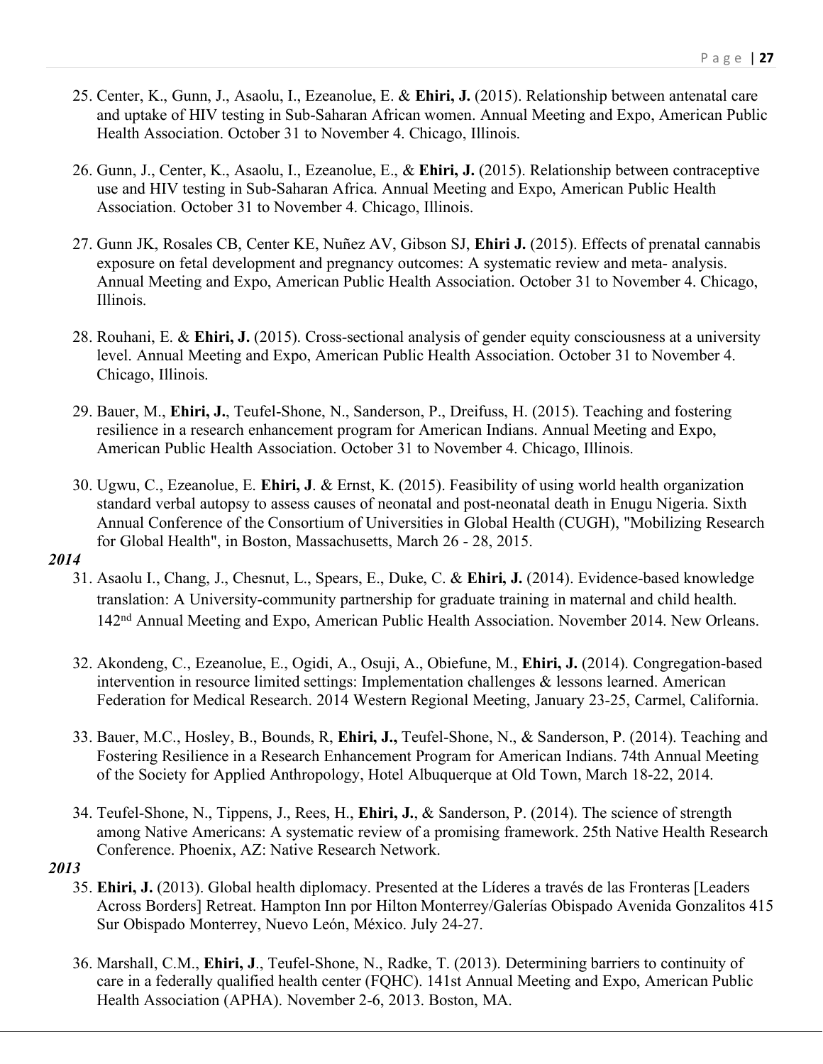25. Center, K., Gunn, J., Asaolu, I., Ezeanolue, E. & **Ehiri, J.** (2015). Relationship between antenatal care and uptake of HIV testing in Sub-Saharan African women. Annual Meeting and Expo, American Public Health Association. October 31 to November 4. Chicago, Illinois.

26. Gunn, J., Center, K., Asaolu, I., Ezeanolue, E., & **Ehiri, J.** (2015). Relationship between contraceptive use and HIV testing in Sub-Saharan Africa. Annual Meeting and Expo, American Public Health Association. October 31 to November 4. Chicago, Illinois.

27. Gunn JK, Rosales CB, Center KE, Nuñez AV, Gibson SJ, **Ehiri J.** (2015). Effects of prenatal cannabis exposure on fetal development and pregnancy outcomes: A systematic review and meta- analysis. Annual Meeting and Expo, American Public Health Association. October 31 to November 4. Chicago, Illinois.

28. Rouhani, E. & **Ehiri, J.** (2015). Cross-sectional analysis of gender equity consciousness at a university level. Annual Meeting and Expo, American Public Health Association. October 31 to November 4. Chicago, Illinois.

29. Bauer, M., **Ehiri, J.**, Teufel-Shone, N., Sanderson, P., Dreifuss, H. (2015). Teaching and fostering resilience in a research enhancement program for American Indians. Annual Meeting and Expo, American Public Health Association. October 31 to November 4. Chicago, Illinois.

30. Ugwu, C., Ezeanolue, E. **Ehiri, J**. & Ernst, K. (2015). Feasibility of using world health organization standard verbal autopsy to assess causes of neonatal and post-neonatal death in Enugu Nigeria. Sixth Annual Conference of the Consortium of Universities in Global Health (CUGH), "Mobilizing Research for Global Health", in Boston, Massachusetts, March 26 - 28, 2015.

***2014***

31. Asaolu I., Chang, J., Chesnut, L., Spears, E., Duke, C. & **Ehiri, J.** (2014). Evidence-based knowledge translation: A University-community partnership for graduate training in maternal and child health. 142nd Annual Meeting and Expo, American Public Health Association. November 2014. New Orleans.

32. Akondeng, C., Ezeanolue, E., Ogidi, A., Osuji, A., Obiefune, M., **Ehiri, J.** (2014). Congregation-based intervention in resource limited settings: Implementation challenges & lessons learned. American Federation for Medical Research. 2014 Western Regional Meeting, January 23-25, Carmel, California.

33. Bauer, M.C., Hosley, B., Bounds, R, **Ehiri, J.,** Teufel-Shone, N., & Sanderson, P. (2014). Teaching and Fostering Resilience in a Research Enhancement Program for American Indians. 74th Annual Meeting of the Society for Applied Anthropology, Hotel Albuquerque at Old Town, March 18-22, 2014.

34. Teufel-Shone, N., Tippens, J., Rees, H., **Ehiri, J.**, & Sanderson, P. (2014). The science of strength among Native Americans: A systematic review of a promising framework. 25th Native Health Research Conference. Phoenix, AZ: Native Research Network.

***2013***

35. **Ehiri, J.** (2013). Global health diplomacy. Presented at the Líderes a través de las Fronteras [Leaders Across Borders] Retreat. Hampton Inn por Hilton Monterrey/Galerías Obispado Avenida Gonzalitos 415 Sur Obispado Monterrey, Nuevo León, México. July 24-27.

36. Marshall, C.M., **Ehiri, J**., Teufel-Shone, N., Radke, T. (2013). Determining barriers to continuity of care in a federally qualified health center (FQHC). 141st Annual Meeting and Expo, American Public Health Association (APHA). November 2-6, 2013. Boston, MA.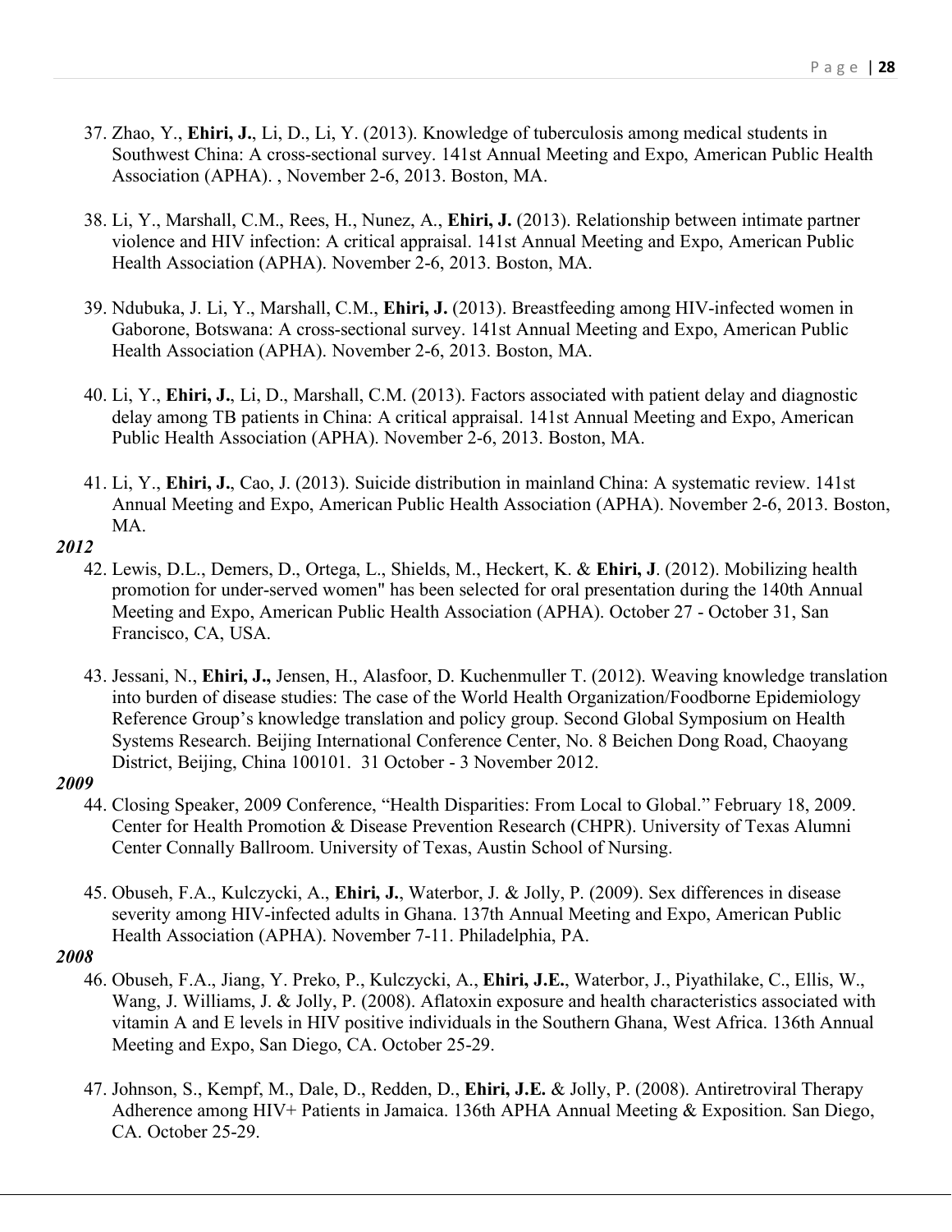37. Zhao, Y., **Ehiri, J.**, Li, D., Li, Y. (2013). Knowledge of tuberculosis among medical students in Southwest China: A cross-sectional survey. 141st Annual Meeting and Expo, American Public Health Association (APHA). , November 2-6, 2013. Boston, MA.

38. Li, Y., Marshall, C.M., Rees, H., Nunez, A., **Ehiri, J.** (2013). Relationship between intimate partner violence and HIV infection: A critical appraisal. 141st Annual Meeting and Expo, American Public Health Association (APHA). November 2-6, 2013. Boston, MA.

39. Ndubuka, J. Li, Y., Marshall, C.M., **Ehiri, J.** (2013). Breastfeeding among HIV-infected women in Gaborone, Botswana: A cross-sectional survey. 141st Annual Meeting and Expo, American Public Health Association (APHA). November 2-6, 2013. Boston, MA.

40. Li, Y., **Ehiri, J.**, Li, D., Marshall, C.M. (2013). Factors associated with patient delay and diagnostic delay among TB patients in China: A critical appraisal. 141st Annual Meeting and Expo, American Public Health Association (APHA). November 2-6, 2013. Boston, MA.

41. Li, Y., **Ehiri, J.**, Cao, J. (2013). Suicide distribution in mainland China: A systematic review. 141st Annual Meeting and Expo, American Public Health Association (APHA). November 2-6, 2013. Boston, MA.

***2012***

42. Lewis, D.L., Demers, D., Ortega, L., Shields, M., Heckert, K. & **Ehiri, J**. (2012). Mobilizing health promotion for under-served women" has been selected for oral presentation during the 140th Annual Meeting and Expo, American Public Health Association (APHA). October 27 - October 31, San Francisco, CA, USA.

43. Jessani, N., **Ehiri, J.,** Jensen, H., Alasfoor, D. Kuchenmuller T. (2012). Weaving knowledge translation into burden of disease studies: The case of the World Health Organization/Foodborne Epidemiology Reference Group's knowledge translation and policy group. Second Global Symposium on Health Systems Research. Beijing International Conference Center, No. 8 Beichen Dong Road, Chaoyang District, Beijing, China 100101. 31 October - 3 November 2012.

***2009***

44. Closing Speaker, 2009 Conference, "Health Disparities: From Local to Global." February 18, 2009. Center for Health Promotion & Disease Prevention Research (CHPR). University of Texas Alumni Center Connally Ballroom. University of Texas, Austin School of Nursing.

45. Obuseh, F.A., Kulczycki, A., **Ehiri, J.**, Waterbor, J. & Jolly, P. (2009). Sex differences in disease severity among HIV-infected adults in Ghana. 137th Annual Meeting and Expo, American Public Health Association (APHA). November 7-11. Philadelphia, PA.

***2008***

46. Obuseh, F.A., Jiang, Y. Preko, P., Kulczycki, A., **Ehiri, J.E.**, Waterbor, J., Piyathilake, C., Ellis, W., Wang, J. Williams, J. & Jolly, P. (2008). Aflatoxin exposure and health characteristics associated with vitamin A and E levels in HIV positive individuals in the Southern Ghana, West Africa. 136th Annual Meeting and Expo, San Diego, CA. October 25-29.

47. Johnson, S., Kempf, M., Dale, D., Redden, D., **Ehiri, J.E.** & Jolly, P. (2008). Antiretroviral Therapy Adherence among HIV+ Patients in Jamaica. 136th APHA Annual Meeting & Exposition. San Diego, CA. October 25-29.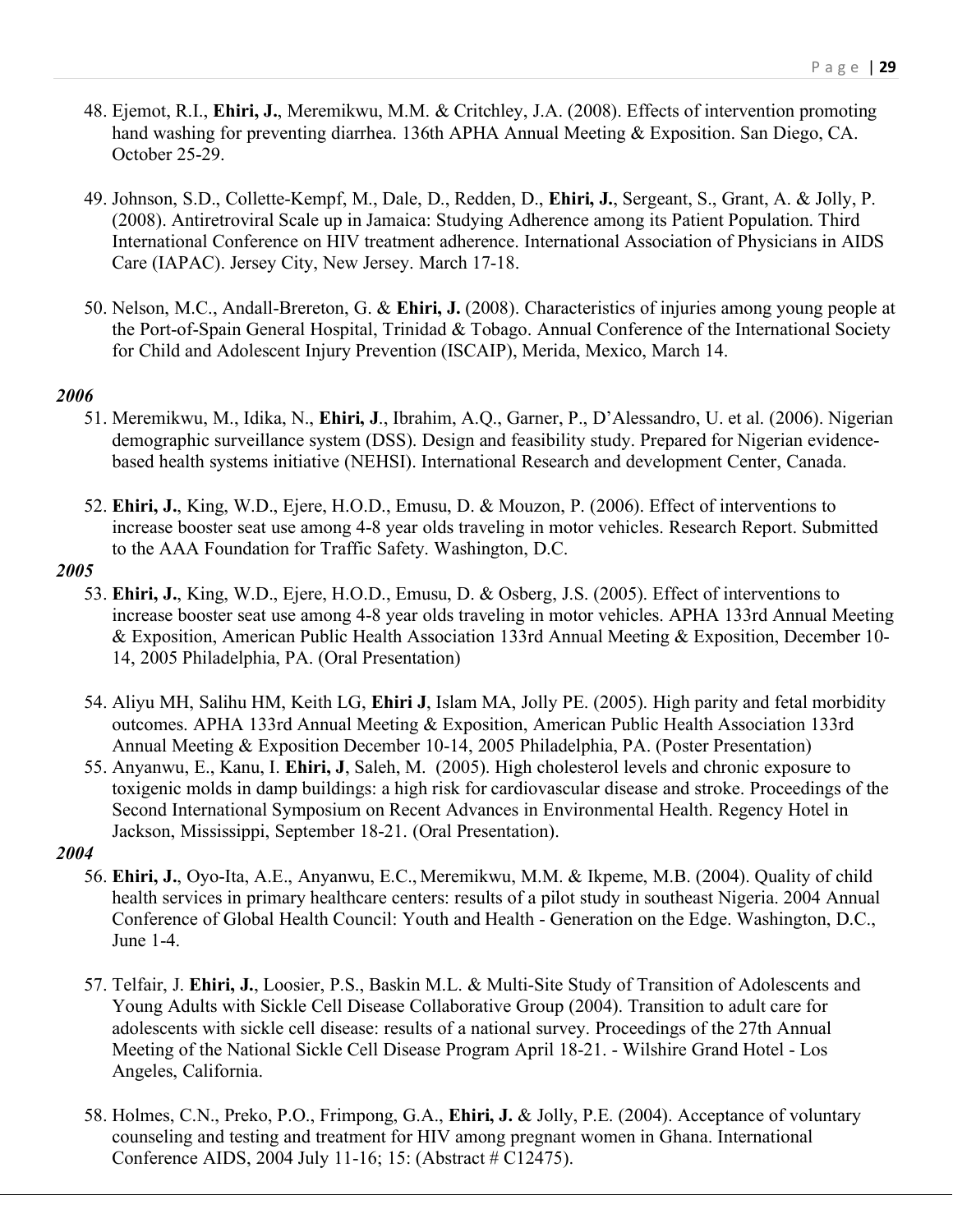48. Ejemot, R.I., **Ehiri, J.**, Meremikwu, M.M. & Critchley, J.A. (2008). Effects of intervention promoting hand washing for preventing diarrhea. 136th APHA Annual Meeting & Exposition. San Diego, CA. October 25-29.

49. Johnson, S.D., Collette-Kempf, M., Dale, D., Redden, D., **Ehiri, J.**, Sergeant, S., Grant, A. & Jolly, P. (2008). Antiretroviral Scale up in Jamaica: Studying Adherence among its Patient Population. Third International Conference on HIV treatment adherence. International Association of Physicians in AIDS Care (IAPAC). Jersey City, New Jersey. March 17-18.

50. Nelson, M.C., Andall-Brereton, G. & **Ehiri, J.** (2008). Characteristics of injuries among young people at the Port-of-Spain General Hospital, Trinidad & Tobago. Annual Conference of the International Society for Child and Adolescent Injury Prevention (ISCAIP), Merida, Mexico, March 14.

***2006***

51. Meremikwu, M., Idika, N., **Ehiri, J**., Ibrahim, A.Q., Garner, P., D'Alessandro, U. et al. (2006). Nigerian demographic surveillance system (DSS). Design and feasibility study. Prepared for Nigerian evidence-based health systems initiative (NEHSI). International Research and development Center, Canada.

52. **Ehiri, J.**, King, W.D., Ejere, H.O.D., Emusu, D. & Mouzon, P. (2006). Effect of interventions to increase booster seat use among 4-8 year olds traveling in motor vehicles. Research Report. Submitted to the AAA Foundation for Traffic Safety. Washington, D.C.

***2005***

53. **Ehiri, J.**, King, W.D., Ejere, H.O.D., Emusu, D. & Osberg, J.S. (2005). Effect of interventions to increase booster seat use among 4-8 year olds traveling in motor vehicles. APHA 133rd Annual Meeting & Exposition, American Public Health Association 133rd Annual Meeting & Exposition, December 10-14, 2005 Philadelphia, PA. (Oral Presentation)

54. Aliyu MH, Salihu HM, Keith LG, **Ehiri J**, Islam MA, Jolly PE. (2005). High parity and fetal morbidity outcomes. APHA 133rd Annual Meeting & Exposition, American Public Health Association 133rd Annual Meeting & Exposition December 10-14, 2005 Philadelphia, PA. (Poster Presentation)

55. Anyanwu, E., Kanu, I. **Ehiri, J**, Saleh, M. (2005). High cholesterol levels and chronic exposure to toxigenic molds in damp buildings: a high risk for cardiovascular disease and stroke. Proceedings of the Second International Symposium on Recent Advances in Environmental Health. Regency Hotel in Jackson, Mississippi, September 18-21. (Oral Presentation).

***2004***

56. **Ehiri, J.**, Oyo-Ita, A.E., Anyanwu, E.C., Meremikwu, M.M. & Ikpeme, M.B. (2004). Quality of child health services in primary healthcare centers: results of a pilot study in southeast Nigeria. 2004 Annual Conference of Global Health Council: Youth and Health - Generation on the Edge. Washington, D.C., June 1-4.

57. Telfair, J. **Ehiri, J.**, Loosier, P.S., Baskin M.L. & Multi-Site Study of Transition of Adolescents and Young Adults with Sickle Cell Disease Collaborative Group (2004). Transition to adult care for adolescents with sickle cell disease: results of a national survey. Proceedings of the 27th Annual Meeting of the National Sickle Cell Disease Program April 18-21. - Wilshire Grand Hotel - Los Angeles, California.

58. Holmes, C.N., Preko, P.O., Frimpong, G.A., **Ehiri, J.** & Jolly, P.E. (2004). Acceptance of voluntary counseling and testing and treatment for HIV among pregnant women in Ghana. International Conference AIDS, 2004 July 11-16; 15: (Abstract # C12475).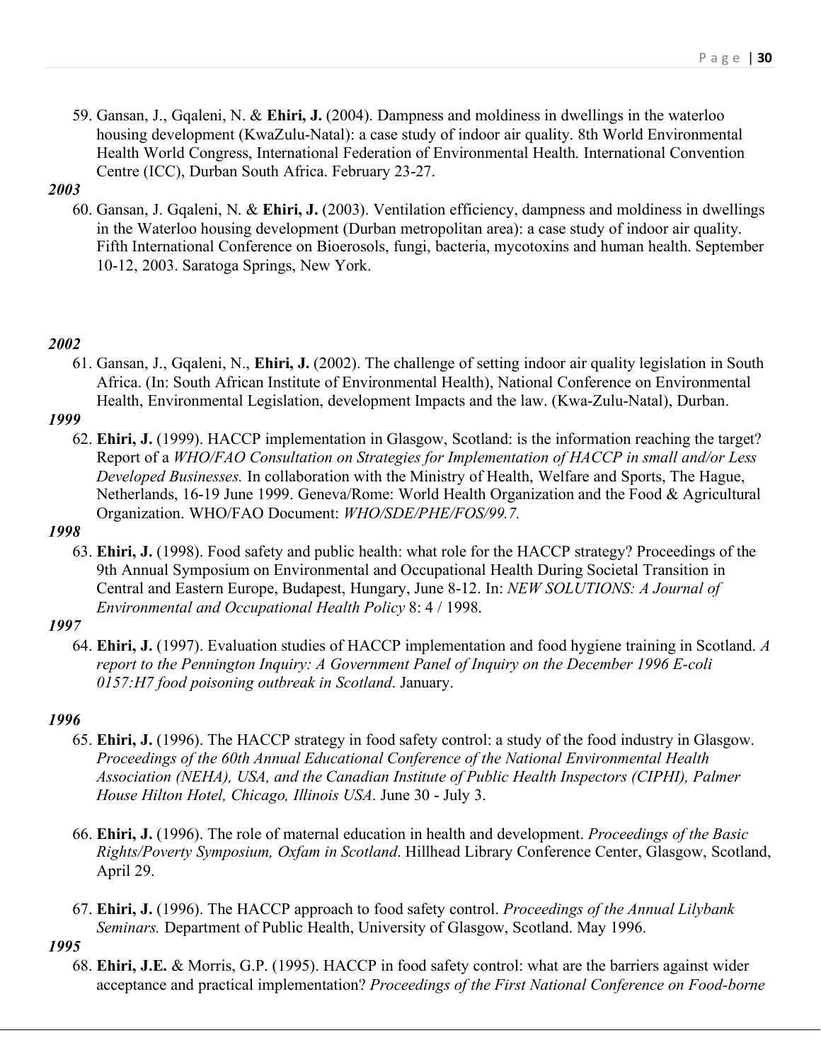59. Gansan, J., Gqaleni, N. & **Ehiri, J.** (2004). Dampness and moldiness in dwellings in the waterloo housing development (KwaZulu-Natal): a case study of indoor air quality. 8th World Environmental Health World Congress, International Federation of Environmental Health. International Convention Centre (ICC), Durban South Africa. February 23-27.

***2003***

60. Gansan, J. Gqaleni, N. & **Ehiri, J.** (2003). Ventilation efficiency, dampness and moldiness in dwellings in the Waterloo housing development (Durban metropolitan area): a case study of indoor air quality. Fifth International Conference on Bioerosols, fungi, bacteria, mycotoxins and human health. September 10-12, 2003. Saratoga Springs, New York.

***2002***

61. Gansan, J., Gqaleni, N., **Ehiri, J.** (2002). The challenge of setting indoor air quality legislation in South Africa. (In: South African Institute of Environmental Health), National Conference on Environmental Health, Environmental Legislation, development Impacts and the law. (Kwa-Zulu-Natal), Durban.

***1999***

62. **Ehiri, J.** (1999). HACCP implementation in Glasgow, Scotland: is the information reaching the target? Report of a *WHO/FAO Consultation on Strategies for Implementation of HACCP in small and/or Less Developed Businesses.* In collaboration with the Ministry of Health, Welfare and Sports, The Hague, Netherlands, 16-19 June 1999. Geneva/Rome: World Health Organization and the Food & Agricultural Organization. WHO/FAO Document: *WHO/SDE/PHE/FOS/99.7.*

***1998***

63. **Ehiri, J.** (1998). Food safety and public health: what role for the HACCP strategy? Proceedings of the 9th Annual Symposium on Environmental and Occupational Health During Societal Transition in Central and Eastern Europe, Budapest, Hungary, June 8-12. In: *NEW SOLUTIONS: A Journal of Environmental and Occupational Health Policy* 8: 4 / 1998.

***1997***

64. **Ehiri, J.** (1997). Evaluation studies of HACCP implementation and food hygiene training in Scotland. *A report to the Pennington Inquiry: A Government Panel of Inquiry on the December 1996 E-coli 0157:H7 food poisoning outbreak in Scotland*. January.

***1996***

65. **Ehiri, J.** (1996). The HACCP strategy in food safety control: a study of the food industry in Glasgow. *Proceedings of the 60th Annual Educational Conference of the National Environmental Health Association (NEHA), USA, and the Canadian Institute of Public Health Inspectors (CIPHI), Palmer House Hilton Hotel, Chicago, Illinois USA*. June 30 - July 3.

66. **Ehiri, J.** (1996). The role of maternal education in health and development. *Proceedings of the Basic Rights/Poverty Symposium, Oxfam in Scotland*. Hillhead Library Conference Center, Glasgow, Scotland, April 29.

67. **Ehiri, J.** (1996). The HACCP approach to food safety control. *Proceedings of the Annual Lilybank Seminars.* Department of Public Health, University of Glasgow, Scotland. May 1996.

***1995***

68. **Ehiri, J.E.** & Morris, G.P. (1995). HACCP in food safety control: what are the barriers against wider acceptance and practical implementation? *Proceedings of the First National Conference on Food-borne*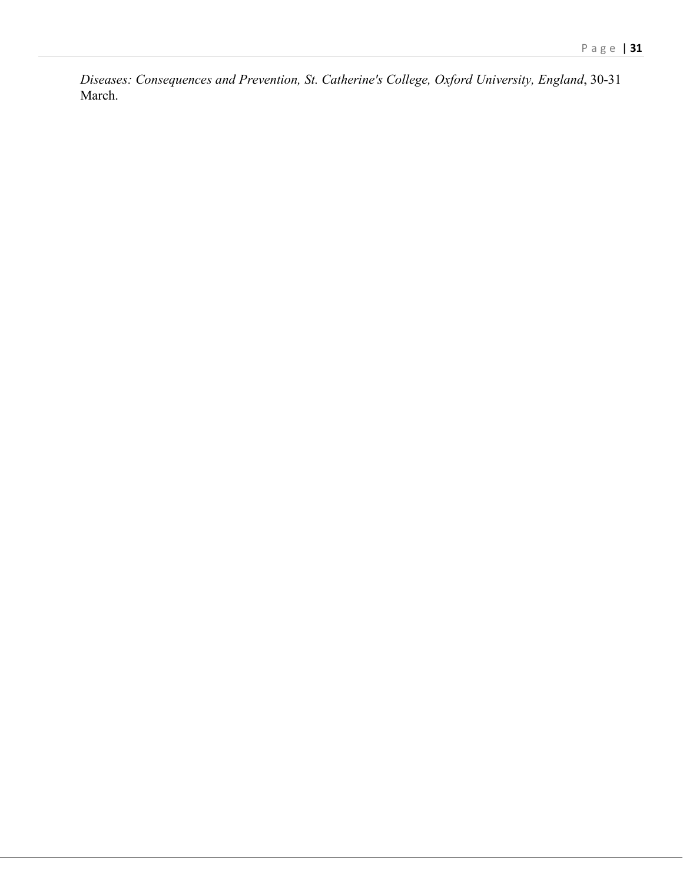*Diseases: Consequences and Prevention, St. Catherine's College, Oxford University, England*, 30-31 March.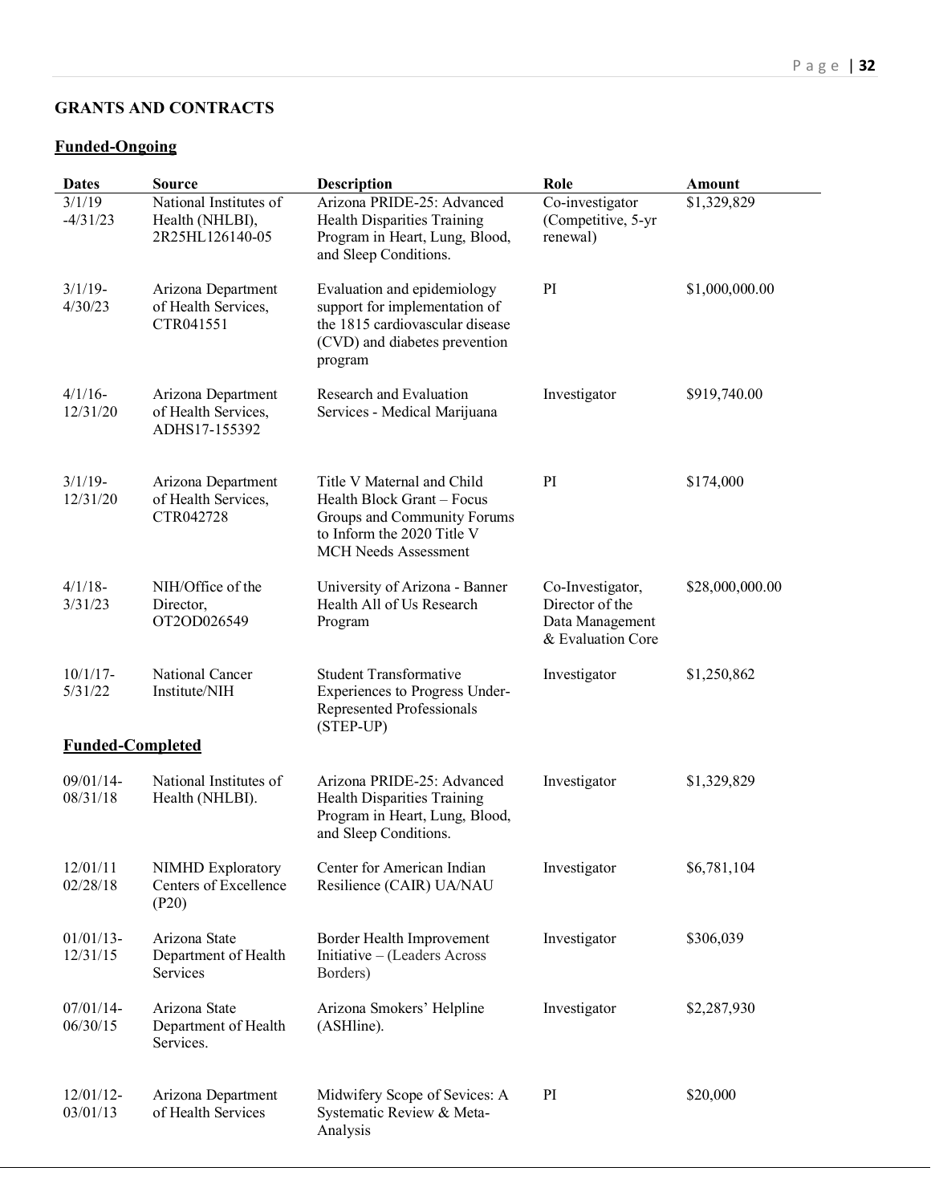## GRANTS AND CONTRACTS

### Funded-Ongoing

| Dates | Source | Description | Role | Amount |
|---|---|---|---|---|
| 3/1/19 -4/31/23 | National Institutes of Health (NHLBI), 2R25HL126140-05 | Arizona PRIDE-25: Advanced Health Disparities Training Program in Heart, Lung, Blood, and Sleep Conditions. | Co-investigator (Competitive, 5-yr renewal) | $1,329,829 |
| 3/1/19- 4/30/23 | Arizona Department of Health Services, CTR041551 | Evaluation and epidemiology support for implementation of the 1815 cardiovascular disease (CVD) and diabetes prevention program | PI | $1,000,000.00 |
| 4/1/16- 12/31/20 | Arizona Department of Health Services, ADHS17-155392 | Research and Evaluation Services - Medical Marijuana | Investigator | $919,740.00 |
| 3/1/19- 12/31/20 | Arizona Department of Health Services, CTR042728 | Title V Maternal and Child Health Block Grant – Focus Groups and Community Forums to Inform the 2020 Title V MCH Needs Assessment | PI | $174,000 |
| 4/1/18- 3/31/23 | NIH/Office of the Director, OT2OD026549 | University of Arizona - Banner Health All of Us Research Program | Co-Investigator, Director of the Data Management & Evaluation Core | $28,000,000.00 |
| 10/1/17- 5/31/22 | National Cancer Institute/NIH | Student Transformative Experiences to Progress Under-Represented Professionals (STEP-UP) | Investigator | $1,250,862 |

### Funded-Completed

| Dates | Source | Description | Role | Amount |
|---|---|---|---|---|
| 09/01/14- 08/31/18 | National Institutes of Health (NHLBI). | Arizona PRIDE-25: Advanced Health Disparities Training Program in Heart, Lung, Blood, and Sleep Conditions. | Investigator | $1,329,829 |
| 12/01/11 02/28/18 | NIMHD Exploratory Centers of Excellence (P20) | Center for American Indian Resilience (CAIR) UA/NAU | Investigator | $6,781,104 |
| 01/01/13- 12/31/15 | Arizona State Department of Health Services | Border Health Improvement Initiative – (Leaders Across Borders) | Investigator | $306,039 |
| 07/01/14- 06/30/15 | Arizona State Department of Health Services. | Arizona Smokers' Helpline (ASHline). | Investigator | $2,287,930 |
| 12/01/12- 03/01/13 | Arizona Department of Health Services | Midwifery Scope of Sevices: A Systematic Review & Meta-Analysis | PI | $20,000 |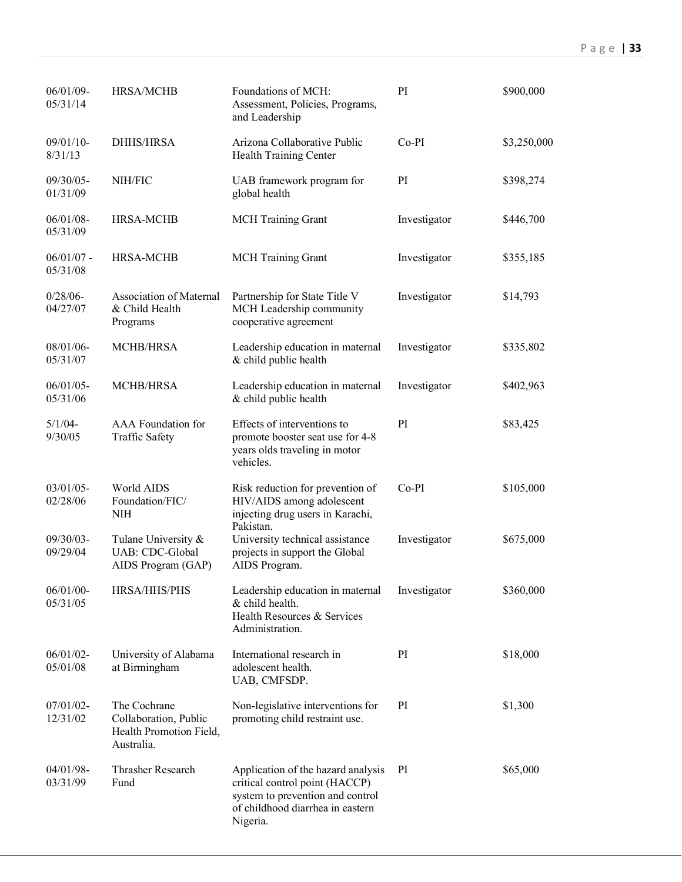| | | | | |
|---|---|---|---|---|
| 06/01/09-05/31/14 | HRSA/MCHB | Foundations of MCH: Assessment, Policies, Programs, and Leadership | PI | $900,000 |
| 09/01/10-8/31/13 | DHHS/HRSA | Arizona Collaborative Public Health Training Center | Co-PI | $3,250,000 |
| 09/30/05-01/31/09 | NIH/FIC | UAB framework program for global health | PI | $398,274 |
| 06/01/08-05/31/09 | HRSA-MCHB | MCH Training Grant | Investigator | $446,700 |
| 06/01/07 - 05/31/08 | HRSA-MCHB | MCH Training Grant | Investigator | $355,185 |
| 0/28/06-04/27/07 | Association of Maternal & Child Health Programs | Partnership for State Title V MCH Leadership community cooperative agreement | Investigator | $14,793 |
| 08/01/06-05/31/07 | MCHB/HRSA | Leadership education in maternal & child public health | Investigator | $335,802 |
| 06/01/05-05/31/06 | MCHB/HRSA | Leadership education in maternal & child public health | Investigator | $402,963 |
| 5/1/04-9/30/05 | AAA Foundation for Traffic Safety | Effects of interventions to promote booster seat use for 4-8 years olds traveling in motor vehicles. | PI | $83,425 |
| 03/01/05-02/28/06 | World AIDS Foundation/FIC/NIH | Risk reduction for prevention of HIV/AIDS among adolescent injecting drug users in Karachi, Pakistan. | Co-PI | $105,000 |
| 09/30/03-09/29/04 | Tulane University & UAB: CDC-Global AIDS Program (GAP) | University technical assistance projects in support the Global AIDS Program. | Investigator | $675,000 |
| 06/01/00-05/31/05 | HRSA/HHS/PHS | Leadership education in maternal & child health. Health Resources & Services Administration. | Investigator | $360,000 |
| 06/01/02-05/01/08 | University of Alabama at Birmingham | International research in adolescent health. UAB, CMFSDP. | PI | $18,000 |
| 07/01/02-12/31/02 | The Cochrane Collaboration, Public Health Promotion Field, Australia. | Non-legislative interventions for promoting child restraint use. | PI | $1,300 |
| 04/01/98-03/31/99 | Thrasher Research Fund | Application of the hazard analysis critical control point (HACCP) system to prevention and control of childhood diarrhea in eastern Nigeria. | PI | $65,000 |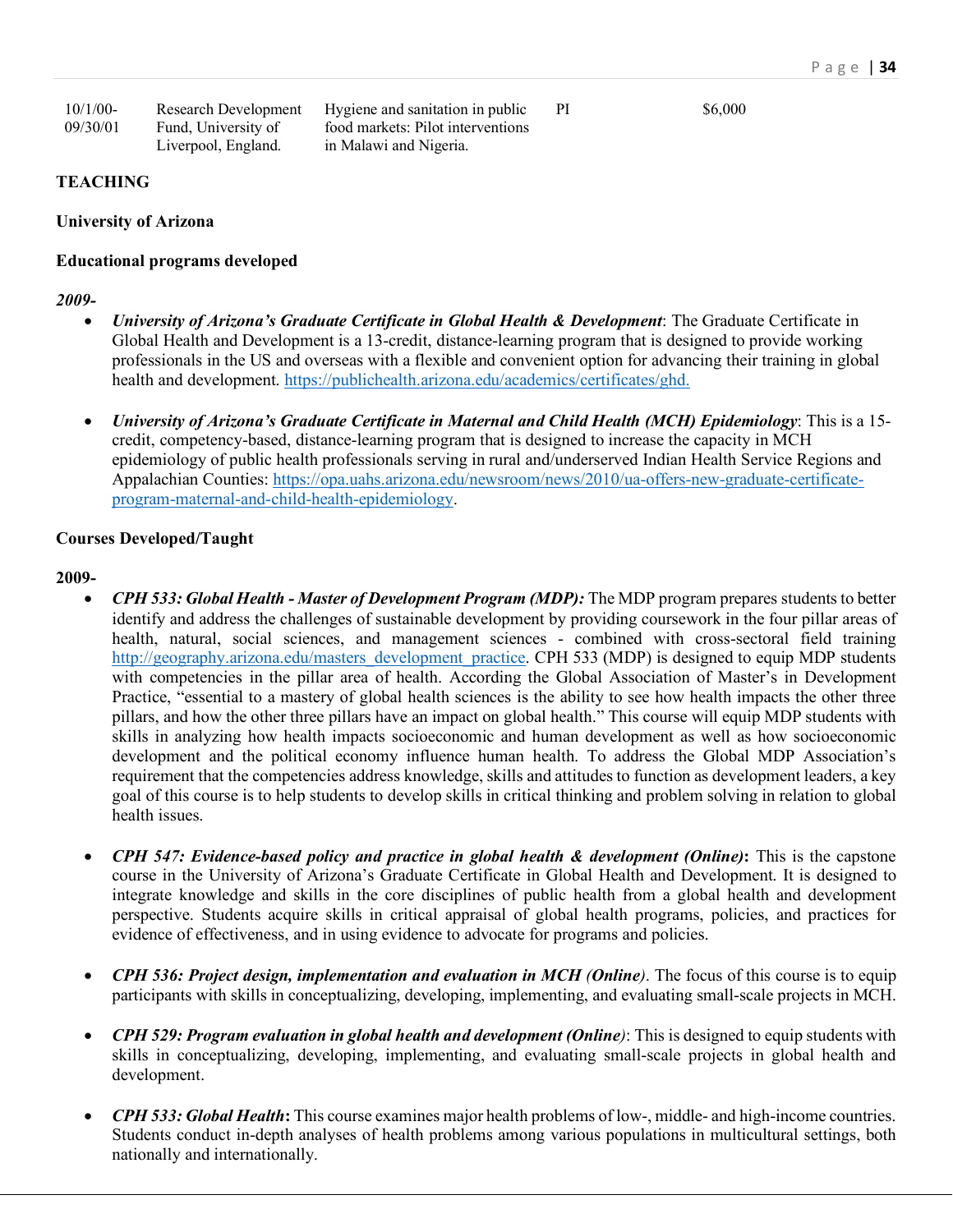| 10/1/00-09/30/01 | Research Development Fund, University of Liverpool, England. | Hygiene and sanitation in public food markets: Pilot interventions in Malawi and Nigeria. | PI | $6,000 |
|---|---|---|---|---|

**TEACHING**

**University of Arizona**

**Educational programs developed**

***2009-***

- ***University of Arizona's Graduate Certificate in Global Health & Development***: The Graduate Certificate in Global Health and Development is a 13-credit, distance-learning program that is designed to provide working professionals in the US and overseas with a flexible and convenient option for advancing their training in global health and development. https://publichealth.arizona.edu/academics/certificates/ghd.

- ***University of Arizona's Graduate Certificate in Maternal and Child Health (MCH) Epidemiology***: This is a 15-credit, competency-based, distance-learning program that is designed to increase the capacity in MCH epidemiology of public health professionals serving in rural and/underserved Indian Health Service Regions and Appalachian Counties: https://opa.uahs.arizona.edu/newsroom/news/2010/ua-offers-new-graduate-certificate-program-maternal-and-child-health-epidemiology.

**Courses Developed/Taught**

**2009-**

- ***CPH 533: Global Health - Master of Development Program (MDP):*** The MDP program prepares students to better identify and address the challenges of sustainable development by providing coursework in the four pillar areas of health, natural, social sciences, and management sciences - combined with cross-sectoral field training http://geography.arizona.edu/masters_development_practice. CPH 533 (MDP) is designed to equip MDP students with competencies in the pillar area of health. According the Global Association of Master's in Development Practice, "essential to a mastery of global health sciences is the ability to see how health impacts the other three pillars, and how the other three pillars have an impact on global health." This course will equip MDP students with skills in analyzing how health impacts socioeconomic and human development as well as how socioeconomic development and the political economy influence human health. To address the Global MDP Association's requirement that the competencies address knowledge, skills and attitudes to function as development leaders, a key goal of this course is to help students to develop skills in critical thinking and problem solving in relation to global health issues.

- ***CPH 547: Evidence-based policy and practice in global health & development (Online)*:** This is the capstone course in the University of Arizona's Graduate Certificate in Global Health and Development. It is designed to integrate knowledge and skills in the core disciplines of public health from a global health and development perspective. Students acquire skills in critical appraisal of global health programs, policies, and practices for evidence of effectiveness, and in using evidence to advocate for programs and policies.

- ***CPH 536: Project design, implementation and evaluation in MCH (Online)***. The focus of this course is to equip participants with skills in conceptualizing, developing, implementing, and evaluating small-scale projects in MCH.

- ***CPH 529: Program evaluation in global health and development (Online)***: This is designed to equip students with skills in conceptualizing, developing, implementing, and evaluating small-scale projects in global health and development.

- ***CPH 533: Global Health*:** This course examines major health problems of low-, middle- and high-income countries. Students conduct in-depth analyses of health problems among various populations in multicultural settings, both nationally and internationally.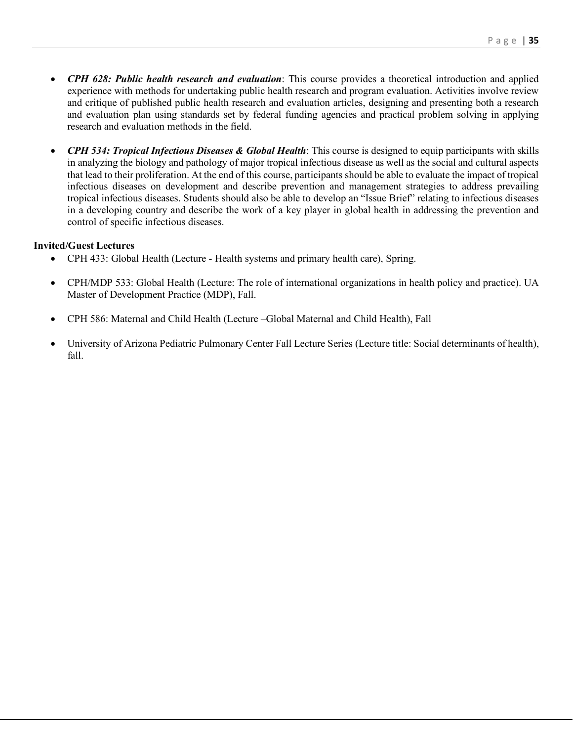- ***CPH 628: Public health research and evaluation***: This course provides a theoretical introduction and applied experience with methods for undertaking public health research and program evaluation. Activities involve review and critique of published public health research and evaluation articles, designing and presenting both a research and evaluation plan using standards set by federal funding agencies and practical problem solving in applying research and evaluation methods in the field.

- ***CPH 534: Tropical Infectious Diseases & Global Health***: This course is designed to equip participants with skills in analyzing the biology and pathology of major tropical infectious disease as well as the social and cultural aspects that lead to their proliferation. At the end of this course, participants should be able to evaluate the impact of tropical infectious diseases on development and describe prevention and management strategies to address prevailing tropical infectious diseases. Students should also be able to develop an "Issue Brief" relating to infectious diseases in a developing country and describe the work of a key player in global health in addressing the prevention and control of specific infectious diseases.

**Invited/Guest Lectures**

- CPH 433: Global Health (Lecture - Health systems and primary health care), Spring.

- CPH/MDP 533: Global Health (Lecture: The role of international organizations in health policy and practice). UA Master of Development Practice (MDP), Fall.

- CPH 586: Maternal and Child Health (Lecture –Global Maternal and Child Health), Fall

- University of Arizona Pediatric Pulmonary Center Fall Lecture Series (Lecture title: Social determinants of health), fall.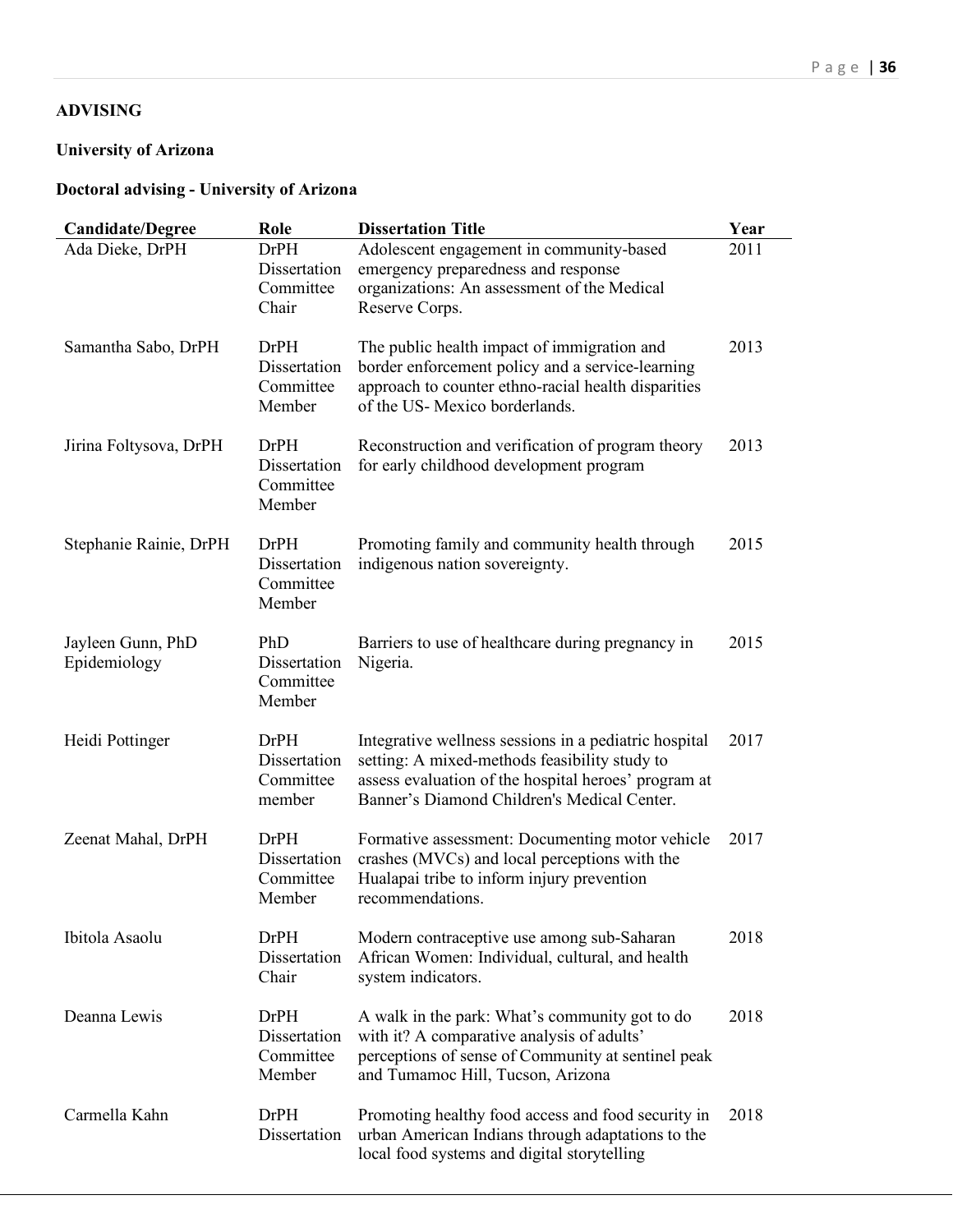**ADVISING**

**University of Arizona**

**Doctoral advising - University of Arizona**

| Candidate/Degree | Role | Dissertation Title | Year |
|---|---|---|---|
| Ada Dieke, DrPH | DrPH Dissertation Committee Chair | Adolescent engagement in community-based emergency preparedness and response organizations: An assessment of the Medical Reserve Corps. | 2011 |
| Samantha Sabo, DrPH | DrPH Dissertation Committee Member | The public health impact of immigration and border enforcement policy and a service-learning approach to counter ethno-racial health disparities of the US- Mexico borderlands. | 2013 |
| Jirina Foltysova, DrPH | DrPH Dissertation Committee Member | Reconstruction and verification of program theory for early childhood development program | 2013 |
| Stephanie Rainie, DrPH | DrPH Dissertation Committee Member | Promoting family and community health through indigenous nation sovereignty. | 2015 |
| Jayleen Gunn, PhD Epidemiology | PhD Dissertation Committee Member | Barriers to use of healthcare during pregnancy in Nigeria. | 2015 |
| Heidi Pottinger | DrPH Dissertation Committee member | Integrative wellness sessions in a pediatric hospital setting: A mixed-methods feasibility study to assess evaluation of the hospital heroes' program at Banner's Diamond Children's Medical Center. | 2017 |
| Zeenat Mahal, DrPH | DrPH Dissertation Committee Member | Formative assessment: Documenting motor vehicle crashes (MVCs) and local perceptions with the Hualapai tribe to inform injury prevention recommendations. | 2017 |
| Ibitola Asaolu | DrPH Dissertation Chair | Modern contraceptive use among sub-Saharan African Women: Individual, cultural, and health system indicators. | 2018 |
| Deanna Lewis | DrPH Dissertation Committee Member | A walk in the park: What's community got to do with it? A comparative analysis of adults' perceptions of sense of Community at sentinel peak and Tumamoc Hill, Tucson, Arizona | 2018 |
| Carmella Kahn | DrPH Dissertation | Promoting healthy food access and food security in urban American Indians through adaptations to the local food systems and digital storytelling | 2018 |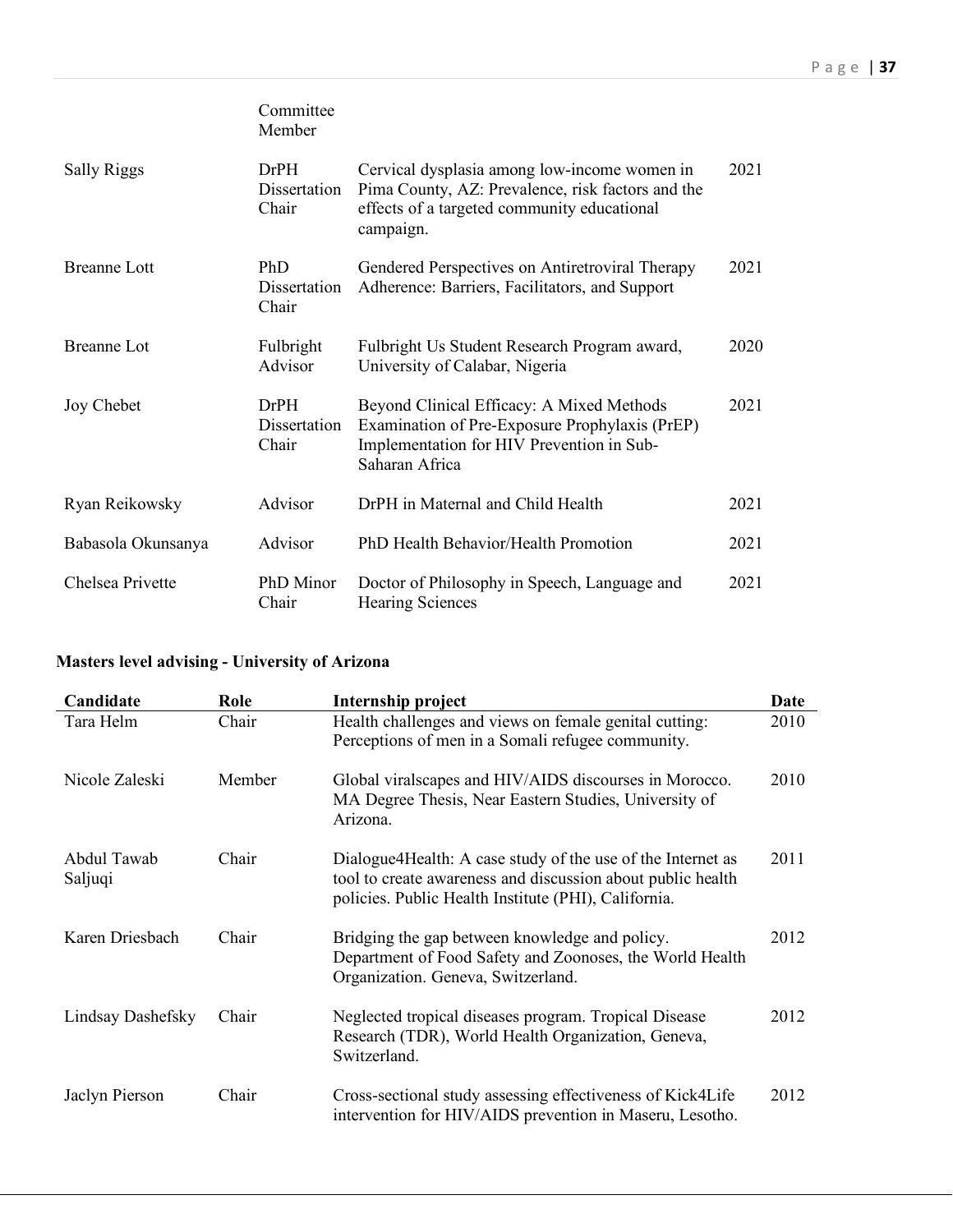| | Committee Member | | |
|---|---|---|---|
| Sally Riggs | DrPH Dissertation Chair | Cervical dysplasia among low-income women in Pima County, AZ: Prevalence, risk factors and the effects of a targeted community educational campaign. | 2021 |
| Breanne Lott | PhD Dissertation Chair | Gendered Perspectives on Antiretroviral Therapy Adherence: Barriers, Facilitators, and Support | 2021 |
| Breanne Lot | Fulbright Advisor | Fulbright Us Student Research Program award, University of Calabar, Nigeria | 2020 |
| Joy Chebet | DrPH Dissertation Chair | Beyond Clinical Efficacy: A Mixed Methods Examination of Pre-Exposure Prophylaxis (PrEP) Implementation for HIV Prevention in Sub-Saharan Africa | 2021 |
| Ryan Reikowsky | Advisor | DrPH in Maternal and Child Health | 2021 |
| Babasola Okunsanya | Advisor | PhD Health Behavior/Health Promotion | 2021 |
| Chelsea Privette | PhD Minor Chair | Doctor of Philosophy in Speech, Language and Hearing Sciences | 2021 |

**Masters level advising - University of Arizona**

| Candidate | Role | Internship project | Date |
|---|---|---|---|
| Tara Helm | Chair | Health challenges and views on female genital cutting: Perceptions of men in a Somali refugee community. | 2010 |
| Nicole Zaleski | Member | Global viralscapes and HIV/AIDS discourses in Morocco. MA Degree Thesis, Near Eastern Studies, University of Arizona. | 2010 |
| Abdul Tawab Saljuqi | Chair | Dialogue4Health: A case study of the use of the Internet as tool to create awareness and discussion about public health policies. Public Health Institute (PHI), California. | 2011 |
| Karen Driesbach | Chair | Bridging the gap between knowledge and policy. Department of Food Safety and Zoonoses, the World Health Organization. Geneva, Switzerland. | 2012 |
| Lindsay Dashefsky | Chair | Neglected tropical diseases program. Tropical Disease Research (TDR), World Health Organization, Geneva, Switzerland. | 2012 |
| Jaclyn Pierson | Chair | Cross-sectional study assessing effectiveness of Kick4Life intervention for HIV/AIDS prevention in Maseru, Lesotho. | 2012 |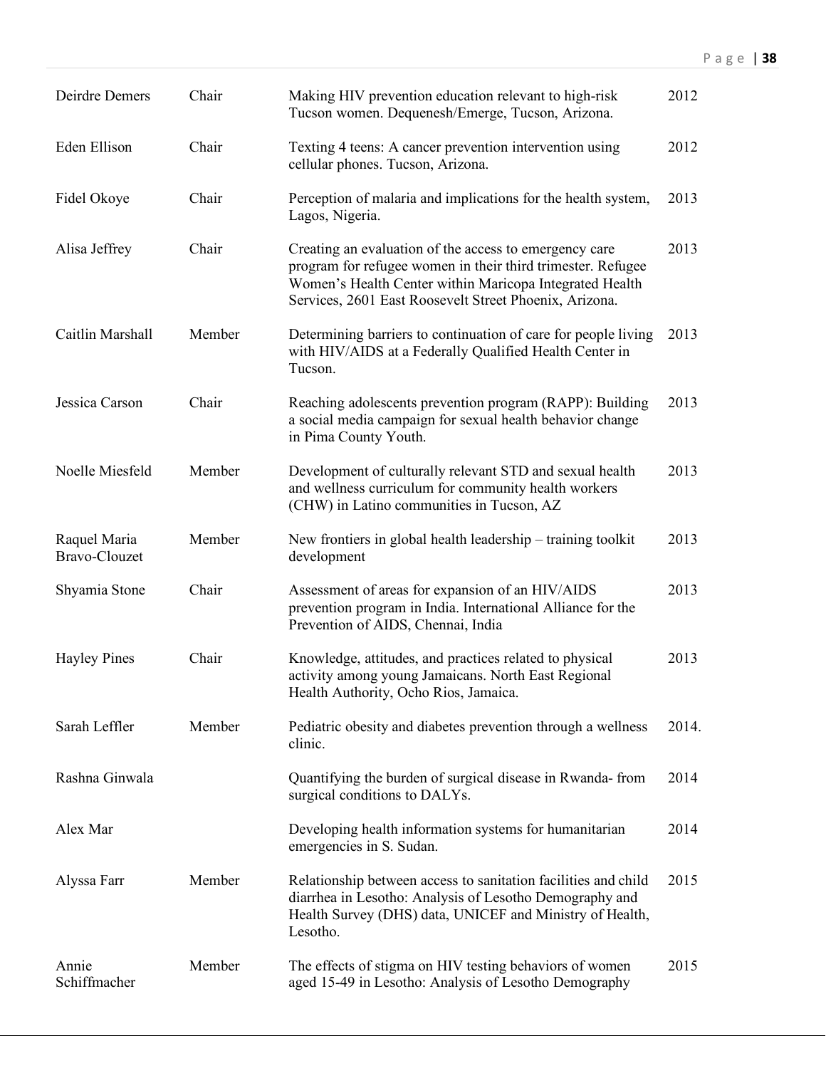| | | | |
|---|---|---|---|
| Deirdre Demers | Chair | Making HIV prevention education relevant to high-risk Tucson women. Dequenesh/Emerge, Tucson, Arizona. | 2012 |
| Eden Ellison | Chair | Texting 4 teens: A cancer prevention intervention using cellular phones. Tucson, Arizona. | 2012 |
| Fidel Okoye | Chair | Perception of malaria and implications for the health system, Lagos, Nigeria. | 2013 |
| Alisa Jeffrey | Chair | Creating an evaluation of the access to emergency care program for refugee women in their third trimester. Refugee Women's Health Center within Maricopa Integrated Health Services, 2601 East Roosevelt Street Phoenix, Arizona. | 2013 |
| Caitlin Marshall | Member | Determining barriers to continuation of care for people living with HIV/AIDS at a Federally Qualified Health Center in Tucson. | 2013 |
| Jessica Carson | Chair | Reaching adolescents prevention program (RAPP): Building a social media campaign for sexual health behavior change in Pima County Youth. | 2013 |
| Noelle Miesfeld | Member | Development of culturally relevant STD and sexual health and wellness curriculum for community health workers (CHW) in Latino communities in Tucson, AZ | 2013 |
| Raquel Maria Bravo-Clouzet | Member | New frontiers in global health leadership – training toolkit development | 2013 |
| Shyamia Stone | Chair | Assessment of areas for expansion of an HIV/AIDS prevention program in India. International Alliance for the Prevention of AIDS, Chennai, India | 2013 |
| Hayley Pines | Chair | Knowledge, attitudes, and practices related to physical activity among young Jamaicans. North East Regional Health Authority, Ocho Rios, Jamaica. | 2013 |
| Sarah Leffler | Member | Pediatric obesity and diabetes prevention through a wellness clinic. | 2014. |
| Rashna Ginwala | | Quantifying the burden of surgical disease in Rwanda- from surgical conditions to DALYs. | 2014 |
| Alex Mar | | Developing health information systems for humanitarian emergencies in S. Sudan. | 2014 |
| Alyssa Farr | Member | Relationship between access to sanitation facilities and child diarrhea in Lesotho: Analysis of Lesotho Demography and Health Survey (DHS) data, UNICEF and Ministry of Health, Lesotho. | 2015 |
| Annie Schiffmacher | Member | The effects of stigma on HIV testing behaviors of women aged 15-49 in Lesotho: Analysis of Lesotho Demography | 2015 |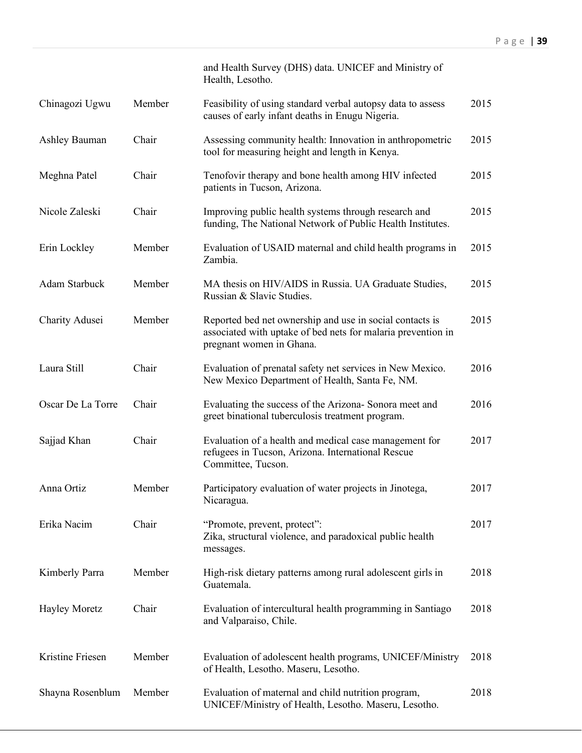| | | | |
|---|---|---|---|
| | | and Health Survey (DHS) data. UNICEF and Ministry of Health, Lesotho. | |
| Chinagozi Ugwu | Member | Feasibility of using standard verbal autopsy data to assess causes of early infant deaths in Enugu Nigeria. | 2015 |
| Ashley Bauman | Chair | Assessing community health: Innovation in anthropometric tool for measuring height and length in Kenya. | 2015 |
| Meghna Patel | Chair | Tenofovir therapy and bone health among HIV infected patients in Tucson, Arizona. | 2015 |
| Nicole Zaleski | Chair | Improving public health systems through research and funding, The National Network of Public Health Institutes. | 2015 |
| Erin Lockley | Member | Evaluation of USAID maternal and child health programs in Zambia. | 2015 |
| Adam Starbuck | Member | MA thesis on HIV/AIDS in Russia. UA Graduate Studies, Russian & Slavic Studies. | 2015 |
| Charity Adusei | Member | Reported bed net ownership and use in social contacts is associated with uptake of bed nets for malaria prevention in pregnant women in Ghana. | 2015 |
| Laura Still | Chair | Evaluation of prenatal safety net services in New Mexico. New Mexico Department of Health, Santa Fe, NM. | 2016 |
| Oscar De La Torre | Chair | Evaluating the success of the Arizona- Sonora meet and greet binational tuberculosis treatment program. | 2016 |
| Sajjad Khan | Chair | Evaluation of a health and medical case management for refugees in Tucson, Arizona. International Rescue Committee, Tucson. | 2017 |
| Anna Ortiz | Member | Participatory evaluation of water projects in Jinotega, Nicaragua. | 2017 |
| Erika Nacim | Chair | "Promote, prevent, protect": Zika, structural violence, and paradoxical public health messages. | 2017 |
| Kimberly Parra | Member | High-risk dietary patterns among rural adolescent girls in Guatemala. | 2018 |
| Hayley Moretz | Chair | Evaluation of intercultural health programming in Santiago and Valparaiso, Chile. | 2018 |
| Kristine Friesen | Member | Evaluation of adolescent health programs, UNICEF/Ministry of Health, Lesotho. Maseru, Lesotho. | 2018 |
| Shayna Rosenblum | Member | Evaluation of maternal and child nutrition program, UNICEF/Ministry of Health, Lesotho. Maseru, Lesotho. | 2018 |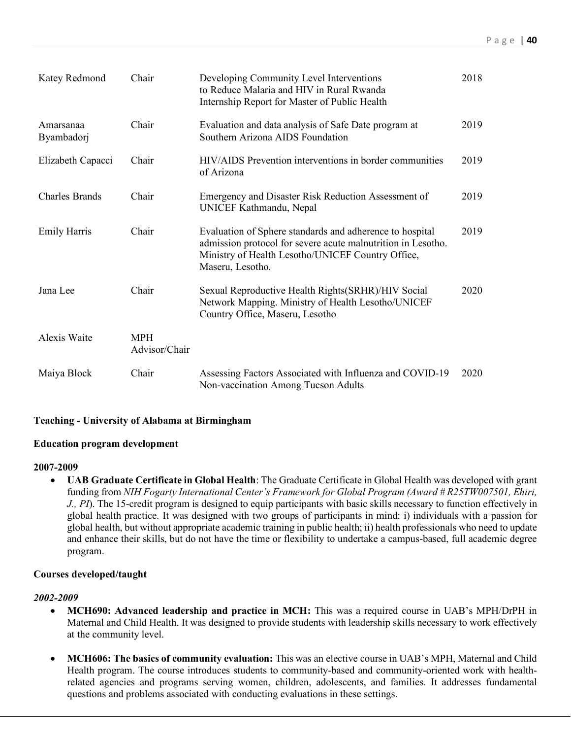| | | | |
|---|---|---|---|
| Katey Redmond | Chair | Developing Community Level Interventions to Reduce Malaria and HIV in Rural Rwanda Internship Report for Master of Public Health | 2018 |
| Amarsanaa Byambadorj | Chair | Evaluation and data analysis of Safe Date program at Southern Arizona AIDS Foundation | 2019 |
| Elizabeth Capacci | Chair | HIV/AIDS Prevention interventions in border communities of Arizona | 2019 |
| Charles Brands | Chair | Emergency and Disaster Risk Reduction Assessment of UNICEF Kathmandu, Nepal | 2019 |
| Emily Harris | Chair | Evaluation of Sphere standards and adherence to hospital admission protocol for severe acute malnutrition in Lesotho. Ministry of Health Lesotho/UNICEF Country Office, Maseru, Lesotho. | 2019 |
| Jana Lee | Chair | Sexual Reproductive Health Rights(SRHR)/HIV Social Network Mapping. Ministry of Health Lesotho/UNICEF Country Office, Maseru, Lesotho | 2020 |
| Alexis Waite | MPH Advisor/Chair | | |
| Maiya Block | Chair | Assessing Factors Associated with Influenza and COVID-19 Non-vaccination Among Tucson Adults | 2020 |

**Teaching - University of Alabama at Birmingham**

**Education program development**

**2007-2009**

- **UAB Graduate Certificate in Global Health**: The Graduate Certificate in Global Health was developed with grant funding from *NIH Fogarty International Center's Framework for Global Program (Award # R25TW007501, Ehiri, J., PI*). The 15-credit program is designed to equip participants with basic skills necessary to function effectively in global health practice. It was designed with two groups of participants in mind: i) individuals with a passion for global health, but without appropriate academic training in public health; ii) health professionals who need to update and enhance their skills, but do not have the time or flexibility to undertake a campus-based, full academic degree program.

**Courses developed/taught**

***2002-2009***

- **MCH690: Advanced leadership and practice in MCH:** This was a required course in UAB's MPH/DrPH in Maternal and Child Health. It was designed to provide students with leadership skills necessary to work effectively at the community level.

- **MCH606: The basics of community evaluation:** This was an elective course in UAB's MPH, Maternal and Child Health program. The course introduces students to community-based and community-oriented work with health-related agencies and programs serving women, children, adolescents, and families. It addresses fundamental questions and problems associated with conducting evaluations in these settings.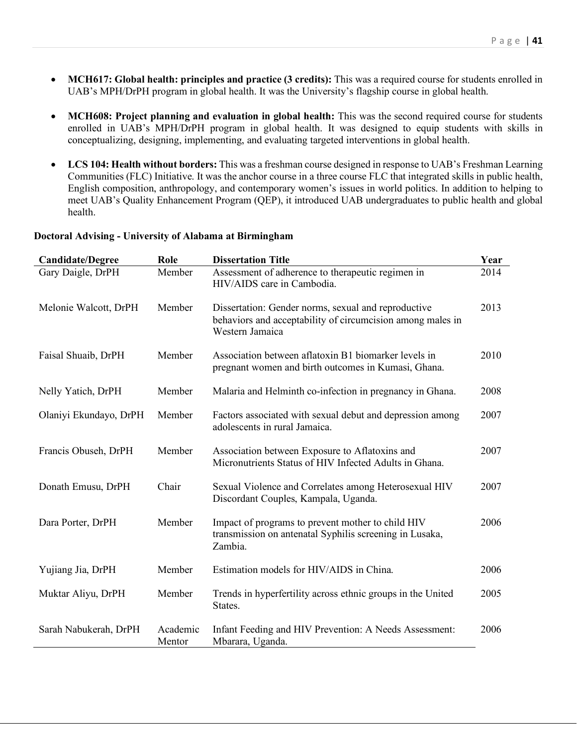- **MCH617: Global health: principles and practice (3 credits):** This was a required course for students enrolled in UAB's MPH/DrPH program in global health. It was the University's flagship course in global health.

- **MCH608: Project planning and evaluation in global health:** This was the second required course for students enrolled in UAB's MPH/DrPH program in global health. It was designed to equip students with skills in conceptualizing, designing, implementing, and evaluating targeted interventions in global health.

- **LCS 104: Health without borders:** This was a freshman course designed in response to UAB's Freshman Learning Communities (FLC) Initiative. It was the anchor course in a three course FLC that integrated skills in public health, English composition, anthropology, and contemporary women's issues in world politics. In addition to helping to meet UAB's Quality Enhancement Program (QEP), it introduced UAB undergraduates to public health and global health.

**Doctoral Advising - University of Alabama at Birmingham**

| Candidate/Degree | Role | Dissertation Title | Year |
|---|---|---|---|
| Gary Daigle, DrPH | Member | Assessment of adherence to therapeutic regimen in HIV/AIDS care in Cambodia. | 2014 |
| Melonie Walcott, DrPH | Member | Dissertation: Gender norms, sexual and reproductive behaviors and acceptability of circumcision among males in Western Jamaica | 2013 |
| Faisal Shuaib, DrPH | Member | Association between aflatoxin B1 biomarker levels in pregnant women and birth outcomes in Kumasi, Ghana. | 2010 |
| Nelly Yatich, DrPH | Member | Malaria and Helminth co-infection in pregnancy in Ghana. | 2008 |
| Olaniyi Ekundayo, DrPH | Member | Factors associated with sexual debut and depression among adolescents in rural Jamaica. | 2007 |
| Francis Obuseh, DrPH | Member | Association between Exposure to Aflatoxins and Micronutrients Status of HIV Infected Adults in Ghana. | 2007 |
| Donath Emusu, DrPH | Chair | Sexual Violence and Correlates among Heterosexual HIV Discordant Couples, Kampala, Uganda. | 2007 |
| Dara Porter, DrPH | Member | Impact of programs to prevent mother to child HIV transmission on antenatal Syphilis screening in Lusaka, Zambia. | 2006 |
| Yujiang Jia, DrPH | Member | Estimation models for HIV/AIDS in China. | 2006 |
| Muktar Aliyu, DrPH | Member | Trends in hyperfertility across ethnic groups in the United States. | 2005 |
| Sarah Nabukerah, DrPH | Academic Mentor | Infant Feeding and HIV Prevention: A Needs Assessment: Mbarara, Uganda. | 2006 |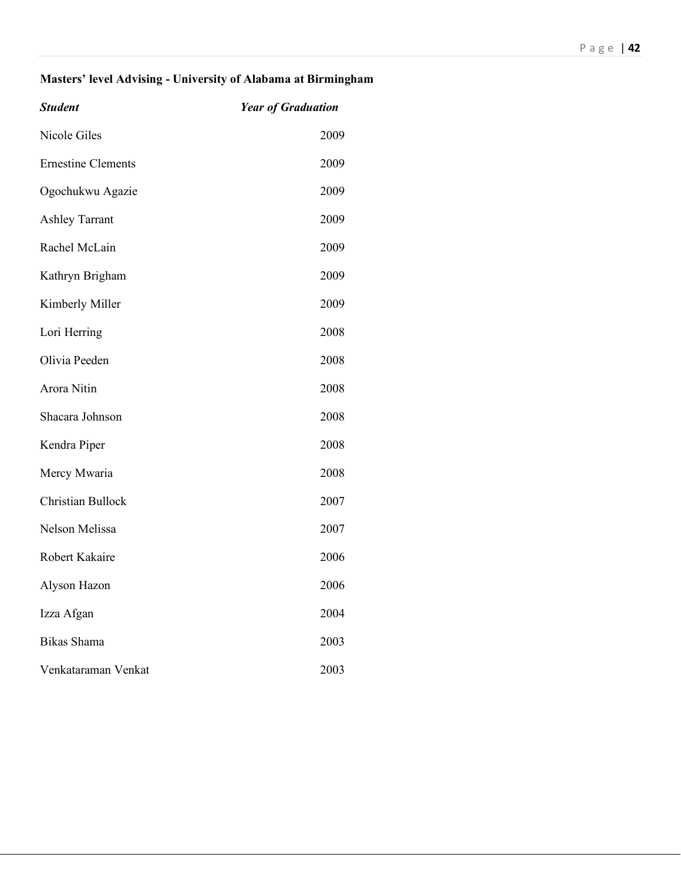**Masters' level Advising - University of Alabama at Birmingham**

| *Student* | *Year of Graduation* |
|---|---|
| Nicole Giles | 2009 |
| Ernestine Clements | 2009 |
| Ogochukwu Agazie | 2009 |
| Ashley Tarrant | 2009 |
| Rachel McLain | 2009 |
| Kathryn Brigham | 2009 |
| Kimberly Miller | 2009 |
| Lori Herring | 2008 |
| Olivia Peeden | 2008 |
| Arora Nitin | 2008 |
| Shacara Johnson | 2008 |
| Kendra Piper | 2008 |
| Mercy Mwaria | 2008 |
| Christian Bullock | 2007 |
| Nelson Melissa | 2007 |
| Robert Kakaire | 2006 |
| Alyson Hazon | 2006 |
| Izza Afgan | 2004 |
| Bikas Shama | 2003 |
| Venkataraman Venkat | 2003 |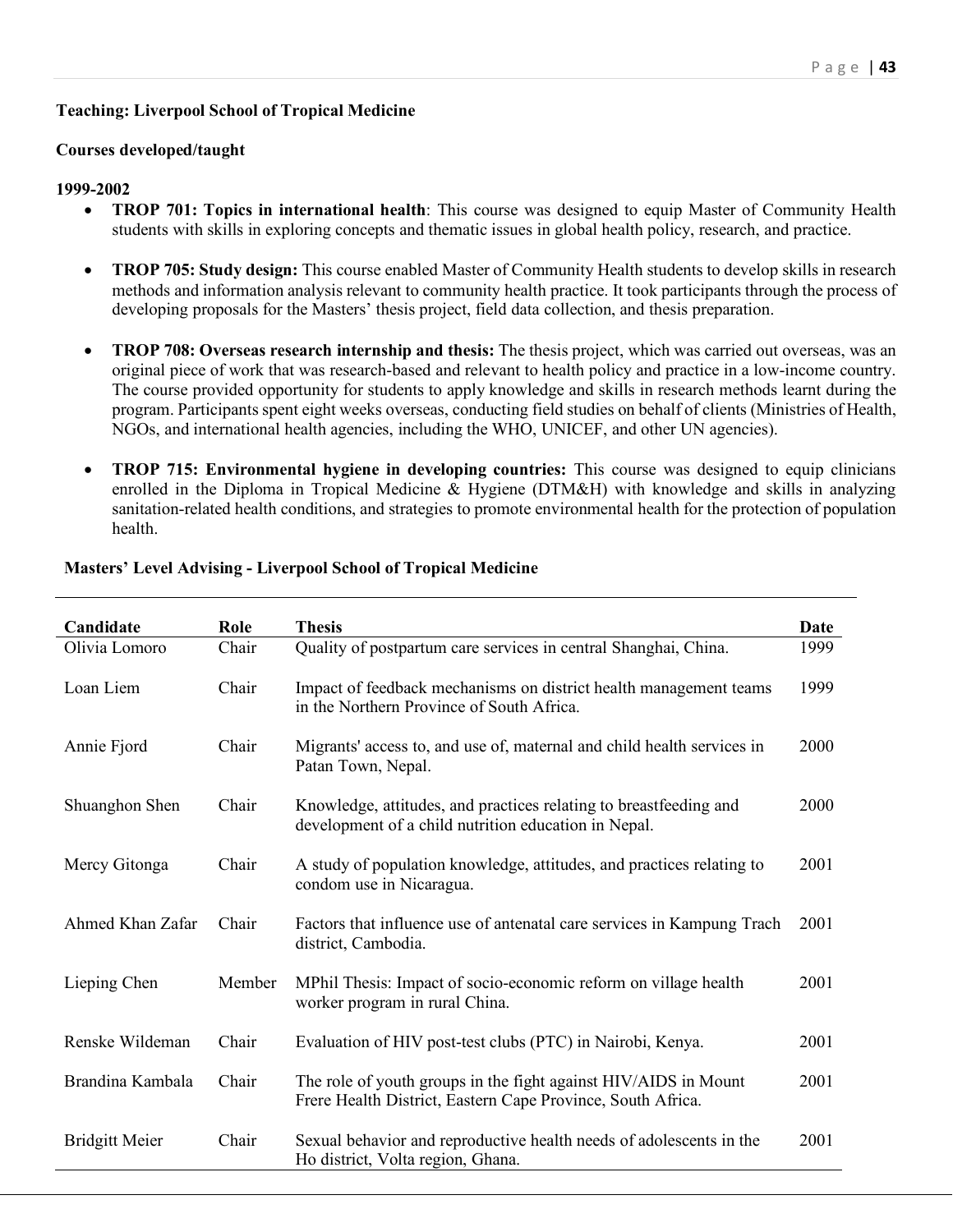**Teaching: Liverpool School of Tropical Medicine**

**Courses developed/taught**

**1999-2002**

- **TROP 701: Topics in international health**: This course was designed to equip Master of Community Health students with skills in exploring concepts and thematic issues in global health policy, research, and practice.

- **TROP 705: Study design:** This course enabled Master of Community Health students to develop skills in research methods and information analysis relevant to community health practice. It took participants through the process of developing proposals for the Masters' thesis project, field data collection, and thesis preparation.

- **TROP 708: Overseas research internship and thesis:** The thesis project, which was carried out overseas, was an original piece of work that was research-based and relevant to health policy and practice in a low-income country. The course provided opportunity for students to apply knowledge and skills in research methods learnt during the program. Participants spent eight weeks overseas, conducting field studies on behalf of clients (Ministries of Health, NGOs, and international health agencies, including the WHO, UNICEF, and other UN agencies).

- **TROP 715: Environmental hygiene in developing countries:** This course was designed to equip clinicians enrolled in the Diploma in Tropical Medicine & Hygiene (DTM&H) with knowledge and skills in analyzing sanitation-related health conditions, and strategies to promote environmental health for the protection of population health.

**Masters' Level Advising - Liverpool School of Tropical Medicine**

| Candidate | Role | Thesis | Date |
|---|---|---|---|
| Olivia Lomoro | Chair | Quality of postpartum care services in central Shanghai, China. | 1999 |
| Loan Liem | Chair | Impact of feedback mechanisms on district health management teams in the Northern Province of South Africa. | 1999 |
| Annie Fjord | Chair | Migrants' access to, and use of, maternal and child health services in Patan Town, Nepal. | 2000 |
| Shuanghon Shen | Chair | Knowledge, attitudes, and practices relating to breastfeeding and development of a child nutrition education in Nepal. | 2000 |
| Mercy Gitonga | Chair | A study of population knowledge, attitudes, and practices relating to condom use in Nicaragua. | 2001 |
| Ahmed Khan Zafar | Chair | Factors that influence use of antenatal care services in Kampung Trach district, Cambodia. | 2001 |
| Lieping Chen | Member | MPhil Thesis: Impact of socio-economic reform on village health worker program in rural China. | 2001 |
| Renske Wildeman | Chair | Evaluation of HIV post-test clubs (PTC) in Nairobi, Kenya. | 2001 |
| Brandina Kambala | Chair | The role of youth groups in the fight against HIV/AIDS in Mount Frere Health District, Eastern Cape Province, South Africa. | 2001 |
| Bridgitt Meier | Chair | Sexual behavior and reproductive health needs of adolescents in the Ho district, Volta region, Ghana. | 2001 |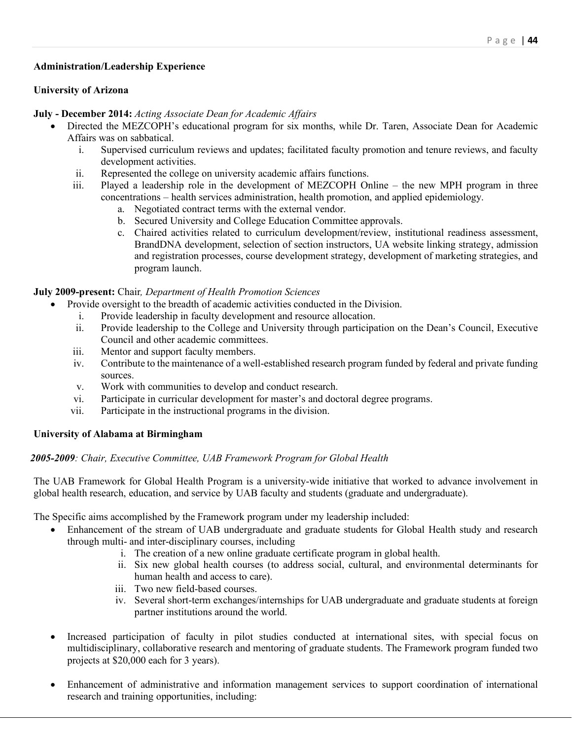**Administration/Leadership Experience**

**University of Arizona**

**July - December 2014:** *Acting Associate Dean for Academic Affairs*

- Directed the MEZCOPH's educational program for six months, while Dr. Taren, Associate Dean for Academic Affairs was on sabbatical.
    - i. Supervised curriculum reviews and updates; facilitated faculty promotion and tenure reviews, and faculty development activities.
    - ii. Represented the college on university academic affairs functions.
    - iii. Played a leadership role in the development of MEZCOPH Online – the new MPH program in three concentrations – health services administration, health promotion, and applied epidemiology.
        - a. Negotiated contract terms with the external vendor.
        - b. Secured University and College Education Committee approvals.
        - c. Chaired activities related to curriculum development/review, institutional readiness assessment, BrandDNA development, selection of section instructors, UA website linking strategy, admission and registration processes, course development strategy, development of marketing strategies, and program launch.

**July 2009-present:** Chair*, Department of Health Promotion Sciences*

- Provide oversight to the breadth of academic activities conducted in the Division.
    - i. Provide leadership in faculty development and resource allocation.
    - ii. Provide leadership to the College and University through participation on the Dean's Council, Executive Council and other academic committees.
    - iii. Mentor and support faculty members.
    - iv. Contribute to the maintenance of a well-established research program funded by federal and private funding sources.
    - v. Work with communities to develop and conduct research.
    - vi. Participate in curricular development for master's and doctoral degree programs.
    - vii. Participate in the instructional programs in the division.

**University of Alabama at Birmingham**

***2005-2009****: Chair, Executive Committee, UAB Framework Program for Global Health*

The UAB Framework for Global Health Program is a university-wide initiative that worked to advance involvement in global health research, education, and service by UAB faculty and students (graduate and undergraduate).

The Specific aims accomplished by the Framework program under my leadership included:

- Enhancement of the stream of UAB undergraduate and graduate students for Global Health study and research through multi- and inter-disciplinary courses, including
    - i. The creation of a new online graduate certificate program in global health.
    - ii. Six new global health courses (to address social, cultural, and environmental determinants for human health and access to care).
    - iii. Two new field-based courses.
    - iv. Several short-term exchanges/internships for UAB undergraduate and graduate students at foreign partner institutions around the world.

- Increased participation of faculty in pilot studies conducted at international sites, with special focus on multidisciplinary, collaborative research and mentoring of graduate students. The Framework program funded two projects at $20,000 each for 3 years).

- Enhancement of administrative and information management services to support coordination of international research and training opportunities, including: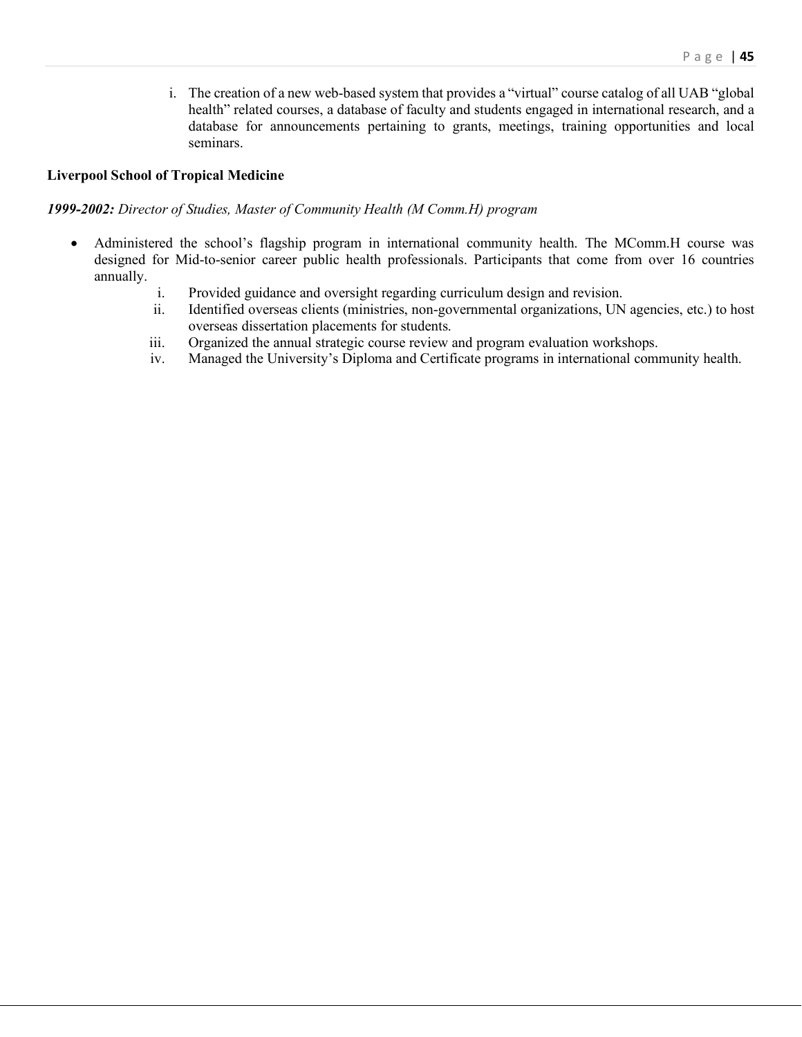i. The creation of a new web-based system that provides a "virtual" course catalog of all UAB "global health" related courses, a database of faculty and students engaged in international research, and a database for announcements pertaining to grants, meetings, training opportunities and local seminars.

**Liverpool School of Tropical Medicine**

***1999-2002:*** *Director of Studies, Master of Community Health (M Comm.H) program*

- Administered the school's flagship program in international community health. The MComm.H course was designed for Mid-to-senior career public health professionals. Participants that come from over 16 countries annually.
    i. Provided guidance and oversight regarding curriculum design and revision.
    ii. Identified overseas clients (ministries, non-governmental organizations, UN agencies, etc.) to host overseas dissertation placements for students.
    iii. Organized the annual strategic course review and program evaluation workshops.
    iv. Managed the University's Diploma and Certificate programs in international community health.